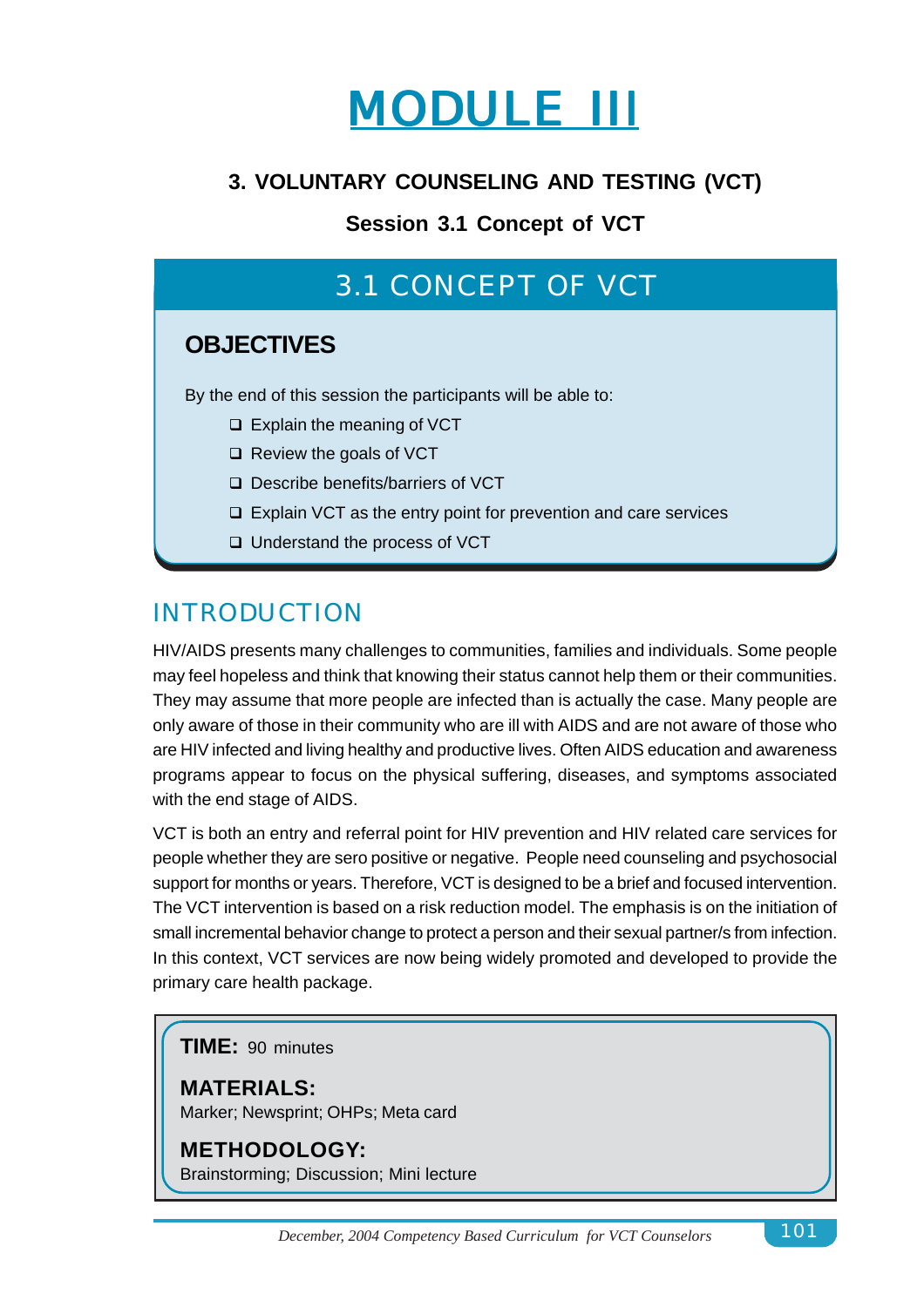# MODULE III

## 3. VOLUNTARY COUNSELING AND TESTING (VCT)

### Session 3.1 Concept of VCT

## 3.1 CONCEPT OF VCT

### OBJECTIVES

By the end of this session the participants will be able to:

- Explain the meaning of VCT
- Review the goals of VCT
- Describe benefits/barriers of VCT
- Explain VCT as the entry point for prevention and care services
- Understand the process of VCT

## INTRODUCTION

HIV/AIDS presents many challenges to communities, families and individuals. Some people may feel hopeless and think that knowing their status cannot help them or their communities. They may assume that more people are infected than is actually the case. Many people are only aware of those in their community who are ill with AIDS and are not aware of those who are HIV infected and living healthy and productive lives. Often AIDS education and awareness programs appear to focus on the physical suffering, diseases, and symptoms associated with the end stage of AIDS.

VCT is both an entry and referral point for HIV prevention and HIV related care services for people whether they are sero positive or negative. People need counseling and psychosocial support for months or years. Therefore, VCT is designed to be a brief and focused intervention. The VCT intervention is based on a risk reduction model. The emphasis is on the initiation of small incremental behavior change to protect a person and their sexual partner/s from infection. In this context, VCT services are now being widely promoted and developed to provide the primary care health package.

**TIME:** 90 minutes

**MATERIALS:**
Marker; Newsprint; OHPs; Meta card

**METHODOLOGY:**
Brainstorming; Discussion; Mini lecture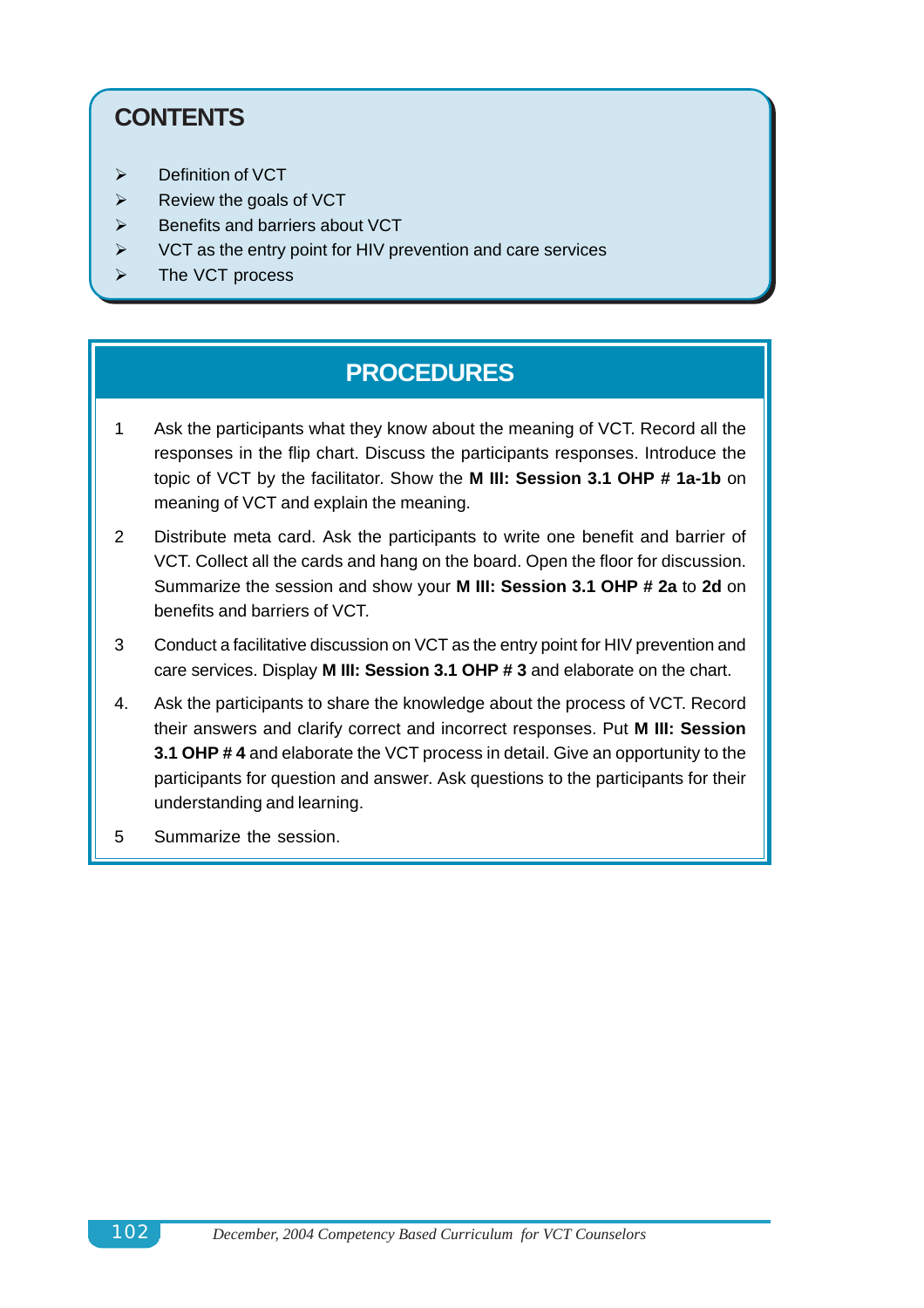## CONTENTS

- Definition of VCT
- Review the goals of VCT
- Benefits and barriers about VCT
- VCT as the entry point for HIV prevention and care services
- The VCT process

## PROCEDURES

1. Ask the participants what they know about the meaning of VCT. Record all the responses in the flip chart. Discuss the participants responses. Introduce the topic of VCT by the facilitator. Show the **M III: Session 3.1 OHP # 1a-1b** on meaning of VCT and explain the meaning.
2. Distribute meta card. Ask the participants to write one benefit and barrier of VCT. Collect all the cards and hang on the board. Open the floor for discussion. Summarize the session and show your **M III: Session 3.1 OHP # 2a** to **2d** on benefits and barriers of VCT.
3. Conduct a facilitative discussion on VCT as the entry point for HIV prevention and care services. Display **M III: Session 3.1 OHP # 3** and elaborate on the chart.
4. Ask the participants to share the knowledge about the process of VCT. Record their answers and clarify correct and incorrect responses. Put **M III: Session 3.1 OHP # 4** and elaborate the VCT process in detail. Give an opportunity to the participants for question and answer. Ask questions to the participants for their understanding and learning.
5. Summarize the session.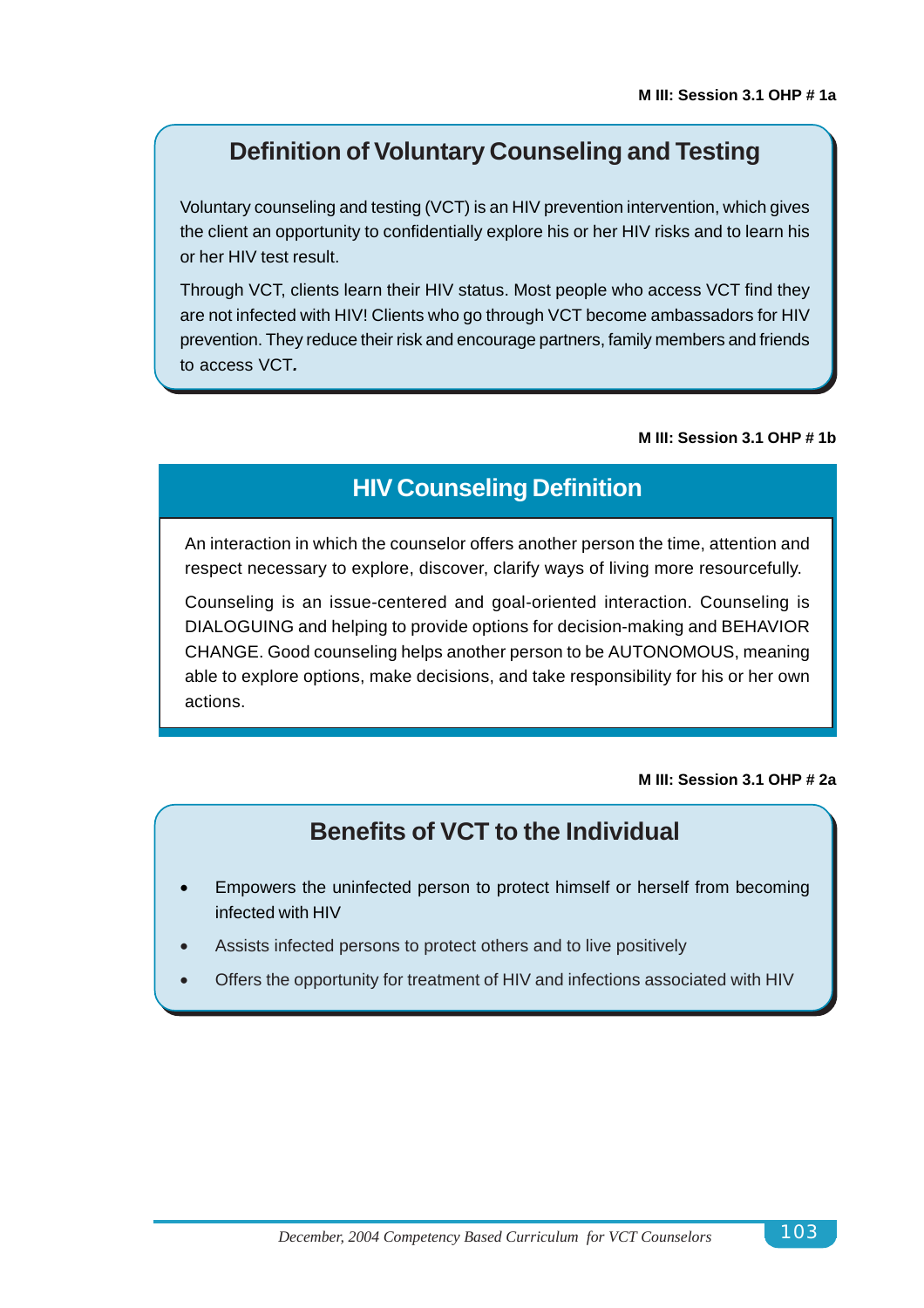M III: Session 3.1 OHP # 1a

## Definition of Voluntary Counseling and Testing

Voluntary counseling and testing (VCT) is an HIV prevention intervention, which gives the client an opportunity to confidentially explore his or her HIV risks and to learn his or her HIV test result.

Through VCT, clients learn their HIV status. Most people who access VCT find they are not infected with HIV! Clients who go through VCT become ambassadors for HIV prevention. They reduce their risk and encourage partners, family members and friends to access VCT.

M III: Session 3.1 OHP # 1b

## HIV Counseling Definition

An interaction in which the counselor offers another person the time, attention and respect necessary to explore, discover, clarify ways of living more resourcefully.

Counseling is an issue-centered and goal-oriented interaction. Counseling is DIALOGUING and helping to provide options for decision-making and BEHAVIOR CHANGE. Good counseling helps another person to be AUTONOMOUS, meaning able to explore options, make decisions, and take responsibility for his or her own actions.

M III: Session 3.1 OHP # 2a

## Benefits of VCT to the Individual

- Empowers the uninfected person to protect himself or herself from becoming infected with HIV
- Assists infected persons to protect others and to live positively
- Offers the opportunity for treatment of HIV and infections associated with HIV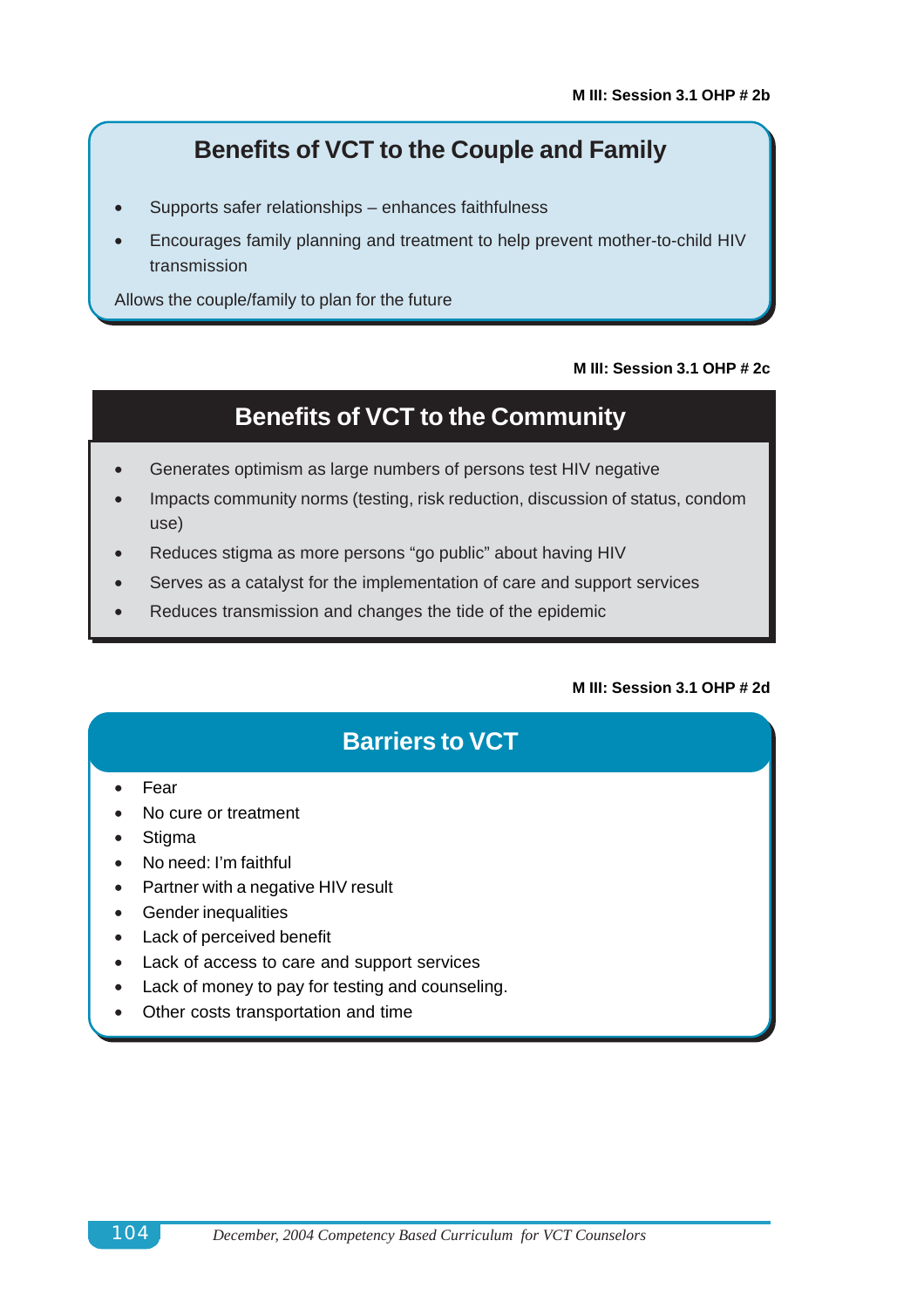M III: Session 3.1 OHP # 2b

## Benefits of VCT to the Couple and Family

- Supports safer relationships – enhances faithfulness
- Encourages family planning and treatment to help prevent mother-to-child HIV transmission

Allows the couple/family to plan for the future

M III: Session 3.1 OHP # 2c

## Benefits of VCT to the Community

- Generates optimism as large numbers of persons test HIV negative
- Impacts community norms (testing, risk reduction, discussion of status, condom use)
- Reduces stigma as more persons "go public" about having HIV
- Serves as a catalyst for the implementation of care and support services
- Reduces transmission and changes the tide of the epidemic

M III: Session 3.1 OHP # 2d

## Barriers to VCT

- Fear
- No cure or treatment
- Stigma
- No need: I'm faithful
- Partner with a negative HIV result
- Gender inequalities
- Lack of perceived benefit
- Lack of access to care and support services
- Lack of money to pay for testing and counseling.
- Other costs transportation and time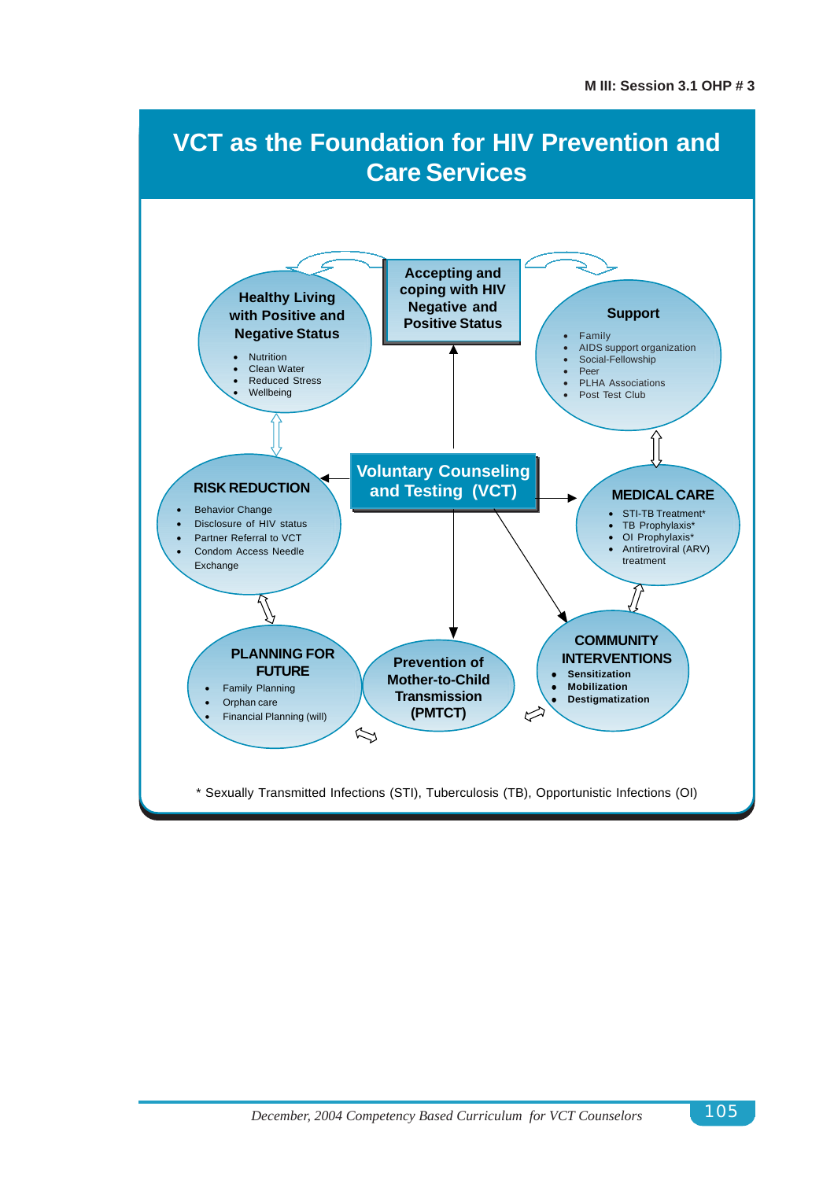M III: Session 3.1 OHP # 3

# VCT as the Foundation for HIV Prevention and Care Services

**Voluntary Counseling and Testing (VCT)**

**Accepting and coping with HIV Negative and Positive Status**

**Healthy Living with Positive and Negative Status**

- Nutrition
- Clean Water
- Reduced Stress
- Wellbeing

**Support**

- Family
- AIDS support organization
- Social-Fellowship
- Peer
- PLHA Associations
- Post Test Club

**RISK REDUCTION**

- Behavior Change
- Disclosure of HIV status
- Partner Referral to VCT
- Condom Access Needle Exchange

**MEDICAL CARE**

- STI-TB Treatment*
- TB Prophylaxis*
- OI Prophylaxis*
- Antiretroviral (ARV) treatment

**PLANNING FOR FUTURE**

- Family Planning
- Orphan care
- Financial Planning (will)

**Prevention of Mother-to-Child Transmission (PMTCT)**

**COMMUNITY INTERVENTIONS**

- **Sensitization**
- **Mobilization**
- **Destigmatization**

* Sexually Transmitted Infections (STI), Tuberculosis (TB), Opportunistic Infections (OI)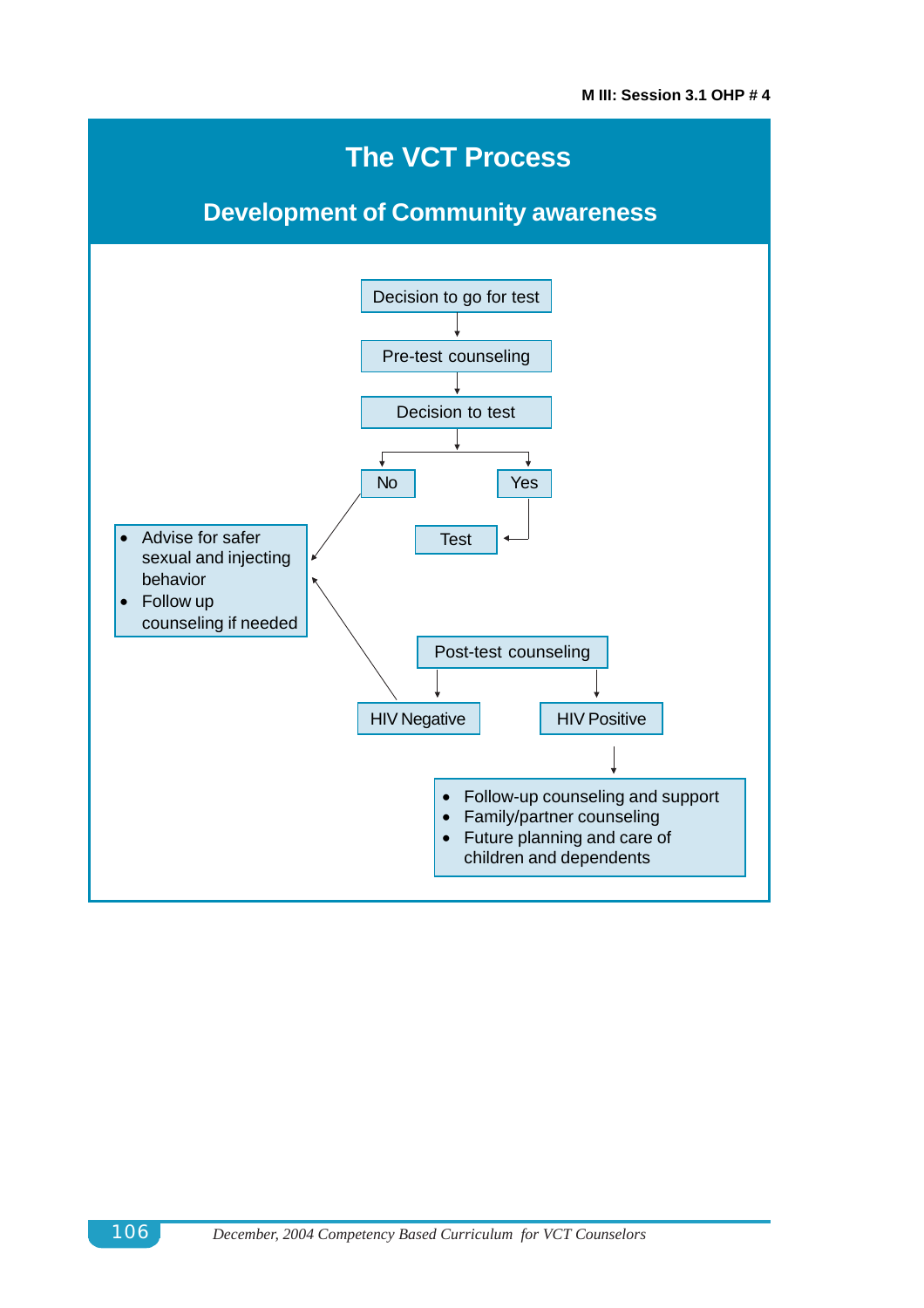# The VCT Process

## Development of Community awareness

Decision to go for test

↓

Pre-test counseling

↓

Decision to test

↓

- **No** →
  - Advise for safer sexual and injecting behavior
  - Follow up counseling if needed
- **Yes** → Test

Post-test counseling

- **HIV Negative** →
  - Advise for safer sexual and injecting behavior
  - Follow up counseling if needed
- **HIV Positive** →
  - Follow-up counseling and support
  - Family/partner counseling
  - Future planning and care of children and dependents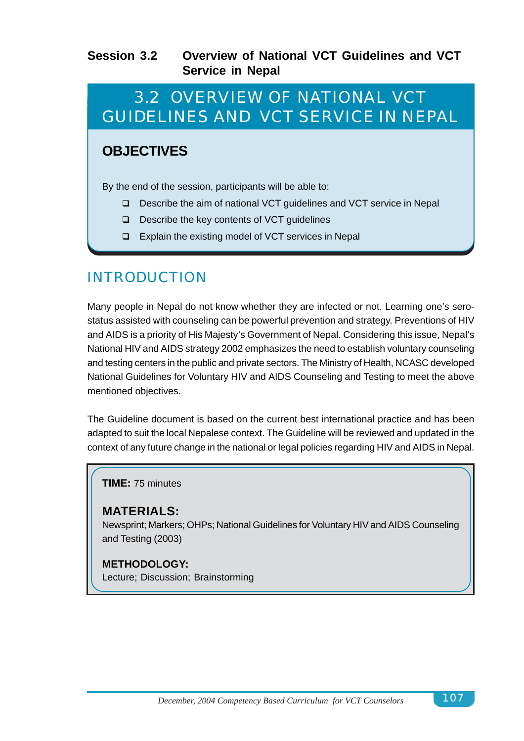**Session 3.2 Overview of National VCT Guidelines and VCT Service in Nepal**

# 3.2 OVERVIEW OF NATIONAL VCT GUIDELINES AND VCT SERVICE IN NEPAL

## OBJECTIVES

By the end of the session, participants will be able to:

- Describe the aim of national VCT guidelines and VCT service in Nepal
- Describe the key contents of VCT guidelines
- Explain the existing model of VCT services in Nepal

## INTRODUCTION

Many people in Nepal do not know whether they are infected or not. Learning one's sero-status assisted with counseling can be powerful prevention and strategy. Preventions of HIV and AIDS is a priority of His Majesty's Government of Nepal. Considering this issue, Nepal's National HIV and AIDS strategy 2002 emphasizes the need to establish voluntary counseling and testing centers in the public and private sectors. The Ministry of Health, NCASC developed National Guidelines for Voluntary HIV and AIDS Counseling and Testing to meet the above mentioned objectives.

The Guideline document is based on the current best international practice and has been adapted to suit the local Nepalese context. The Guideline will be reviewed and updated in the context of any future change in the national or legal policies regarding HIV and AIDS in Nepal.

**TIME:** 75 minutes

**MATERIALS:**
Newsprint; Markers; OHPs; National Guidelines for Voluntary HIV and AIDS Counseling and Testing (2003)

**METHODOLOGY:**
Lecture; Discussion; Brainstorming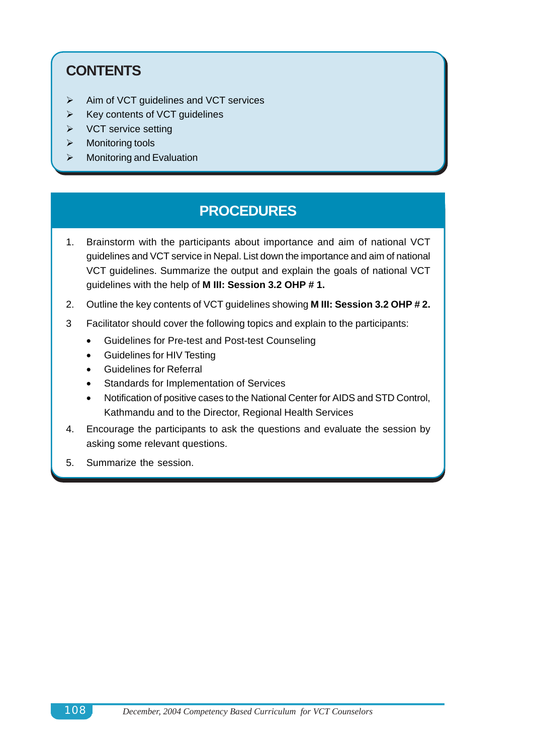## CONTENTS

- Aim of VCT guidelines and VCT services
- Key contents of VCT guidelines
- VCT service setting
- Monitoring tools
- Monitoring and Evaluation

## PROCEDURES

1. Brainstorm with the participants about importance and aim of national VCT guidelines and VCT service in Nepal. List down the importance and aim of national VCT guidelines. Summarize the output and explain the goals of national VCT guidelines with the help of **M III: Session 3.2 OHP # 1.**

2. Outline the key contents of VCT guidelines showing **M III: Session 3.2 OHP # 2.**

3 Facilitator should cover the following topics and explain to the participants:
   - Guidelines for Pre-test and Post-test Counseling
   - Guidelines for HIV Testing
   - Guidelines for Referral
   - Standards for Implementation of Services
   - Notification of positive cases to the National Center for AIDS and STD Control, Kathmandu and to the Director, Regional Health Services

4. Encourage the participants to ask the questions and evaluate the session by asking some relevant questions.

5. Summarize the session.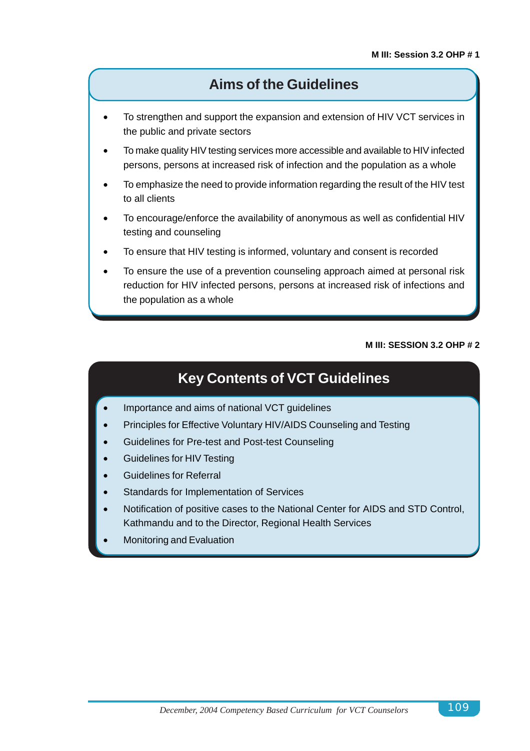**M III: Session 3.2 OHP # 1**

## Aims of the Guidelines

- To strengthen and support the expansion and extension of HIV VCT services in the public and private sectors
- To make quality HIV testing services more accessible and available to HIV infected persons, persons at increased risk of infection and the population as a whole
- To emphasize the need to provide information regarding the result of the HIV test to all clients
- To encourage/enforce the availability of anonymous as well as confidential HIV testing and counseling
- To ensure that HIV testing is informed, voluntary and consent is recorded
- To ensure the use of a prevention counseling approach aimed at personal risk reduction for HIV infected persons, persons at increased risk of infections and the population as a whole

**M III: SESSION 3.2 OHP # 2**

## Key Contents of VCT Guidelines

- Importance and aims of national VCT guidelines
- Principles for Effective Voluntary HIV/AIDS Counseling and Testing
- Guidelines for Pre-test and Post-test Counseling
- Guidelines for HIV Testing
- Guidelines for Referral
- Standards for Implementation of Services
- Notification of positive cases to the National Center for AIDS and STD Control, Kathmandu and to the Director, Regional Health Services
- Monitoring and Evaluation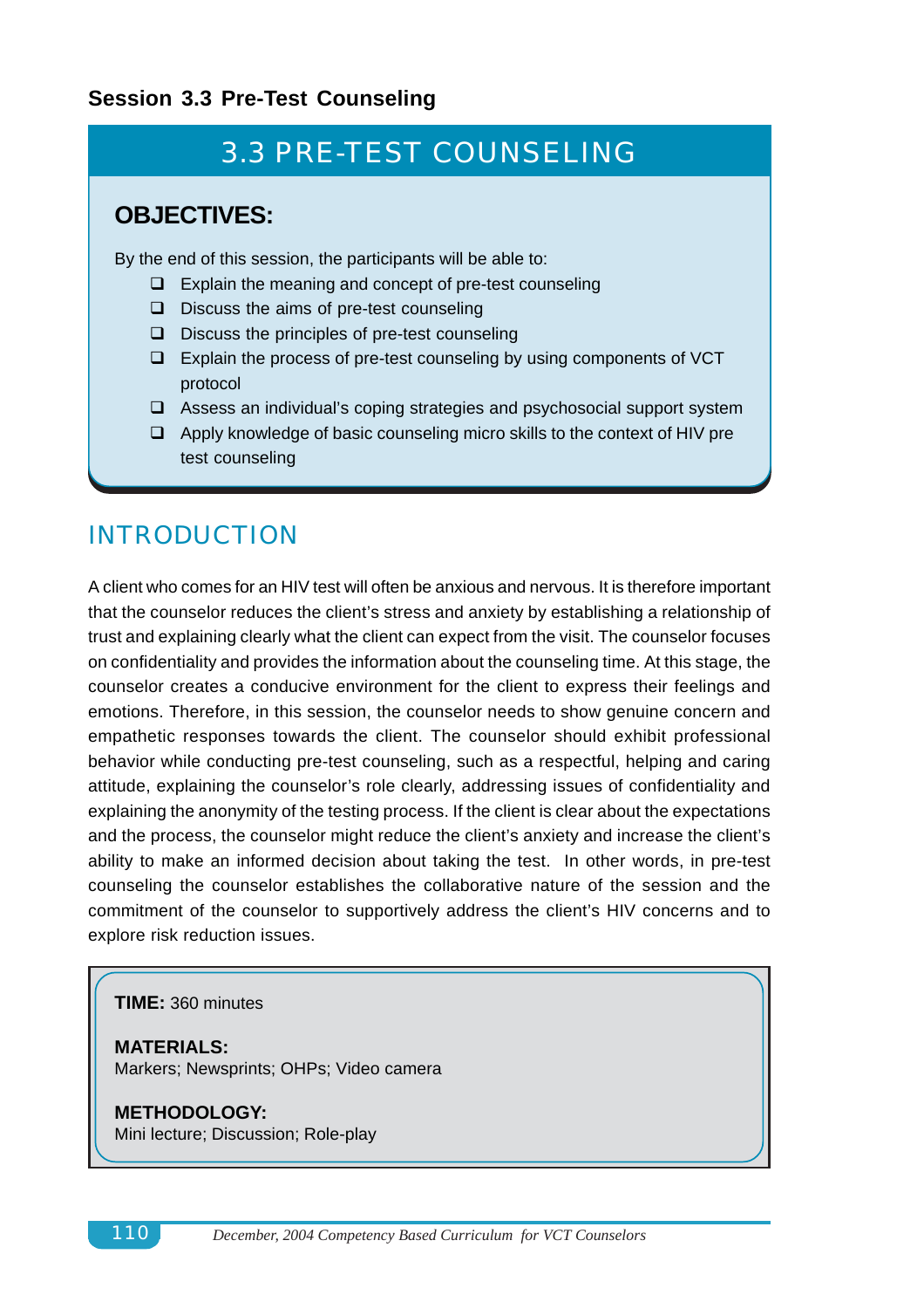## Session 3.3 Pre-Test Counseling

# 3.3 PRE-TEST COUNSELING

### OBJECTIVES:

By the end of this session, the participants will be able to:

- Explain the meaning and concept of pre-test counseling
- Discuss the aims of pre-test counseling
- Discuss the principles of pre-test counseling
- Explain the process of pre-test counseling by using components of VCT protocol
- Assess an individual's coping strategies and psychosocial support system
- Apply knowledge of basic counseling micro skills to the context of HIV pre test counseling

## INTRODUCTION

A client who comes for an HIV test will often be anxious and nervous. It is therefore important that the counselor reduces the client's stress and anxiety by establishing a relationship of trust and explaining clearly what the client can expect from the visit. The counselor focuses on confidentiality and provides the information about the counseling time. At this stage, the counselor creates a conducive environment for the client to express their feelings and emotions. Therefore, in this session, the counselor needs to show genuine concern and empathetic responses towards the client. The counselor should exhibit professional behavior while conducting pre-test counseling, such as a respectful, helping and caring attitude, explaining the counselor's role clearly, addressing issues of confidentiality and explaining the anonymity of the testing process. If the client is clear about the expectations and the process, the counselor might reduce the client's anxiety and increase the client's ability to make an informed decision about taking the test. In other words, in pre-test counseling the counselor establishes the collaborative nature of the session and the commitment of the counselor to supportively address the client's HIV concerns and to explore risk reduction issues.

**TIME:** 360 minutes

**MATERIALS:**
Markers; Newsprints; OHPs; Video camera

**METHODOLOGY:**
Mini lecture; Discussion; Role-play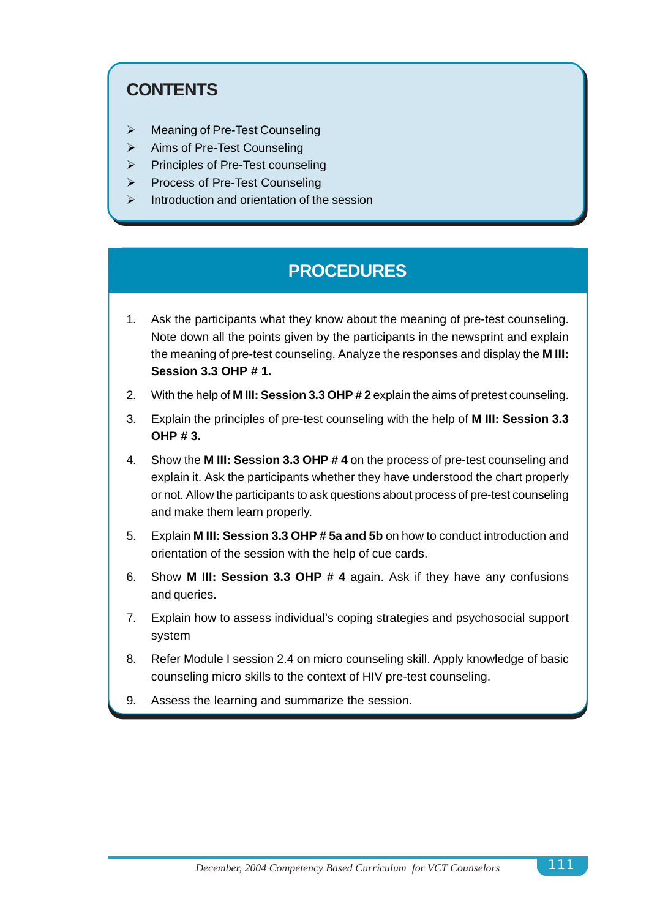## CONTENTS

- Meaning of Pre-Test Counseling
- Aims of Pre-Test Counseling
- Principles of Pre-Test counseling
- Process of Pre-Test Counseling
- Introduction and orientation of the session

## PROCEDURES

1. Ask the participants what they know about the meaning of pre-test counseling. Note down all the points given by the participants in the newsprint and explain the meaning of pre-test counseling. Analyze the responses and display the **M III: Session 3.3 OHP # 1.**
2. With the help of **M III: Session 3.3 OHP # 2** explain the aims of pretest counseling.
3. Explain the principles of pre-test counseling with the help of **M III: Session 3.3 OHP # 3.**
4. Show the **M III: Session 3.3 OHP # 4** on the process of pre-test counseling and explain it. Ask the participants whether they have understood the chart properly or not. Allow the participants to ask questions about process of pre-test counseling and make them learn properly.
5. Explain **M III: Session 3.3 OHP # 5a and 5b** on how to conduct introduction and orientation of the session with the help of cue cards.
6. Show **M III: Session 3.3 OHP # 4** again. Ask if they have any confusions and queries.
7. Explain how to assess individual's coping strategies and psychosocial support system
8. Refer Module I session 2.4 on micro counseling skill. Apply knowledge of basic counseling micro skills to the context of HIV pre-test counseling.
9. Assess the learning and summarize the session.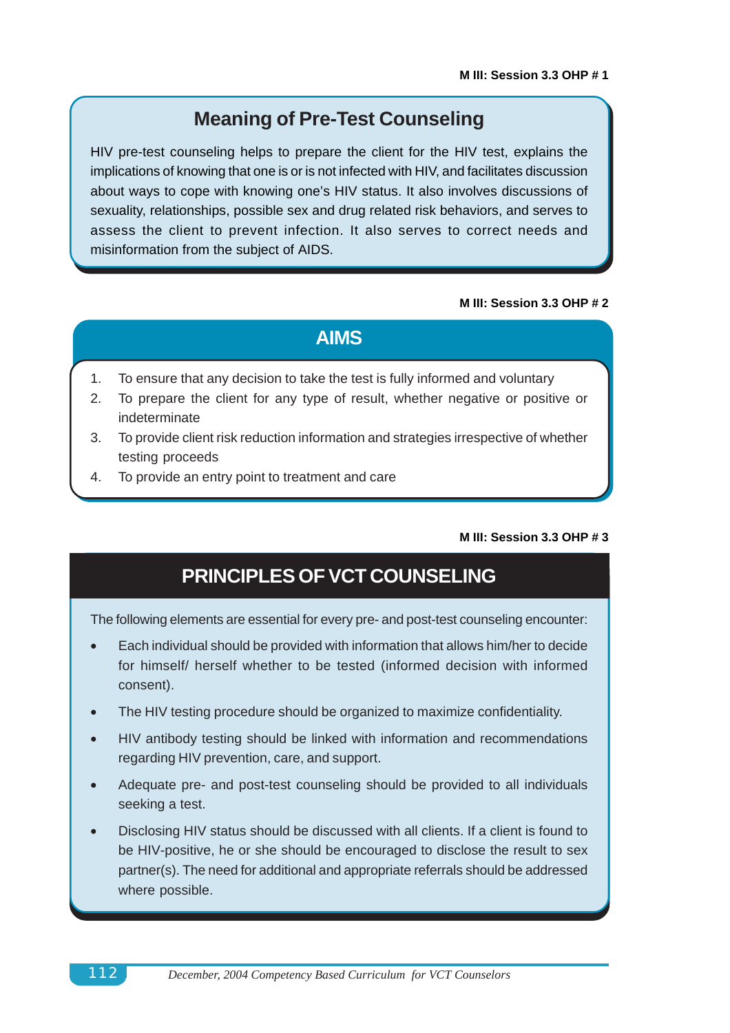M III: Session 3.3 OHP # 1

## Meaning of Pre-Test Counseling

HIV pre-test counseling helps to prepare the client for the HIV test, explains the implications of knowing that one is or is not infected with HIV, and facilitates discussion about ways to cope with knowing one's HIV status. It also involves discussions of sexuality, relationships, possible sex and drug related risk behaviors, and serves to assess the client to prevent infection. It also serves to correct needs and misinformation from the subject of AIDS.

M III: Session 3.3 OHP # 2

## AIMS

1. To ensure that any decision to take the test is fully informed and voluntary
2. To prepare the client for any type of result, whether negative or positive or indeterminate
3. To provide client risk reduction information and strategies irrespective of whether testing proceeds
4. To provide an entry point to treatment and care

M III: Session 3.3 OHP # 3

## PRINCIPLES OF VCT COUNSELING

The following elements are essential for every pre- and post-test counseling encounter:

- Each individual should be provided with information that allows him/her to decide for himself/ herself whether to be tested (informed decision with informed consent).
- The HIV testing procedure should be organized to maximize confidentiality.
- HIV antibody testing should be linked with information and recommendations regarding HIV prevention, care, and support.
- Adequate pre- and post-test counseling should be provided to all individuals seeking a test.
- Disclosing HIV status should be discussed with all clients. If a client is found to be HIV-positive, he or she should be encouraged to disclose the result to sex partner(s). The need for additional and appropriate referrals should be addressed where possible.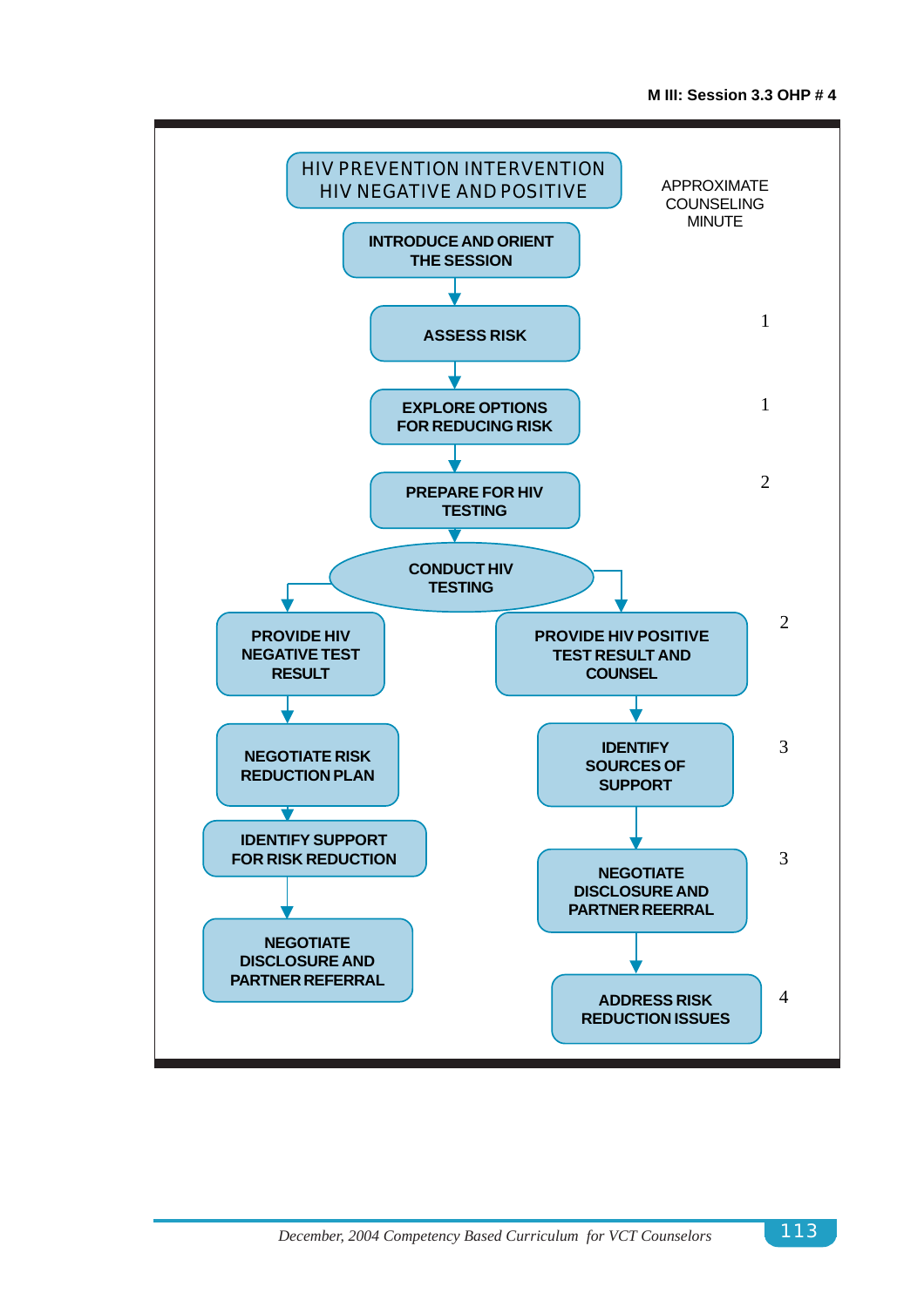# HIV PREVENTION INTERVENTION
## HIV NEGATIVE AND POSITIVE

APPROXIMATE COUNSELING MINUTE

| Step | Approximate Counseling Minute |
|---|---|
| INTRODUCE AND ORIENT THE SESSION | |
| ASSESS RISK | 1 |
| EXPLORE OPTIONS FOR REDUCING RISK | 1 |
| PREPARE FOR HIV TESTING | 2 |
| CONDUCT HIV TESTING | |

**HIV Negative:**

- PROVIDE HIV NEGATIVE TEST RESULT
- NEGOTIATE RISK REDUCTION PLAN
- IDENTIFY SUPPORT FOR RISK REDUCTION
- NEGOTIATE DISCLOSURE AND PARTNER REFERRAL

**HIV Positive:**

| Step | Approximate Counseling Minute |
|---|---|
| PROVIDE HIV POSITIVE TEST RESULT AND COUNSEL | 2 |
| IDENTIFY SOURCES OF SUPPORT | 3 |
| NEGOTIATE DISCLOSURE AND PARTNER REERRAL | 3 |
| ADDRESS RISK REDUCTION ISSUES | 4 |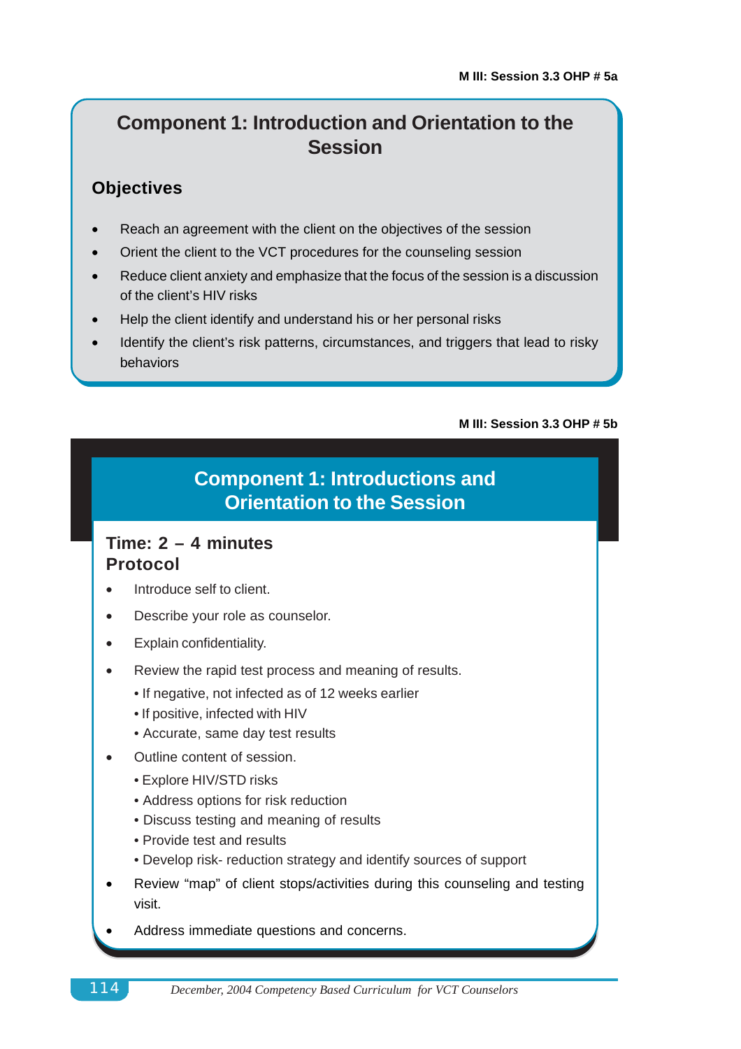M III: Session 3.3 OHP # 5a

## Component 1: Introduction and Orientation to the Session

### Objectives

- Reach an agreement with the client on the objectives of the session
- Orient the client to the VCT procedures for the counseling session
- Reduce client anxiety and emphasize that the focus of the session is a discussion of the client's HIV risks
- Help the client identify and understand his or her personal risks
- Identify the client's risk patterns, circumstances, and triggers that lead to risky behaviors

M III: Session 3.3 OHP # 5b

## Component 1: Introductions and Orientation to the Session

### Time: 2 – 4 minutes
### Protocol

- Introduce self to client.
- Describe your role as counselor.
- Explain confidentiality.
- Review the rapid test process and meaning of results.
  - If negative, not infected as of 12 weeks earlier
  - If positive, infected with HIV
  - Accurate, same day test results
- Outline content of session.
  - Explore HIV/STD risks
  - Address options for risk reduction
  - Discuss testing and meaning of results
  - Provide test and results
  - Develop risk- reduction strategy and identify sources of support
- Review "map" of client stops/activities during this counseling and testing visit.
- Address immediate questions and concerns.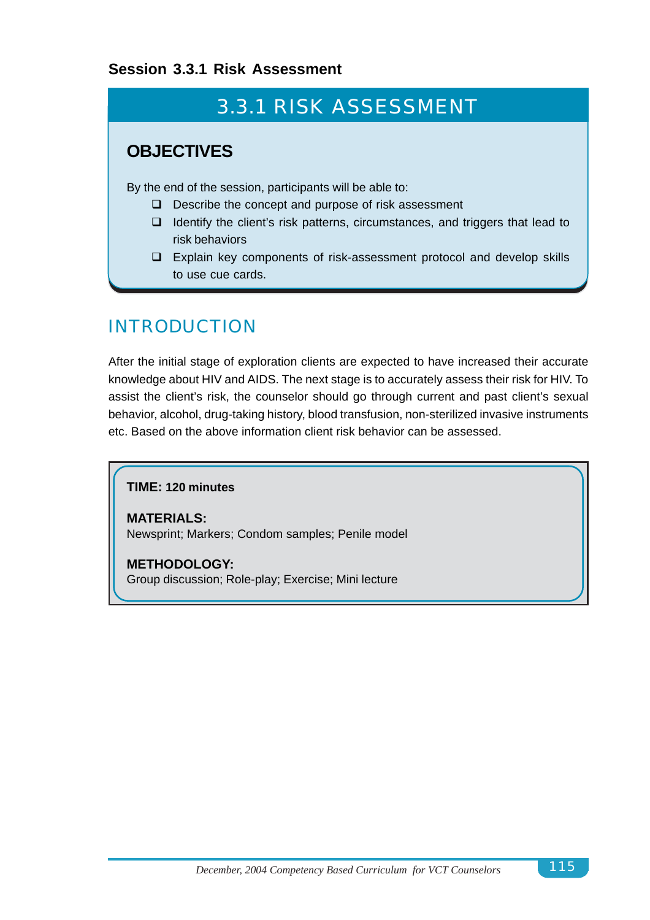## Session 3.3.1 Risk Assessment

# 3.3.1 RISK ASSESSMENT

### OBJECTIVES

By the end of the session, participants will be able to:

- Describe the concept and purpose of risk assessment
- Identify the client's risk patterns, circumstances, and triggers that lead to risk behaviors
- Explain key components of risk-assessment protocol and develop skills to use cue cards.

## INTRODUCTION

After the initial stage of exploration clients are expected to have increased their accurate knowledge about HIV and AIDS. The next stage is to accurately assess their risk for HIV. To assist the client's risk, the counselor should go through current and past client's sexual behavior, alcohol, drug-taking history, blood transfusion, non-sterilized invasive instruments etc. Based on the above information client risk behavior can be assessed.

**TIME: 120 minutes**

**MATERIALS:**
Newsprint; Markers; Condom samples; Penile model

**METHODOLOGY:**
Group discussion; Role-play; Exercise; Mini lecture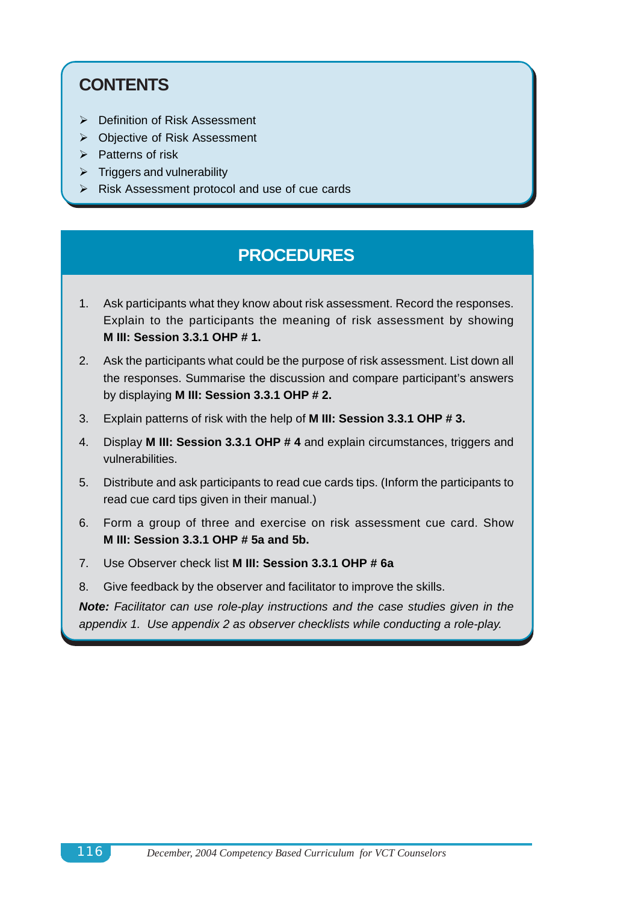## CONTENTS

- Definition of Risk Assessment
- Objective of Risk Assessment
- Patterns of risk
- Triggers and vulnerability
- Risk Assessment protocol and use of cue cards

## PROCEDURES

1. Ask participants what they know about risk assessment. Record the responses. Explain to the participants the meaning of risk assessment by showing **M III: Session 3.3.1 OHP # 1.**
2. Ask the participants what could be the purpose of risk assessment. List down all the responses. Summarise the discussion and compare participant's answers by displaying **M III: Session 3.3.1 OHP # 2.**
3. Explain patterns of risk with the help of **M III: Session 3.3.1 OHP # 3.**
4. Display **M III: Session 3.3.1 OHP # 4** and explain circumstances, triggers and vulnerabilities.
5. Distribute and ask participants to read cue cards tips. (Inform the participants to read cue card tips given in their manual.)
6. Form a group of three and exercise on risk assessment cue card. Show **M III: Session 3.3.1 OHP # 5a and 5b.**
7. Use Observer check list **M III: Session 3.3.1 OHP # 6a**
8. Give feedback by the observer and facilitator to improve the skills.

***Note:*** *Facilitator can use role-play instructions and the case studies given in the appendix 1. Use appendix 2 as observer checklists while conducting a role-play.*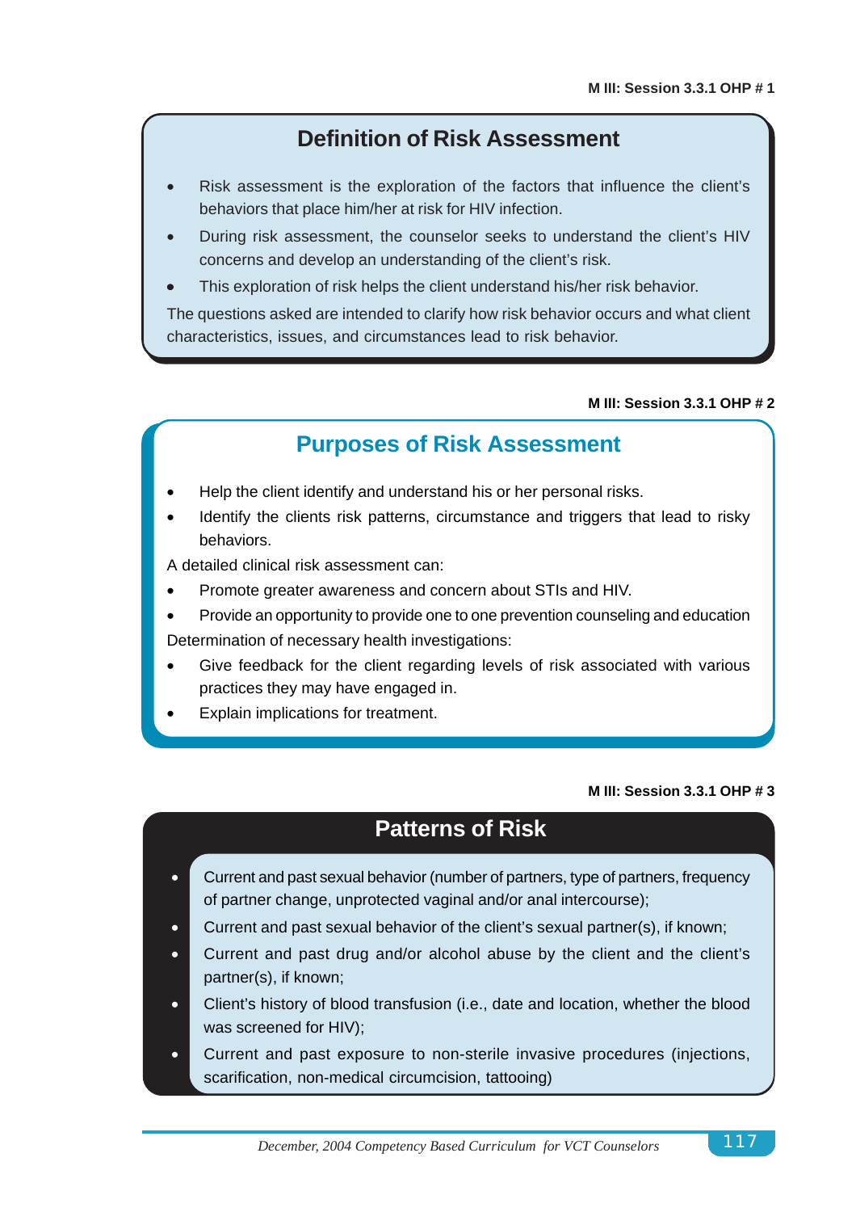M III: Session 3.3.1 OHP # 1

## Definition of Risk Assessment

- Risk assessment is the exploration of the factors that influence the client's behaviors that place him/her at risk for HIV infection.
- During risk assessment, the counselor seeks to understand the client's HIV concerns and develop an understanding of the client's risk.
- This exploration of risk helps the client understand his/her risk behavior.

The questions asked are intended to clarify how risk behavior occurs and what client characteristics, issues, and circumstances lead to risk behavior.

M III: Session 3.3.1 OHP # 2

## Purposes of Risk Assessment

- Help the client identify and understand his or her personal risks.
- Identify the clients risk patterns, circumstance and triggers that lead to risky behaviors.

A detailed clinical risk assessment can:

- Promote greater awareness and concern about STIs and HIV.
- Provide an opportunity to provide one to one prevention counseling and education

Determination of necessary health investigations:

- Give feedback for the client regarding levels of risk associated with various practices they may have engaged in.
- Explain implications for treatment.

M III: Session 3.3.1 OHP # 3

## Patterns of Risk

- Current and past sexual behavior (number of partners, type of partners, frequency of partner change, unprotected vaginal and/or anal intercourse);
- Current and past sexual behavior of the client's sexual partner(s), if known;
- Current and past drug and/or alcohol abuse by the client and the client's partner(s), if known;
- Client's history of blood transfusion (i.e., date and location, whether the blood was screened for HIV);
- Current and past exposure to non-sterile invasive procedures (injections, scarification, non-medical circumcision, tattooing)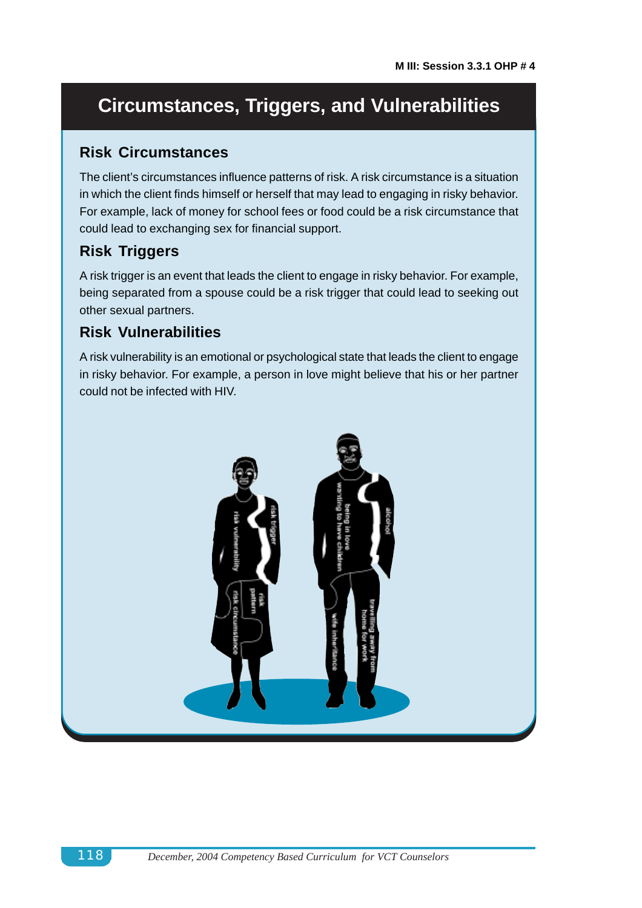# Circumstances, Triggers, and Vulnerabilities

## Risk Circumstances

The client's circumstances influence patterns of risk. A risk circumstance is a situation in which the client finds himself or herself that may lead to engaging in risky behavior. For example, lack of money for school fees or food could be a risk circumstance that could lead to exchanging sex for financial support.

## Risk Triggers

A risk trigger is an event that leads the client to engage in risky behavior. For example, being separated from a spouse could be a risk trigger that could lead to seeking out other sexual partners.

## Risk Vulnerabilities

A risk vulnerability is an emotional or psychological state that leads the client to engage in risky behavior. For example, a person in love might believe that his or her partner could not be infected with HIV.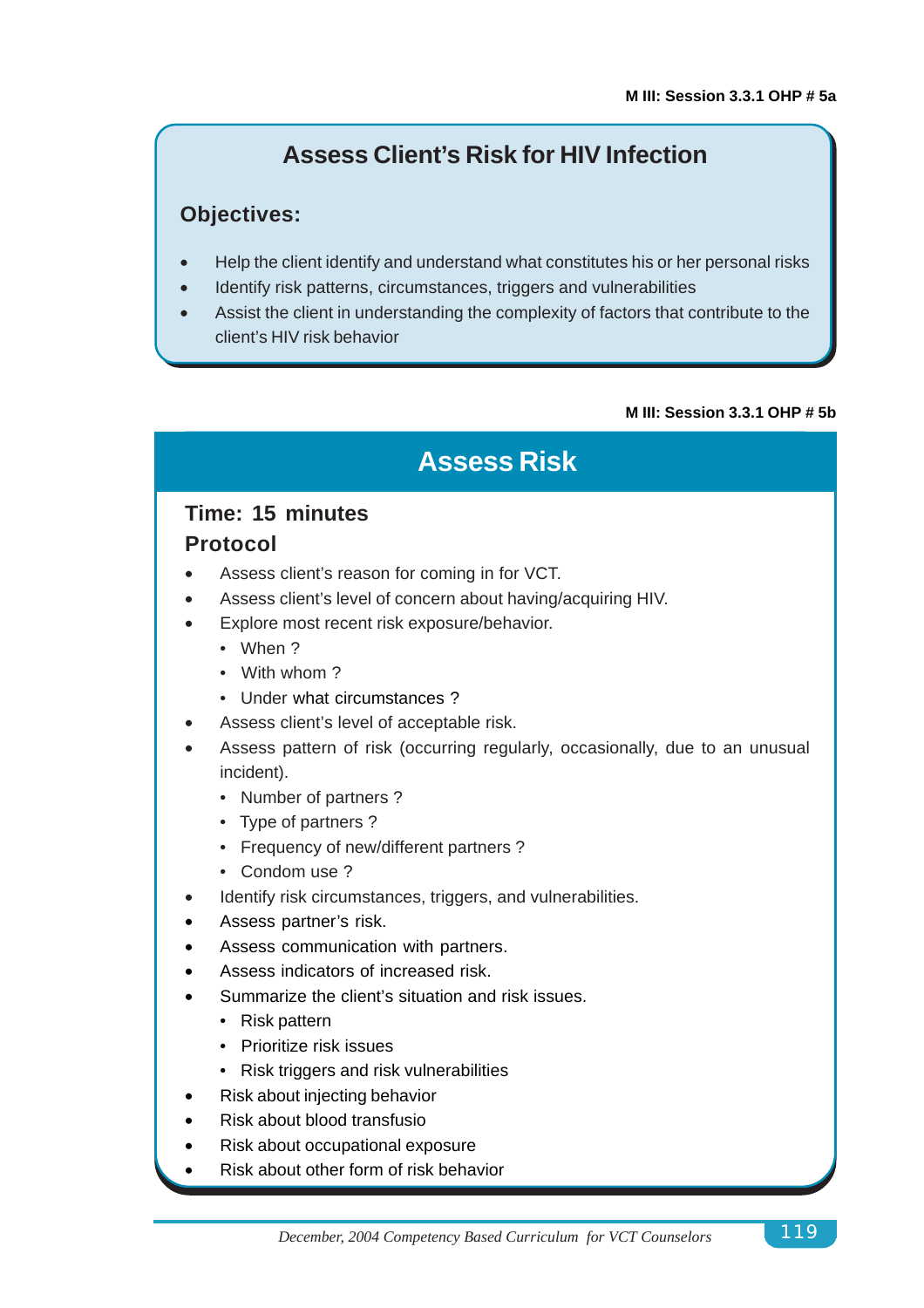M III: Session 3.3.1 OHP # 5a

## Assess Client's Risk for HIV Infection

### Objectives:

- Help the client identify and understand what constitutes his or her personal risks
- Identify risk patterns, circumstances, triggers and vulnerabilities
- Assist the client in understanding the complexity of factors that contribute to the client's HIV risk behavior

M III: Session 3.3.1 OHP # 5b

## Assess Risk

### Time: 15 minutes

### Protocol

- Assess client's reason for coming in for VCT.
- Assess client's level of concern about having/acquiring HIV.
- Explore most recent risk exposure/behavior.
  - When ?
  - With whom ?
  - Under what circumstances ?
- Assess client's level of acceptable risk.
- Assess pattern of risk (occurring regularly, occasionally, due to an unusual incident).
  - Number of partners ?
  - Type of partners ?
  - Frequency of new/different partners ?
  - Condom use ?
- Identify risk circumstances, triggers, and vulnerabilities.
- Assess partner's risk.
- Assess communication with partners.
- Assess indicators of increased risk.
- Summarize the client's situation and risk issues.
  - Risk pattern
  - Prioritize risk issues
  - Risk triggers and risk vulnerabilities
- Risk about injecting behavior
- Risk about blood transfusio
- Risk about occupational exposure
- Risk about other form of risk behavior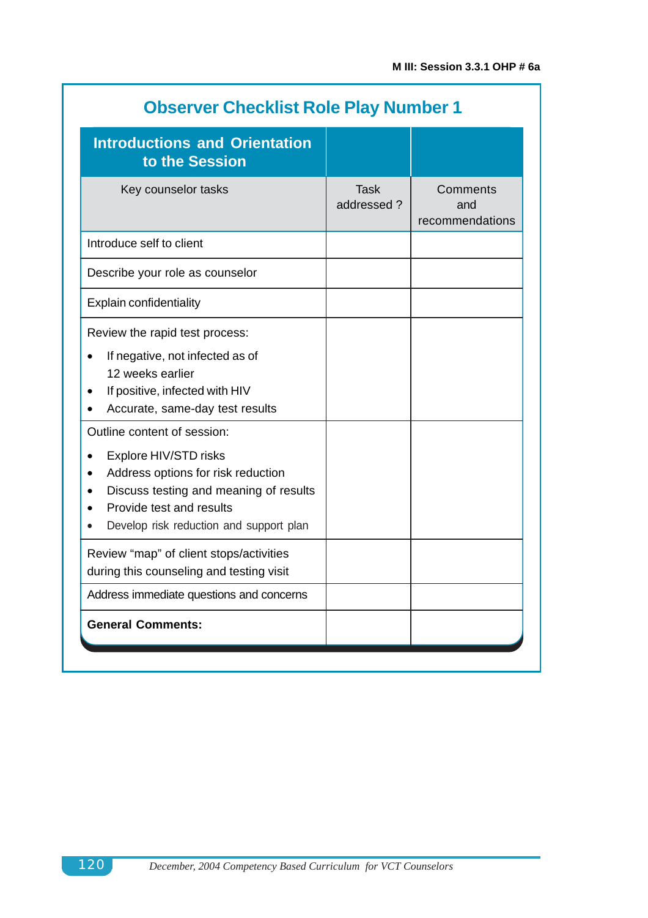M III: Session 3.3.1 OHP # 6a

## Observer Checklist Role Play Number 1

| **Introductions and Orientation to the Session** | | |
|---|---|---|
| Key counselor tasks | Task addressed ? | Comments and recommendations |
| Introduce self to client | | |
| Describe your role as counselor | | |
| Explain confidentiality | | |
| Review the rapid test process:<br>• If negative, not infected as of 12 weeks earlier<br>• If positive, infected with HIV<br>• Accurate, same-day test results | | |
| Outline content of session:<br>• Explore HIV/STD risks<br>• Address options for risk reduction<br>• Discuss testing and meaning of results<br>• Provide test and results<br>• Develop risk reduction and support plan | | |
| Review “map” of client stops/activities during this counseling and testing visit | | |
| Address immediate questions and concerns | | |
| **General Comments:** | | |

*December, 2004 Competency Based Curriculum for VCT Counselors*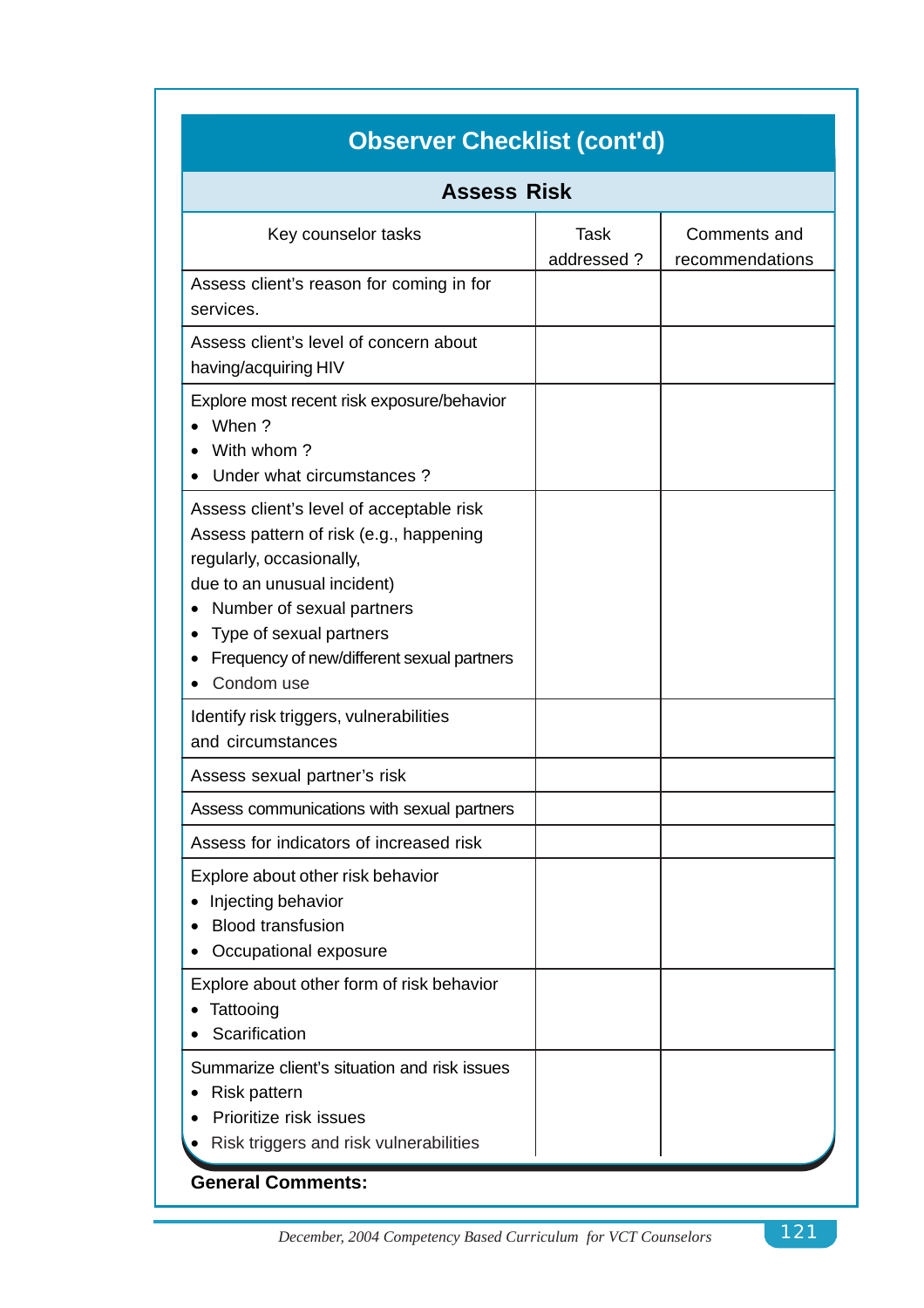## Observer Checklist (cont'd)

### Assess Risk

| Key counselor tasks | Task addressed ? | Comments and recommendations |
|---|---|---|
| Assess client's reason for coming in for services. | | |
| Assess client's level of concern about having/acquiring HIV | | |
| Explore most recent risk exposure/behavior<br>• When ?<br>• With whom ?<br>• Under what circumstances ? | | |
| Assess client's level of acceptable risk<br>Assess pattern of risk (e.g., happening regularly, occasionally,<br>due to an unusual incident)<br>• Number of sexual partners<br>• Type of sexual partners<br>• Frequency of new/different sexual partners<br>• Condom use | | |
| Identify risk triggers, vulnerabilities and circumstances | | |
| Assess sexual partner's risk | | |
| Assess communications with sexual partners | | |
| Assess for indicators of increased risk | | |
| Explore about other risk behavior<br>• Injecting behavior<br>• Blood transfusion<br>• Occupational exposure | | |
| Explore about other form of risk behavior<br>• Tattooing<br>• Scarification | | |
| Summarize client's situation and risk issues<br>• Risk pattern<br>• Prioritize risk issues<br>• Risk triggers and risk vulnerabilities | | |

**General Comments:**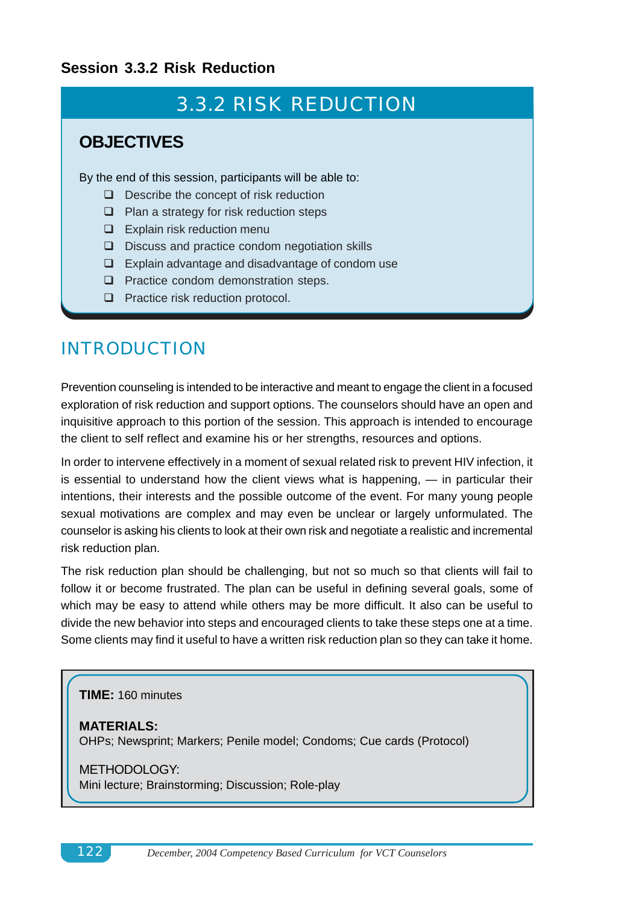## Session 3.3.2 Risk Reduction

# 3.3.2 RISK REDUCTION

### OBJECTIVES

By the end of this session, participants will be able to:

- Describe the concept of risk reduction
- Plan a strategy for risk reduction steps
- Explain risk reduction menu
- Discuss and practice condom negotiation skills
- Explain advantage and disadvantage of condom use
- Practice condom demonstration steps.
- Practice risk reduction protocol.

## INTRODUCTION

Prevention counseling is intended to be interactive and meant to engage the client in a focused exploration of risk reduction and support options. The counselors should have an open and inquisitive approach to this portion of the session. This approach is intended to encourage the client to self reflect and examine his or her strengths, resources and options.

In order to intervene effectively in a moment of sexual related risk to prevent HIV infection, it is essential to understand how the client views what is happening, — in particular their intentions, their interests and the possible outcome of the event. For many young people sexual motivations are complex and may even be unclear or largely unformulated. The counselor is asking his clients to look at their own risk and negotiate a realistic and incremental risk reduction plan.

The risk reduction plan should be challenging, but not so much so that clients will fail to follow it or become frustrated. The plan can be useful in defining several goals, some of which may be easy to attend while others may be more difficult. It also can be useful to divide the new behavior into steps and encouraged clients to take these steps one at a time. Some clients may find it useful to have a written risk reduction plan so they can take it home.

**TIME:** 160 minutes

**MATERIALS:**
OHPs; Newsprint; Markers; Penile model; Condoms; Cue cards (Protocol)

METHODOLOGY:
Mini lecture; Brainstorming; Discussion; Role-play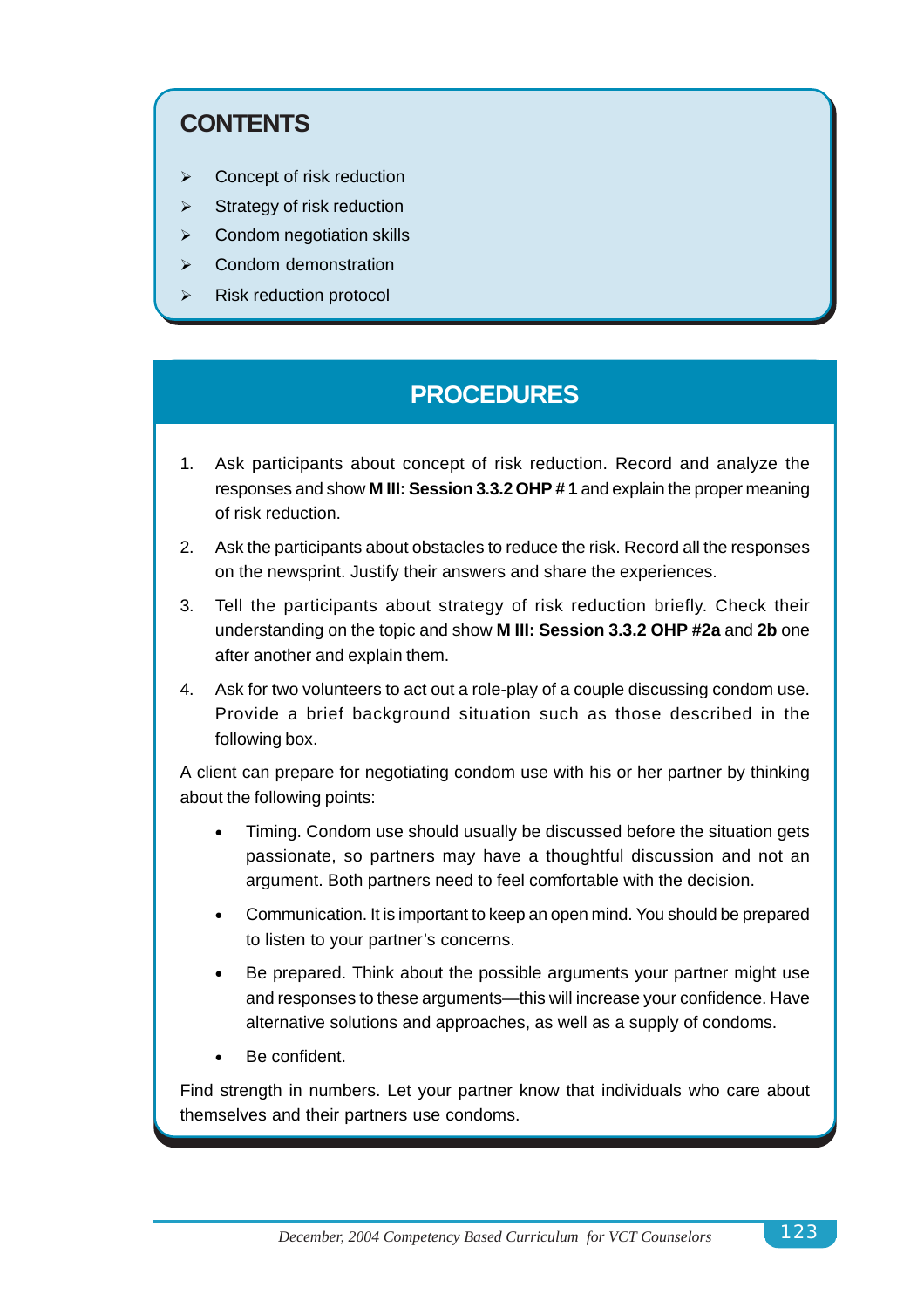## CONTENTS

- Concept of risk reduction
- Strategy of risk reduction
- Condom negotiation skills
- Condom demonstration
- Risk reduction protocol

## PROCEDURES

1. Ask participants about concept of risk reduction. Record and analyze the responses and show **M III: Session 3.3.2 OHP # 1** and explain the proper meaning of risk reduction.
2. Ask the participants about obstacles to reduce the risk. Record all the responses on the newsprint. Justify their answers and share the experiences.
3. Tell the participants about strategy of risk reduction briefly. Check their understanding on the topic and show **M III: Session 3.3.2 OHP #2a** and **2b** one after another and explain them.
4. Ask for two volunteers to act out a role-play of a couple discussing condom use. Provide a brief background situation such as those described in the following box.

A client can prepare for negotiating condom use with his or her partner by thinking about the following points:

- Timing. Condom use should usually be discussed before the situation gets passionate, so partners may have a thoughtful discussion and not an argument. Both partners need to feel comfortable with the decision.
- Communication. It is important to keep an open mind. You should be prepared to listen to your partner's concerns.
- Be prepared. Think about the possible arguments your partner might use and responses to these arguments—this will increase your confidence. Have alternative solutions and approaches, as well as a supply of condoms.
- Be confident.

Find strength in numbers. Let your partner know that individuals who care about themselves and their partners use condoms.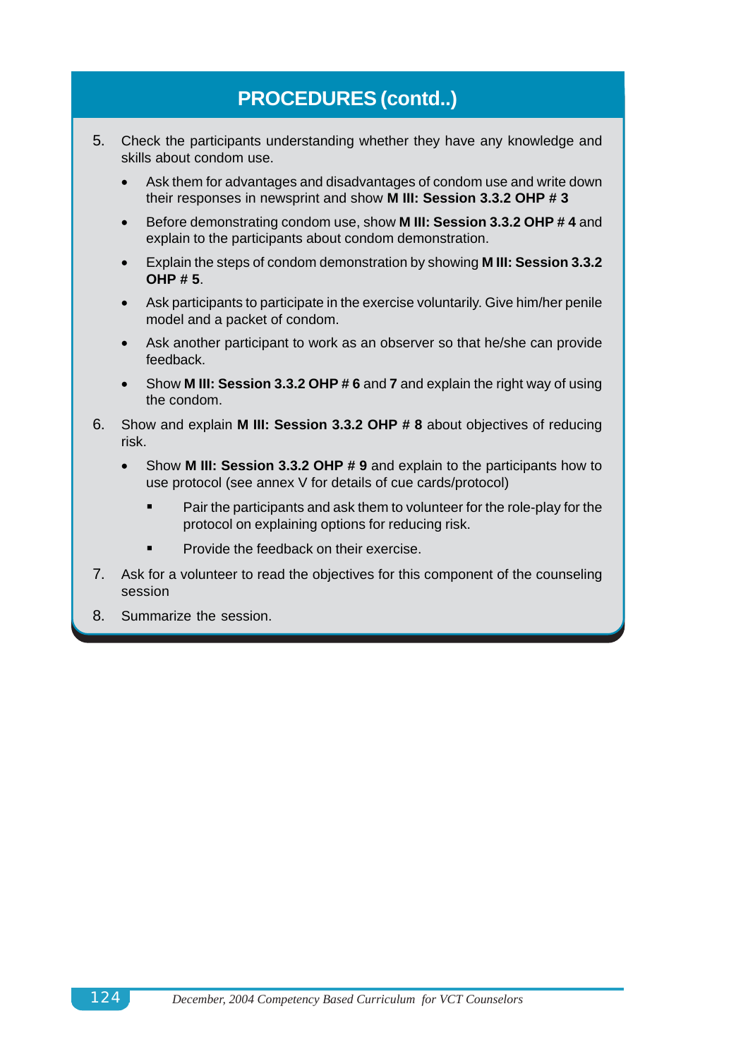## PROCEDURES (contd..)

5. Check the participants understanding whether they have any knowledge and skills about condom use.
   - Ask them for advantages and disadvantages of condom use and write down their responses in newsprint and show **M III: Session 3.3.2 OHP # 3**
   - Before demonstrating condom use, show **M III: Session 3.3.2 OHP # 4** and explain to the participants about condom demonstration.
   - Explain the steps of condom demonstration by showing **M III: Session 3.3.2 OHP # 5**.
   - Ask participants to participate in the exercise voluntarily. Give him/her penile model and a packet of condom.
   - Ask another participant to work as an observer so that he/she can provide feedback.
   - Show **M III: Session 3.3.2 OHP # 6** and **7** and explain the right way of using the condom.
6. Show and explain **M III: Session 3.3.2 OHP # 8** about objectives of reducing risk.
   - Show **M III: Session 3.3.2 OHP # 9** and explain to the participants how to use protocol (see annex V for details of cue cards/protocol)
     - Pair the participants and ask them to volunteer for the role-play for the protocol on explaining options for reducing risk.
     - Provide the feedback on their exercise.
7. Ask for a volunteer to read the objectives for this component of the counseling session
8. Summarize the session.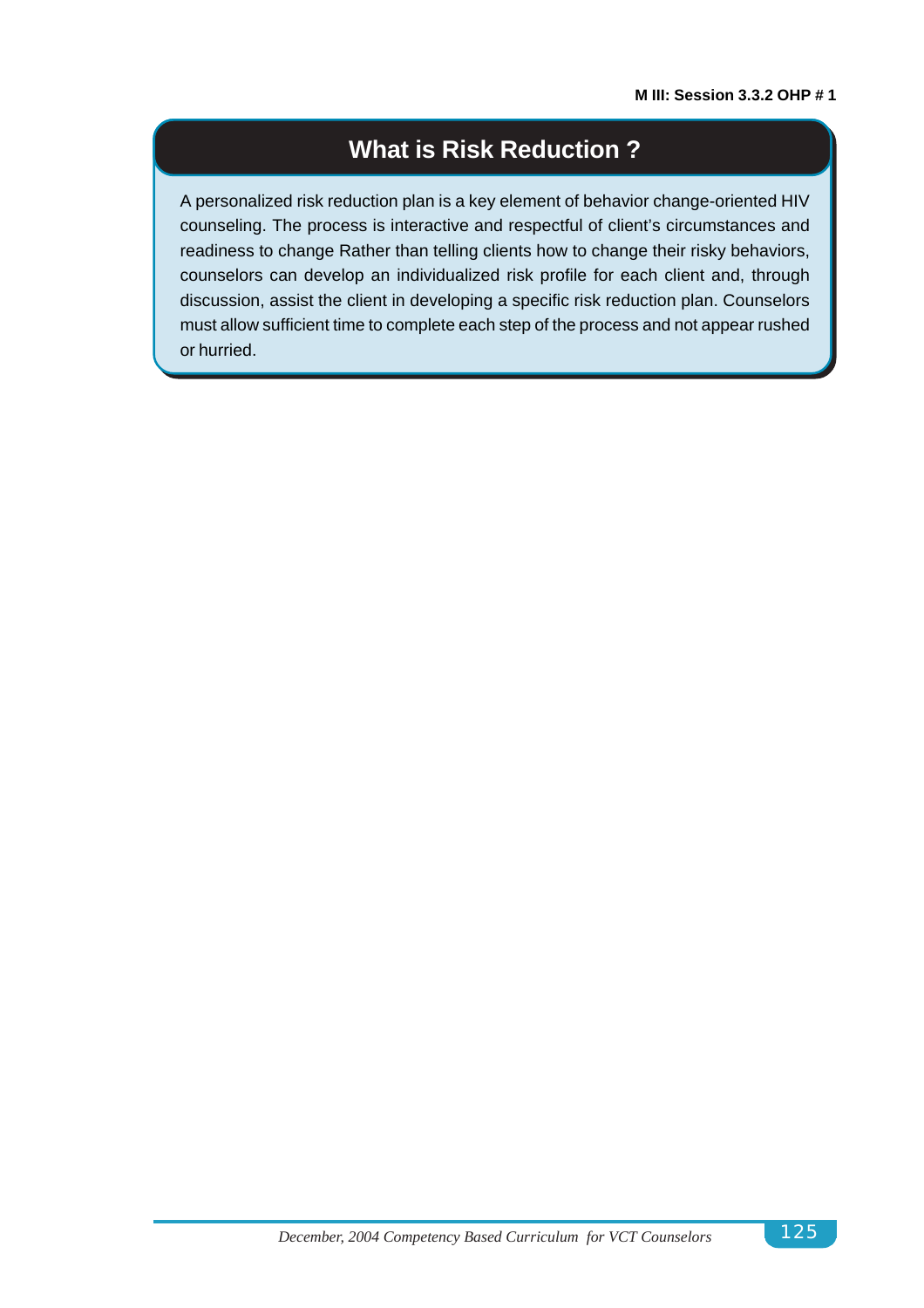M III: Session 3.3.2 OHP # 1

# What is Risk Reduction ?

A personalized risk reduction plan is a key element of behavior change-oriented HIV counseling. The process is interactive and respectful of client's circumstances and readiness to change Rather than telling clients how to change their risky behaviors, counselors can develop an individualized risk profile for each client and, through discussion, assist the client in developing a specific risk reduction plan. Counselors must allow sufficient time to complete each step of the process and not appear rushed or hurried.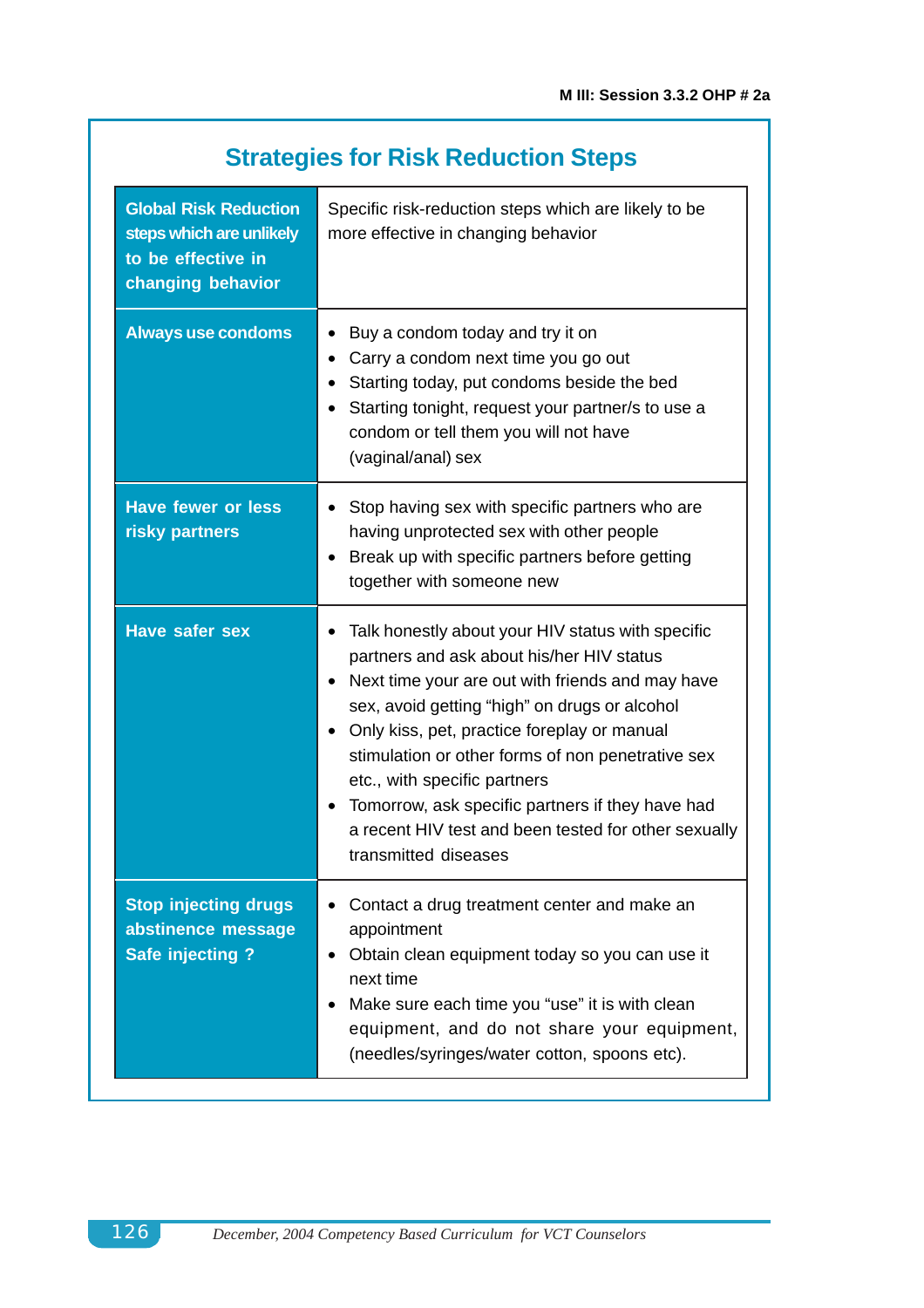## Strategies for Risk Reduction Steps

| Global Risk Reduction steps which are unlikely to be effective in changing behavior | Specific risk-reduction steps which are likely to be more effective in changing behavior |
|---|---|
| **Always use condoms** | • Buy a condom today and try it on<br>• Carry a condom next time you go out<br>• Starting today, put condoms beside the bed<br>• Starting tonight, request your partner/s to use a condom or tell them you will not have (vaginal/anal) sex |
| **Have fewer or less risky partners** | • Stop having sex with specific partners who are having unprotected sex with other people<br>• Break up with specific partners before getting together with someone new |
| **Have safer sex** | • Talk honestly about your HIV status with specific partners and ask about his/her HIV status<br>• Next time your are out with friends and may have sex, avoid getting "high" on drugs or alcohol<br>• Only kiss, pet, practice foreplay or manual stimulation or other forms of non penetrative sex etc., with specific partners<br>• Tomorrow, ask specific partners if they have had a recent HIV test and been tested for other sexually transmitted diseases |
| **Stop injecting drugs abstinence message Safe injecting ?** | • Contact a drug treatment center and make an appointment<br>• Obtain clean equipment today so you can use it next time<br>• Make sure each time you "use" it is with clean equipment, and do not share your equipment, (needles/syringes/water cotton, spoons etc). |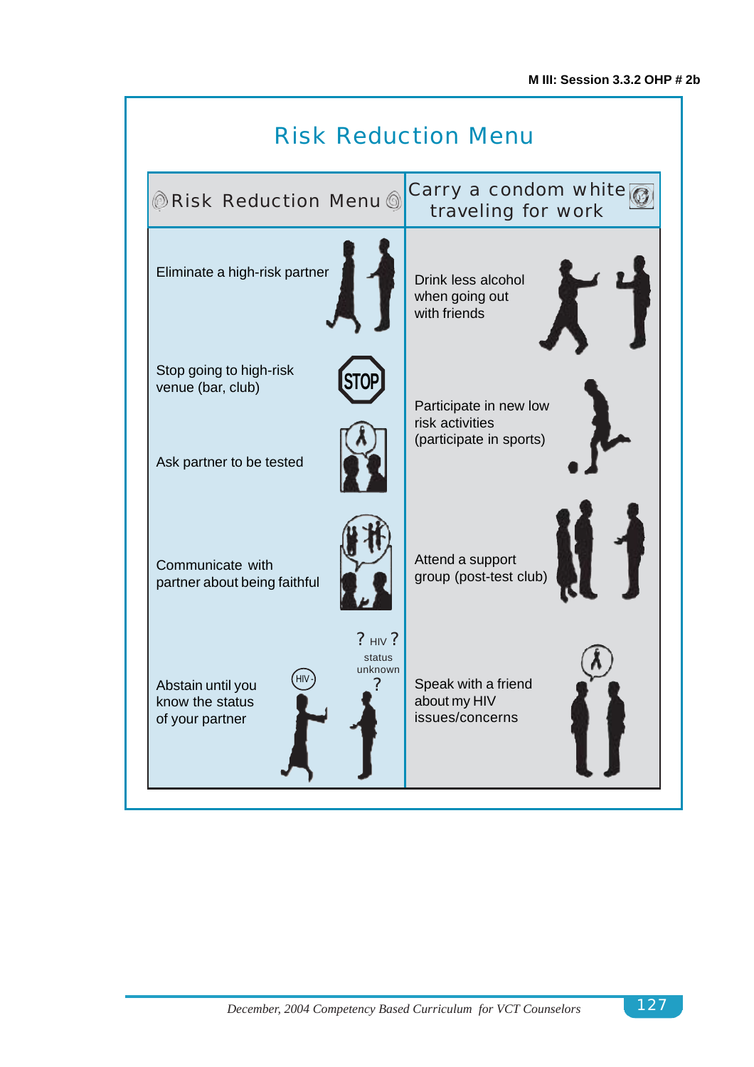M III: Session 3.3.2 OHP # 2b

# Risk Reduction Menu

| Risk Reduction Menu | Carry a condom while traveling for work |
|---|---|
| Eliminate a high-risk partner | Drink less alcohol when going out with friends |
| Stop going to high-risk venue (bar, club) | Participate in new low risk activities (participate in sports) |
| Ask partner to be tested | |
| Communicate with partner about being faithful | Attend a support group (post-test club) |
| Abstain until you know the status of your partner | Speak with a friend about my HIV issues/concerns |

HIV-

? HIV ? status unknown ?

December, 2004 Competency Based Curriculum for VCT Counselors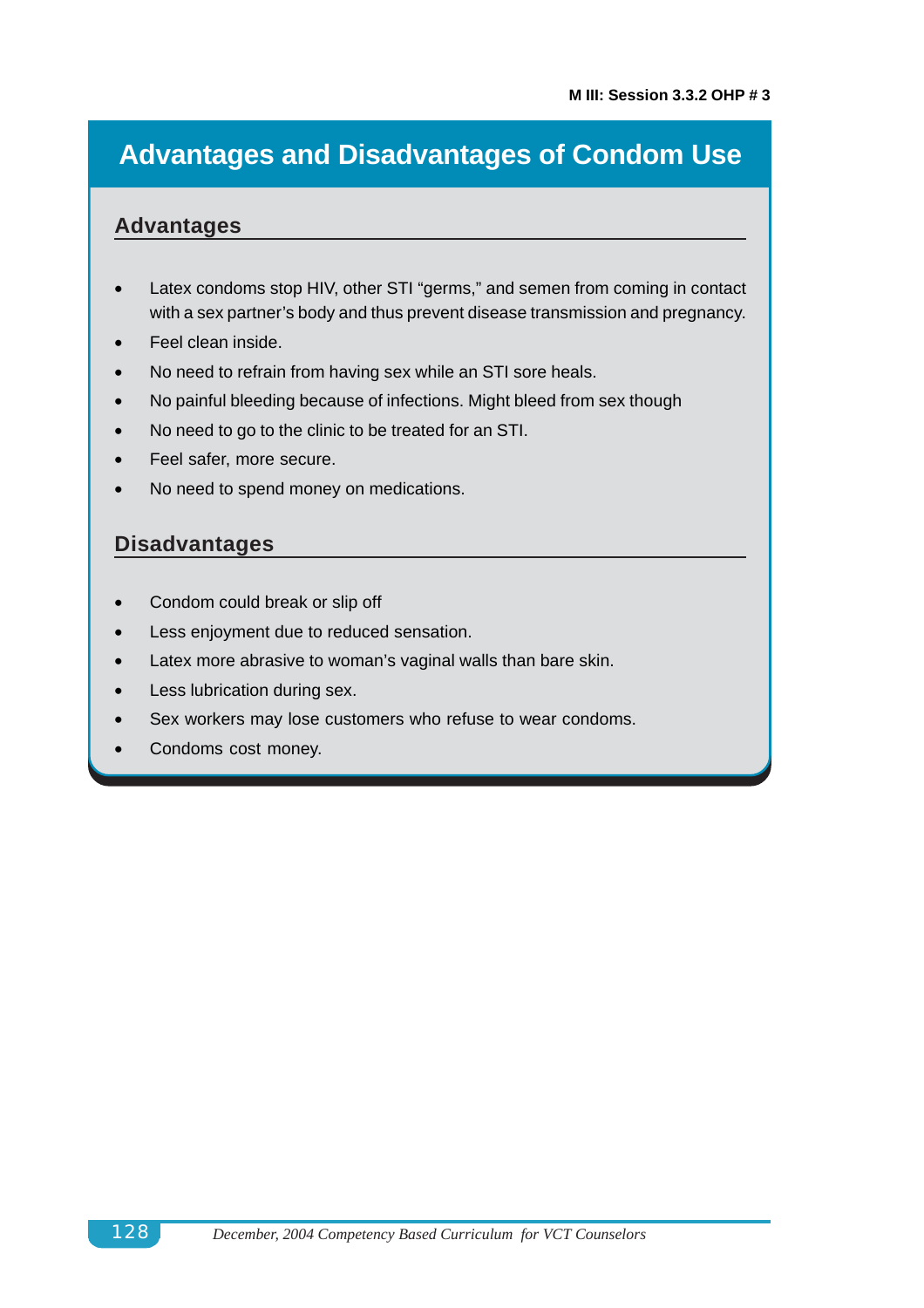M III: Session 3.3.2 OHP # 3

# Advantages and Disadvantages of Condom Use

## Advantages

- Latex condoms stop HIV, other STI "germs," and semen from coming in contact with a sex partner's body and thus prevent disease transmission and pregnancy.
- Feel clean inside.
- No need to refrain from having sex while an STI sore heals.
- No painful bleeding because of infections. Might bleed from sex though
- No need to go to the clinic to be treated for an STI.
- Feel safer, more secure.
- No need to spend money on medications.

## Disadvantages

- Condom could break or slip off
- Less enjoyment due to reduced sensation.
- Latex more abrasive to woman's vaginal walls than bare skin.
- Less lubrication during sex.
- Sex workers may lose customers who refuse to wear condoms.
- Condoms cost money.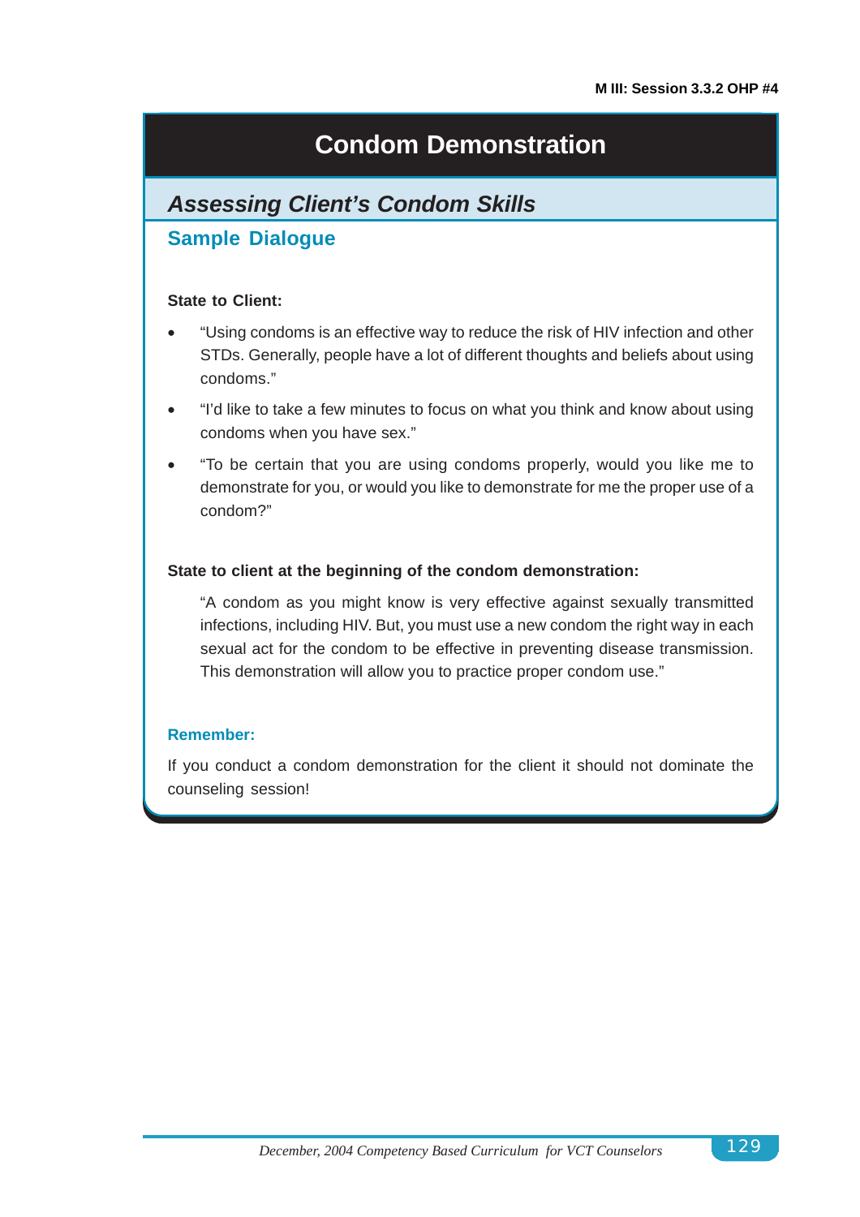M III: Session 3.3.2 OHP #4

# Condom Demonstration

## *Assessing Client's Condom Skills*

### Sample Dialogue

**State to Client:**

- "Using condoms is an effective way to reduce the risk of HIV infection and other STDs. Generally, people have a lot of different thoughts and beliefs about using condoms."
- "I'd like to take a few minutes to focus on what you think and know about using condoms when you have sex."
- "To be certain that you are using condoms properly, would you like me to demonstrate for you, or would you like to demonstrate for me the proper use of a condom?"

**State to client at the beginning of the condom demonstration:**

"A condom as you might know is very effective against sexually transmitted infections, including HIV. But, you must use a new condom the right way in each sexual act for the condom to be effective in preventing disease transmission. This demonstration will allow you to practice proper condom use."

**Remember:**

If you conduct a condom demonstration for the client it should not dominate the counseling session!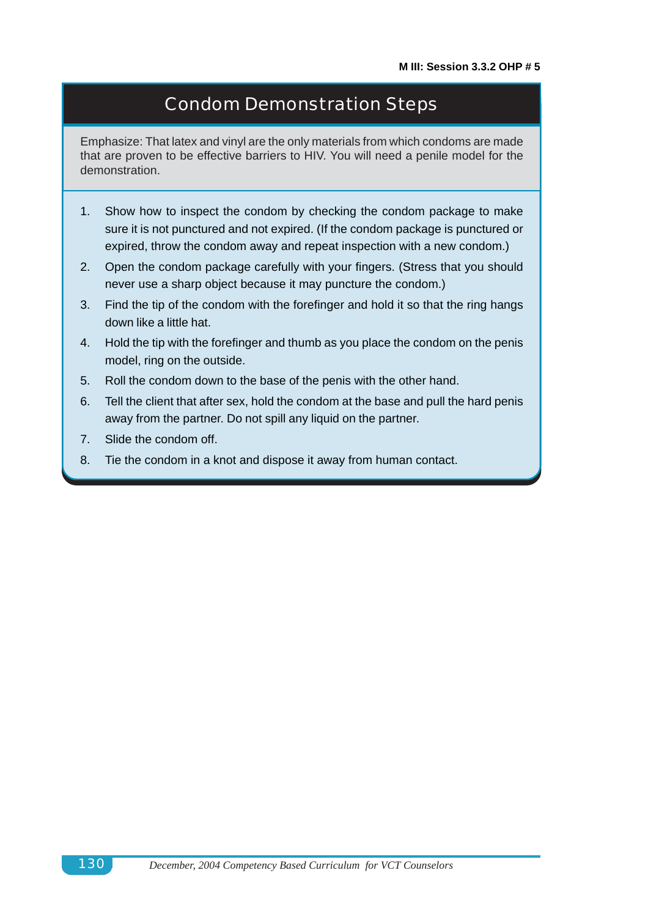M III: Session 3.3.2 OHP # 5

# Condom Demonstration Steps

Emphasize: That latex and vinyl are the only materials from which condoms are made that are proven to be effective barriers to HIV. You will need a penile model for the demonstration.

1. Show how to inspect the condom by checking the condom package to make sure it is not punctured and not expired. (If the condom package is punctured or expired, throw the condom away and repeat inspection with a new condom.)
2. Open the condom package carefully with your fingers. (Stress that you should never use a sharp object because it may puncture the condom.)
3. Find the tip of the condom with the forefinger and hold it so that the ring hangs down like a little hat.
4. Hold the tip with the forefinger and thumb as you place the condom on the penis model, ring on the outside.
5. Roll the condom down to the base of the penis with the other hand.
6. Tell the client that after sex, hold the condom at the base and pull the hard penis away from the partner. Do not spill any liquid on the partner.
7. Slide the condom off.
8. Tie the condom in a knot and dispose it away from human contact.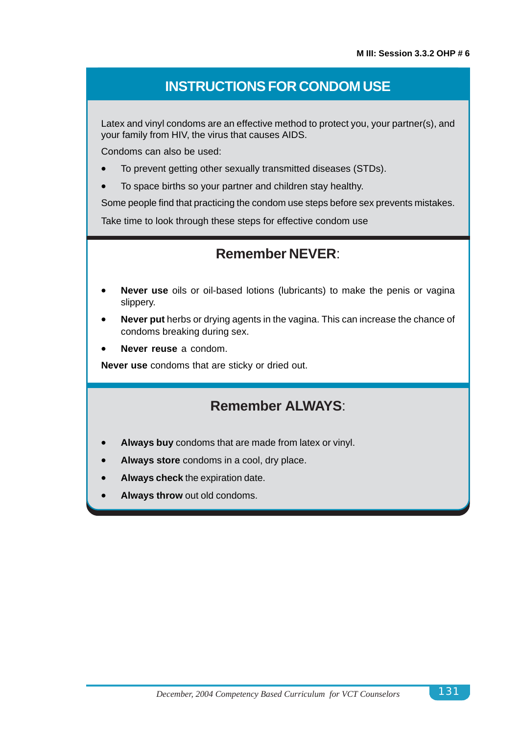M III: Session 3.3.2 OHP # 6

# INSTRUCTIONS FOR CONDOM USE

Latex and vinyl condoms are an effective method to protect you, your partner(s), and your family from HIV, the virus that causes AIDS.

Condoms can also be used:

- To prevent getting other sexually transmitted diseases (STDs).
- To space births so your partner and children stay healthy.

Some people find that practicing the condom use steps before sex prevents mistakes.

Take time to look through these steps for effective condom use

## Remember NEVER:

- **Never use** oils or oil-based lotions (lubricants) to make the penis or vagina slippery.
- **Never put** herbs or drying agents in the vagina. This can increase the chance of condoms breaking during sex.
- **Never reuse** a condom.

**Never use** condoms that are sticky or dried out.

## Remember ALWAYS:

- **Always buy** condoms that are made from latex or vinyl.
- **Always store** condoms in a cool, dry place.
- **Always check** the expiration date.
- **Always throw** out old condoms.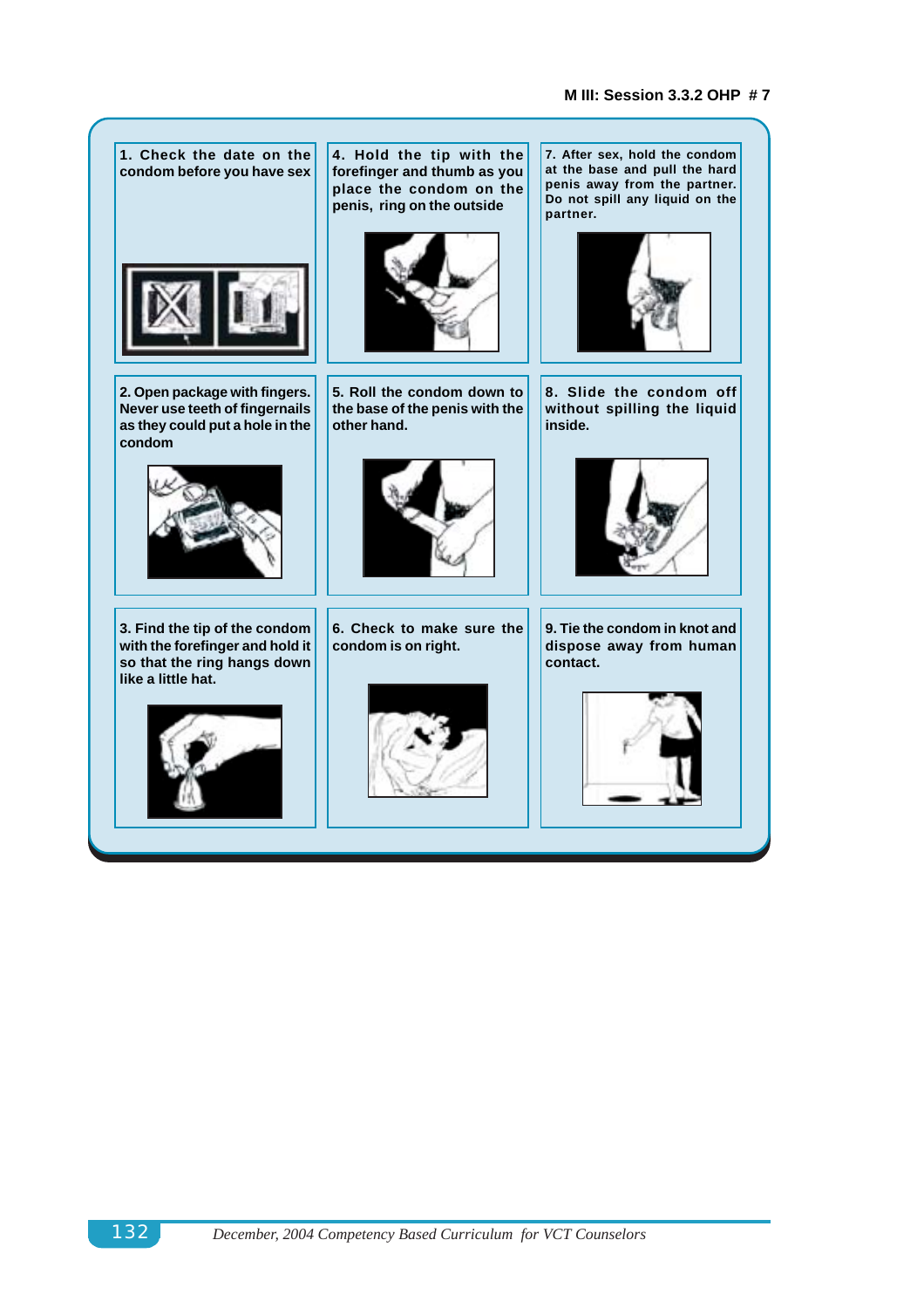**M III: Session 3.3.2 OHP # 7**

1. Check the date on the condom before you have sex

2. Open package with fingers. Never use teeth of fingernails as they could put a hole in the condom

3. Find the tip of the condom with the forefinger and hold it so that the ring hangs down like a little hat.

4. Hold the tip with the forefinger and thumb as you place the condom on the penis, ring on the outside

5. Roll the condom down to the base of the penis with the other hand.

6. Check to make sure the condom is on right.

7. After sex, hold the condom at the base and pull the hard penis away from the partner. Do not spill any liquid on the partner.

8. Slide the condom off without spilling the liquid inside.

9. Tie the condom in knot and dispose away from human contact.

*December, 2004 Competency Based Curriculum for VCT Counselors*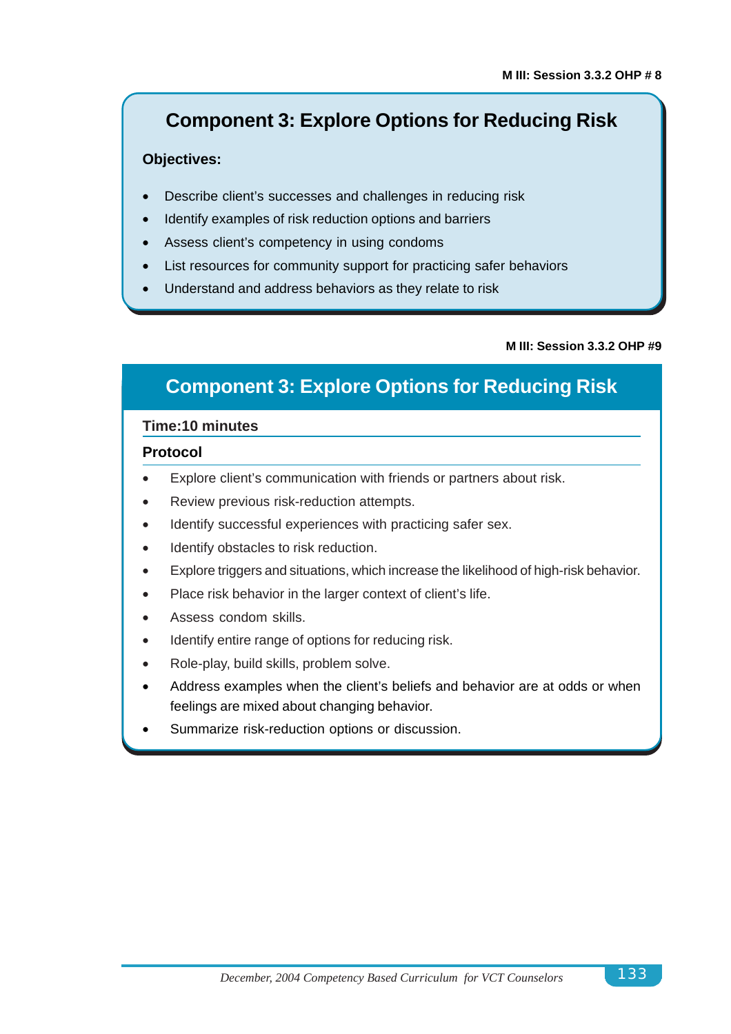M III: Session 3.3.2 OHP # 8

## Component 3: Explore Options for Reducing Risk

**Objectives:**

- Describe client's successes and challenges in reducing risk
- Identify examples of risk reduction options and barriers
- Assess client's competency in using condoms
- List resources for community support for practicing safer behaviors
- Understand and address behaviors as they relate to risk

M III: Session 3.3.2 OHP #9

## Component 3: Explore Options for Reducing Risk

**Time:10 minutes**

**Protocol**

- Explore client's communication with friends or partners about risk.
- Review previous risk-reduction attempts.
- Identify successful experiences with practicing safer sex.
- Identify obstacles to risk reduction.
- Explore triggers and situations, which increase the likelihood of high-risk behavior.
- Place risk behavior in the larger context of client's life.
- Assess condom skills.
- Identify entire range of options for reducing risk.
- Role-play, build skills, problem solve.
- Address examples when the client's beliefs and behavior are at odds or when feelings are mixed about changing behavior.
- Summarize risk-reduction options or discussion.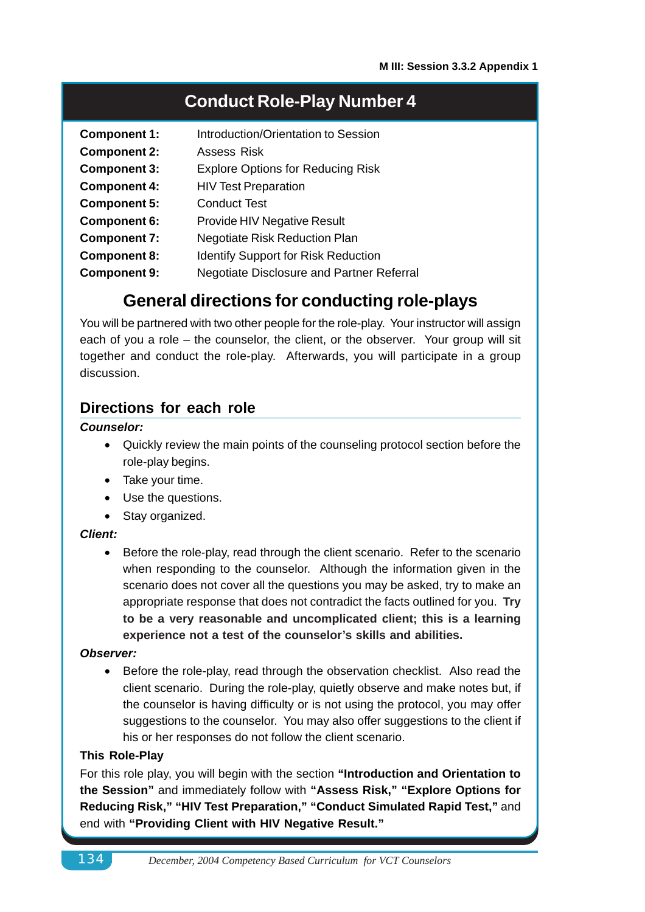# Conduct Role-Play Number 4

| | |
|---|---|
| **Component 1:** | Introduction/Orientation to Session |
| **Component 2:** | Assess Risk |
| **Component 3:** | Explore Options for Reducing Risk |
| **Component 4:** | HIV Test Preparation |
| **Component 5:** | Conduct Test |
| **Component 6:** | Provide HIV Negative Result |
| **Component 7:** | Negotiate Risk Reduction Plan |
| **Component 8:** | Identify Support for Risk Reduction |
| **Component 9:** | Negotiate Disclosure and Partner Referral |

## General directions for conducting role-plays

You will be partnered with two other people for the role-play. Your instructor will assign each of you a role – the counselor, the client, or the observer. Your group will sit together and conduct the role-play. Afterwards, you will participate in a group discussion.

### Directions for each role

***Counselor:***

- Quickly review the main points of the counseling protocol section before the role-play begins.
- Take your time.
- Use the questions.
- Stay organized.

***Client:***

- Before the role-play, read through the client scenario. Refer to the scenario when responding to the counselor. Although the information given in the scenario does not cover all the questions you may be asked, try to make an appropriate response that does not contradict the facts outlined for you. **Try to be a very reasonable and uncomplicated client; this is a learning experience not a test of the counselor's skills and abilities.**

***Observer:***

- Before the role-play, read through the observation checklist. Also read the client scenario. During the role-play, quietly observe and make notes but, if the counselor is having difficulty or is not using the protocol, you may offer suggestions to the counselor. You may also offer suggestions to the client if his or her responses do not follow the client scenario.

**This Role-Play**

For this role play, you will begin with the section **"Introduction and Orientation to the Session"** and immediately follow with **"Assess Risk," "Explore Options for Reducing Risk," "HIV Test Preparation," "Conduct Simulated Rapid Test,"** and end with **"Providing Client with HIV Negative Result."**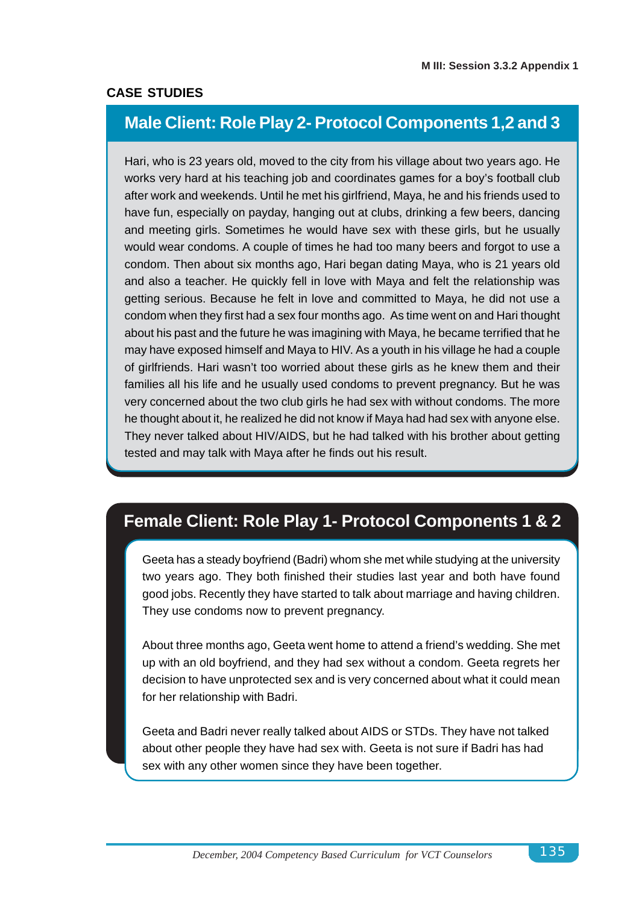## CASE STUDIES

### Male Client: Role Play 2- Protocol Components 1,2 and 3

Hari, who is 23 years old, moved to the city from his village about two years ago. He works very hard at his teaching job and coordinates games for a boy's football club after work and weekends. Until he met his girlfriend, Maya, he and his friends used to have fun, especially on payday, hanging out at clubs, drinking a few beers, dancing and meeting girls. Sometimes he would have sex with these girls, but he usually would wear condoms. A couple of times he had too many beers and forgot to use a condom. Then about six months ago, Hari began dating Maya, who is 21 years old and also a teacher. He quickly fell in love with Maya and felt the relationship was getting serious. Because he felt in love and committed to Maya, he did not use a condom when they first had a sex four months ago. As time went on and Hari thought about his past and the future he was imagining with Maya, he became terrified that he may have exposed himself and Maya to HIV. As a youth in his village he had a couple of girlfriends. Hari wasn't too worried about these girls as he knew them and their families all his life and he usually used condoms to prevent pregnancy. But he was very concerned about the two club girls he had sex with without condoms. The more he thought about it, he realized he did not know if Maya had had sex with anyone else. They never talked about HIV/AIDS, but he had talked with his brother about getting tested and may talk with Maya after he finds out his result.

### Female Client: Role Play 1- Protocol Components 1 & 2

Geeta has a steady boyfriend (Badri) whom she met while studying at the university two years ago. They both finished their studies last year and both have found good jobs. Recently they have started to talk about marriage and having children. They use condoms now to prevent pregnancy.

About three months ago, Geeta went home to attend a friend's wedding. She met up with an old boyfriend, and they had sex without a condom. Geeta regrets her decision to have unprotected sex and is very concerned about what it could mean for her relationship with Badri.

Geeta and Badri never really talked about AIDS or STDs. They have not talked about other people they have had sex with. Geeta is not sure if Badri has had sex with any other women since they have been together.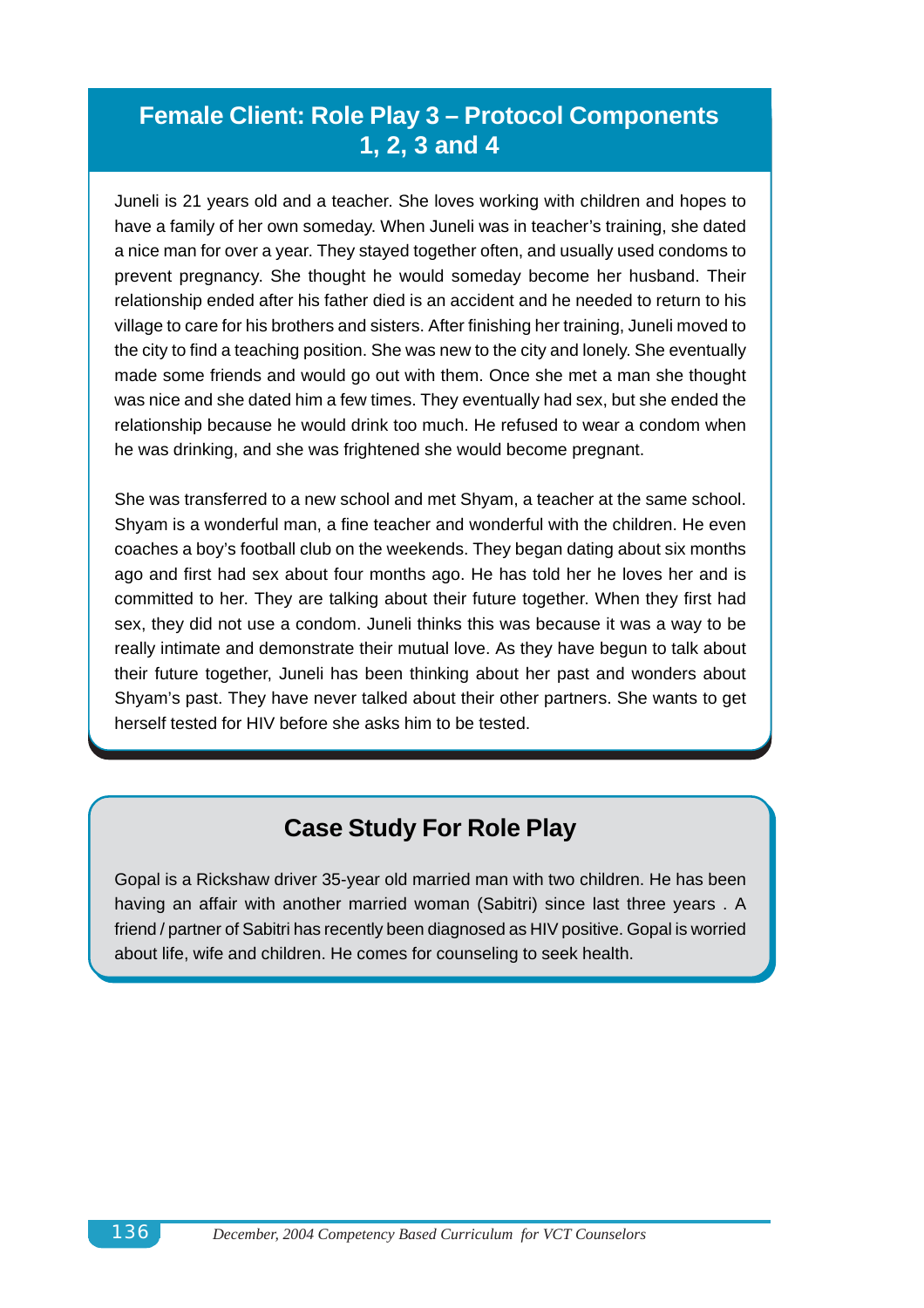## Female Client: Role Play 3 – Protocol Components 1, 2, 3 and 4

Juneli is 21 years old and a teacher. She loves working with children and hopes to have a family of her own someday. When Juneli was in teacher's training, she dated a nice man for over a year. They stayed together often, and usually used condoms to prevent pregnancy. She thought he would someday become her husband. Their relationship ended after his father died is an accident and he needed to return to his village to care for his brothers and sisters. After finishing her training, Juneli moved to the city to find a teaching position. She was new to the city and lonely. She eventually made some friends and would go out with them. Once she met a man she thought was nice and she dated him a few times. They eventually had sex, but she ended the relationship because he would drink too much. He refused to wear a condom when he was drinking, and she was frightened she would become pregnant.

She was transferred to a new school and met Shyam, a teacher at the same school. Shyam is a wonderful man, a fine teacher and wonderful with the children. He even coaches a boy's football club on the weekends. They began dating about six months ago and first had sex about four months ago. He has told her he loves her and is committed to her. They are talking about their future together. When they first had sex, they did not use a condom. Juneli thinks this was because it was a way to be really intimate and demonstrate their mutual love. As they have begun to talk about their future together, Juneli has been thinking about her past and wonders about Shyam's past. They have never talked about their other partners. She wants to get herself tested for HIV before she asks him to be tested.

## Case Study For Role Play

Gopal is a Rickshaw driver 35-year old married man with two children. He has been having an affair with another married woman (Sabitri) since last three years . A friend / partner of Sabitri has recently been diagnosed as HIV positive. Gopal is worried about life, wife and children. He comes for counseling to seek health.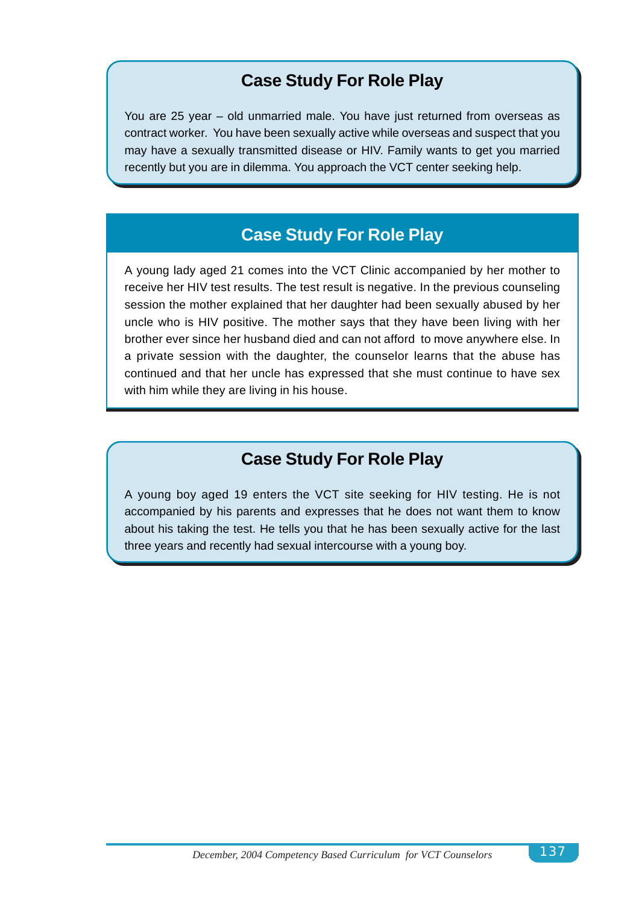## Case Study For Role Play

You are 25 year – old unmarried male. You have just returned from overseas as contract worker. You have been sexually active while overseas and suspect that you may have a sexually transmitted disease or HIV. Family wants to get you married recently but you are in dilemma. You approach the VCT center seeking help.

## Case Study For Role Play

A young lady aged 21 comes into the VCT Clinic accompanied by her mother to receive her HIV test results. The test result is negative. In the previous counseling session the mother explained that her daughter had been sexually abused by her uncle who is HIV positive. The mother says that they have been living with her brother ever since her husband died and can not afford to move anywhere else. In a private session with the daughter, the counselor learns that the abuse has continued and that her uncle has expressed that she must continue to have sex with him while they are living in his house.

## Case Study For Role Play

A young boy aged 19 enters the VCT site seeking for HIV testing. He is not accompanied by his parents and expresses that he does not want them to know about his taking the test. He tells you that he has been sexually active for the last three years and recently had sexual intercourse with a young boy.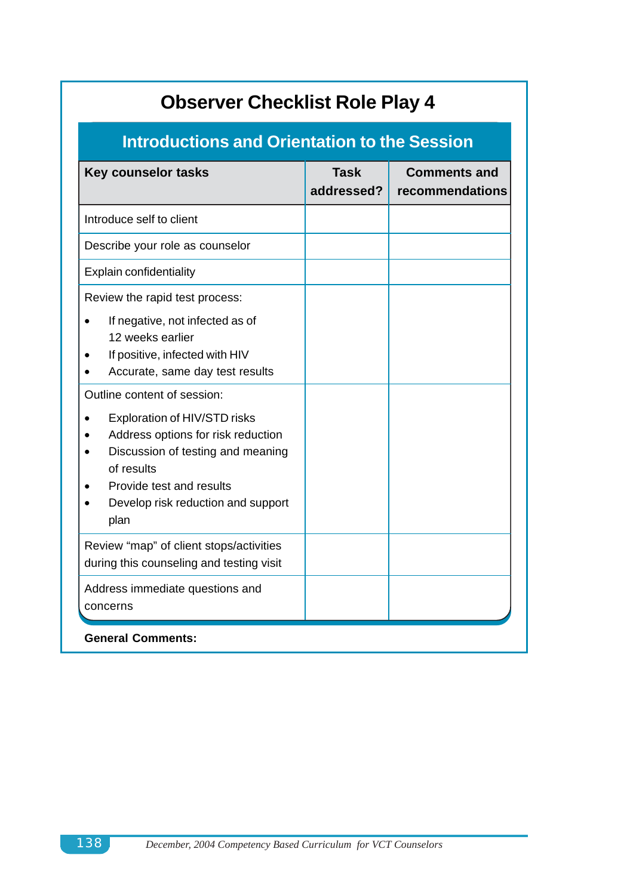# Observer Checklist Role Play 4

## Introductions and Orientation to the Session

| Key counselor tasks | Task addressed? | Comments and recommendations |
|---|---|---|
| Introduce self to client | | |
| Describe your role as counselor | | |
| Explain confidentiality | | |
| Review the rapid test process:<br>• If negative, not infected as of 12 weeks earlier<br>• If positive, infected with HIV<br>• Accurate, same day test results | | |
| Outline content of session:<br>• Exploration of HIV/STD risks<br>• Address options for risk reduction<br>• Discussion of testing and meaning of results<br>• Provide test and results<br>• Develop risk reduction and support plan | | |
| Review “map” of client stops/activities during this counseling and testing visit | | |
| Address immediate questions and concerns | | |

**General Comments:**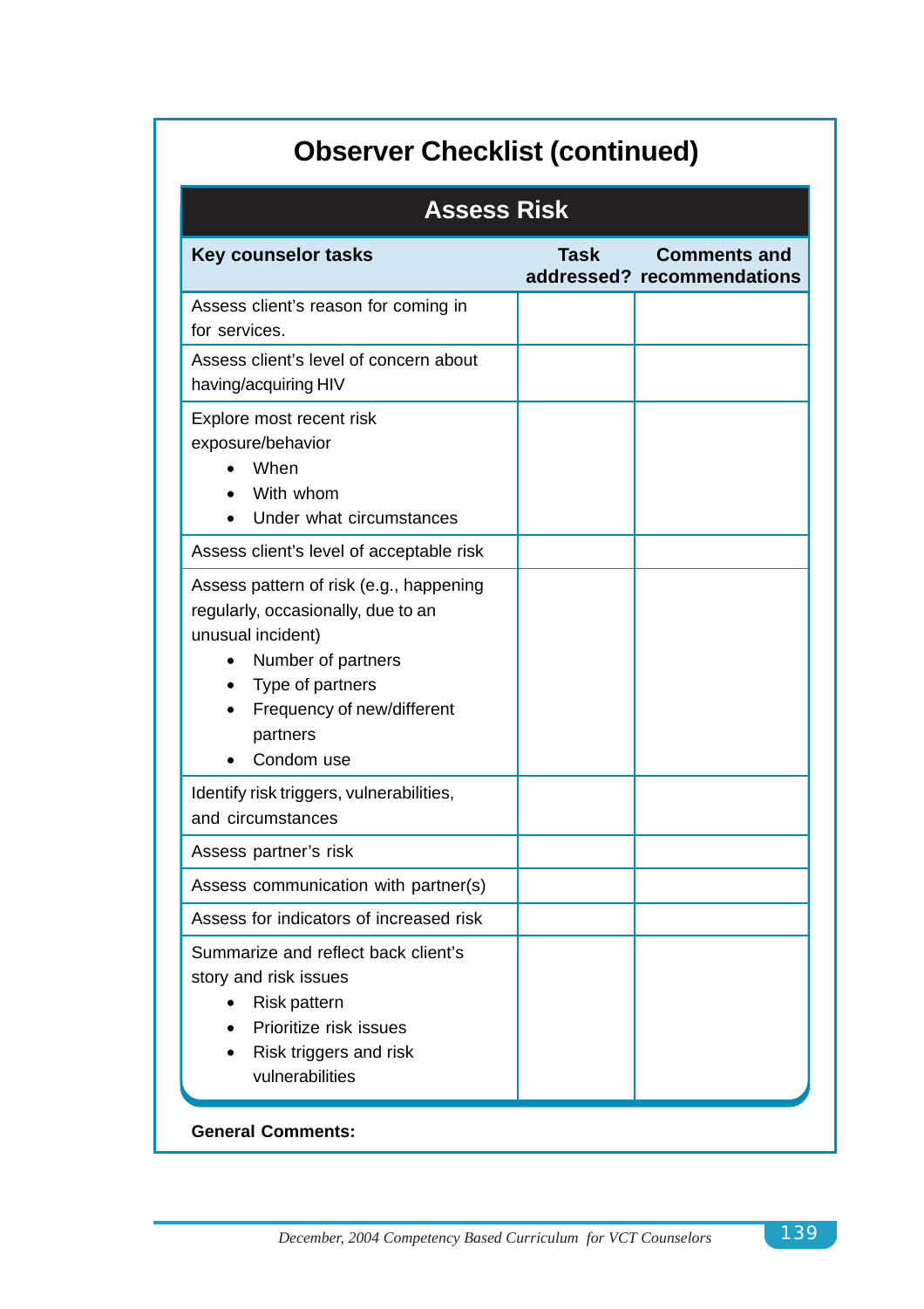## Observer Checklist (continued)

### Assess Risk

| Key counselor tasks | Task addressed? | Comments and recommendations |
|---|---|---|
| Assess client's reason for coming in for services. | | |
| Assess client's level of concern about having/acquiring HIV | | |
| Explore most recent risk exposure/behavior<br>• When<br>• With whom<br>• Under what circumstances | | |
| Assess client's level of acceptable risk | | |
| Assess pattern of risk (e.g., happening regularly, occasionally, due to an unusual incident)<br>• Number of partners<br>• Type of partners<br>• Frequency of new/different partners<br>• Condom use | | |
| Identify risk triggers, vulnerabilities, and circumstances | | |
| Assess partner's risk | | |
| Assess communication with partner(s) | | |
| Assess for indicators of increased risk | | |
| Summarize and reflect back client's story and risk issues<br>• Risk pattern<br>• Prioritize risk issues<br>• Risk triggers and risk vulnerabilities | | |

**General Comments:**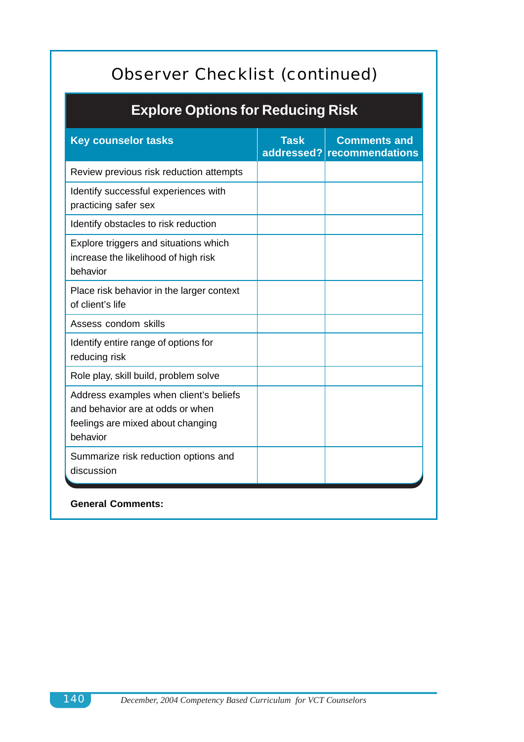# Observer Checklist (continued)

## Explore Options for Reducing Risk

| Key counselor tasks | Task addressed? | Comments and recommendations |
|---|---|---|
| Review previous risk reduction attempts | | |
| Identify successful experiences with practicing safer sex | | |
| Identify obstacles to risk reduction | | |
| Explore triggers and situations which increase the likelihood of high risk behavior | | |
| Place risk behavior in the larger context of client's life | | |
| Assess condom skills | | |
| Identify entire range of options for reducing risk | | |
| Role play, skill build, problem solve | | |
| Address examples when client's beliefs and behavior are at odds or when feelings are mixed about changing behavior | | |
| Summarize risk reduction options and discussion | | |

**General Comments:**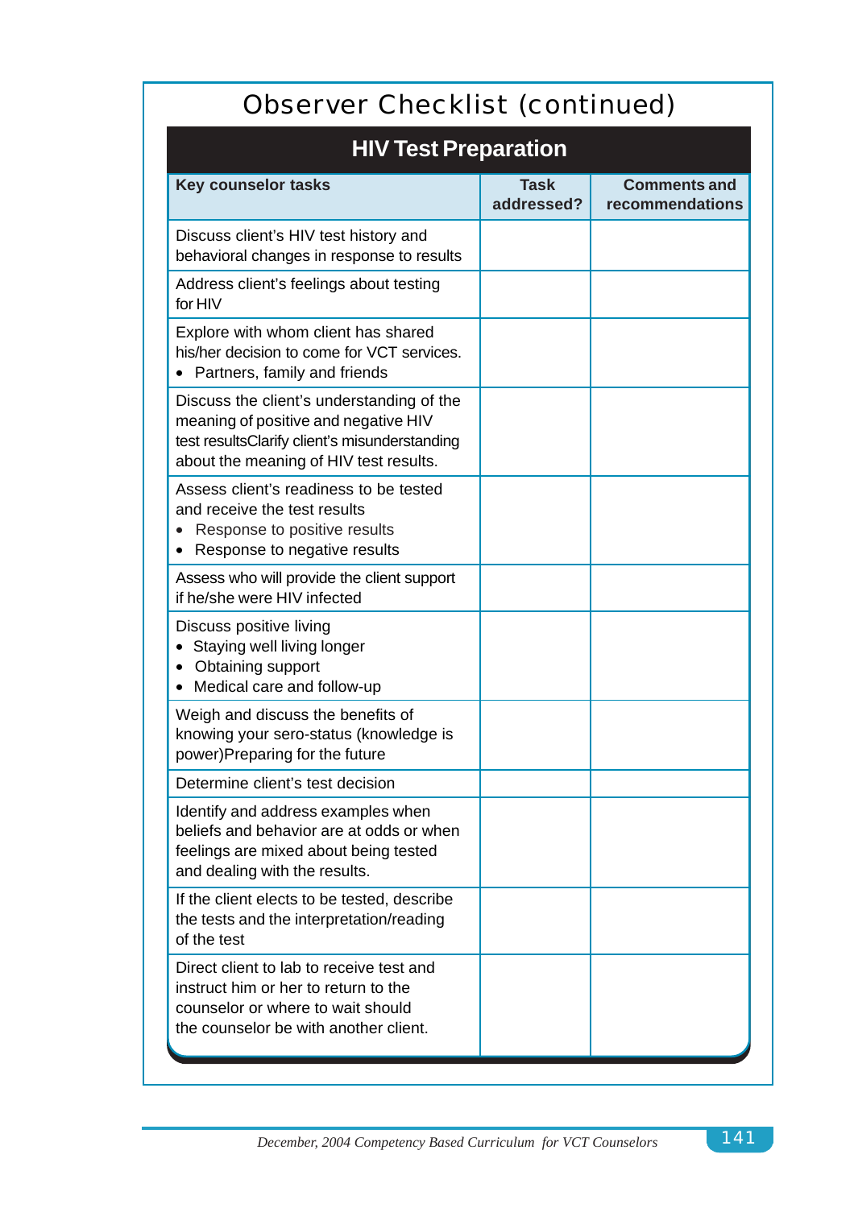# Observer Checklist (continued)

## HIV Test Preparation

| Key counselor tasks | Task addressed? | Comments and recommendations |
|---|---|---|
| Discuss client's HIV test history and behavioral changes in response to results | | |
| Address client's feelings about testing for HIV | | |
| Explore with whom client has shared his/her decision to come for VCT services. <br>• Partners, family and friends | | |
| Discuss the client's understanding of the meaning of positive and negative HIV test resultsClarify client's misunderstanding about the meaning of HIV test results. | | |
| Assess client's readiness to be tested and receive the test results <br>• Response to positive results <br>• Response to negative results | | |
| Assess who will provide the client support if he/she were HIV infected | | |
| Discuss positive living <br>• Staying well living longer <br>• Obtaining support <br>• Medical care and follow-up | | |
| Weigh and discuss the benefits of knowing your sero-status (knowledge is power)Preparing for the future | | |
| Determine client's test decision | | |
| Identify and address examples when beliefs and behavior are at odds or when feelings are mixed about being tested and dealing with the results. | | |
| If the client elects to be tested, describe the tests and the interpretation/reading of the test | | |
| Direct client to lab to receive test and instruct him or her to return to the counselor or where to wait should the counselor be with another client. | | |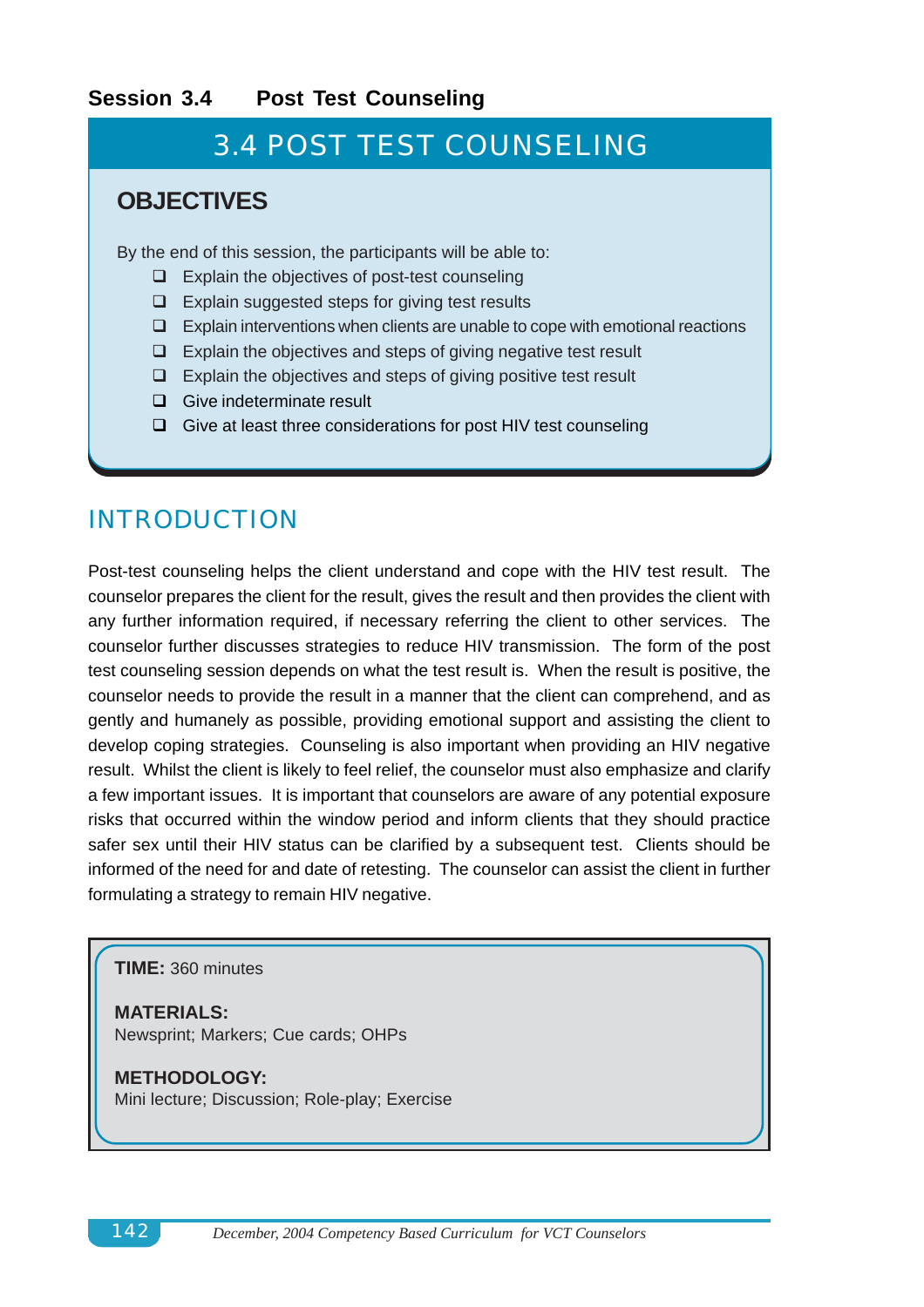## Session 3.4 Post Test Counseling

# 3.4 POST TEST COUNSELING

## OBJECTIVES

By the end of this session, the participants will be able to:

- Explain the objectives of post-test counseling
- Explain suggested steps for giving test results
- Explain interventions when clients are unable to cope with emotional reactions
- Explain the objectives and steps of giving negative test result
- Explain the objectives and steps of giving positive test result
- Give indeterminate result
- Give at least three considerations for post HIV test counseling

## INTRODUCTION

Post-test counseling helps the client understand and cope with the HIV test result. The counselor prepares the client for the result, gives the result and then provides the client with any further information required, if necessary referring the client to other services. The counselor further discusses strategies to reduce HIV transmission. The form of the post test counseling session depends on what the test result is. When the result is positive, the counselor needs to provide the result in a manner that the client can comprehend, and as gently and humanely as possible, providing emotional support and assisting the client to develop coping strategies. Counseling is also important when providing an HIV negative result. Whilst the client is likely to feel relief, the counselor must also emphasize and clarify a few important issues. It is important that counselors are aware of any potential exposure risks that occurred within the window period and inform clients that they should practice safer sex until their HIV status can be clarified by a subsequent test. Clients should be informed of the need for and date of retesting. The counselor can assist the client in further formulating a strategy to remain HIV negative.

**TIME:** 360 minutes

**MATERIALS:**
Newsprint; Markers; Cue cards; OHPs

**METHODOLOGY:**
Mini lecture; Discussion; Role-play; Exercise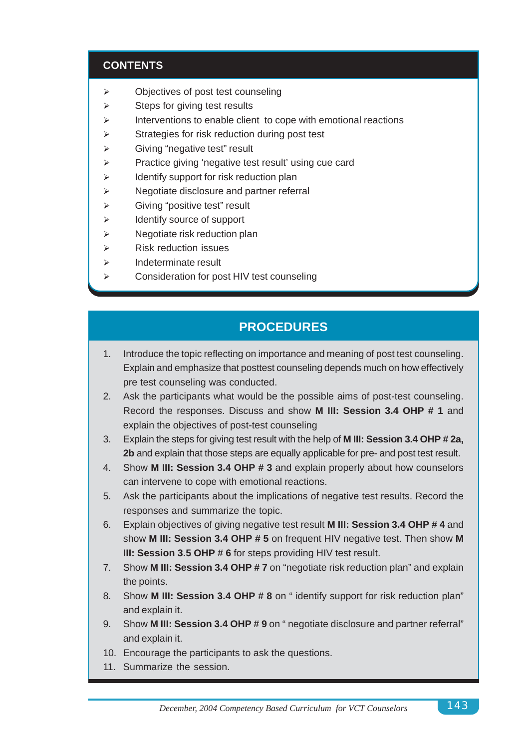## CONTENTS

- Objectives of post test counseling
- Steps for giving test results
- Interventions to enable client  to cope with emotional reactions
- Strategies for risk reduction during post test
- Giving “negative test” result
- Practice giving ‘negative test result’ using cue card
- Identify support for risk reduction plan
- Negotiate disclosure and partner referral
- Giving “positive test” result
- Identify source of support
- Negotiate risk reduction plan
- Risk reduction issues
- Indeterminate result
- Consideration for post HIV test counseling

## PROCEDURES

1. Introduce the topic reflecting on importance and meaning of post test counseling. Explain and emphasize that posttest counseling depends much on how effectively pre test counseling was conducted.
2. Ask the participants what would be the possible aims of post-test counseling. Record the responses. Discuss and show **M III: Session 3.4 OHP # 1** and explain the objectives of post-test counseling
3. Explain the steps for giving test result with the help of **M III: Session 3.4 OHP # 2a, 2b** and explain that those steps are equally applicable for pre- and post test result.
4. Show **M III: Session 3.4 OHP # 3** and explain properly about how counselors can intervene to cope with emotional reactions.
5. Ask the participants about the implications of negative test results. Record the responses and summarize the topic.
6. Explain objectives of giving negative test result **M III: Session 3.4 OHP # 4** and show **M III: Session 3.4 OHP # 5** on frequent HIV negative test. Then show **M III: Session 3.5 OHP # 6** for steps providing HIV test result.
7. Show **M III: Session 3.4 OHP # 7** on “negotiate risk reduction plan” and explain the points.
8. Show **M III: Session 3.4 OHP # 8** on “ identify support for risk reduction plan” and explain it.
9. Show **M III: Session 3.4 OHP # 9** on “ negotiate disclosure and partner referral” and explain it.
10. Encourage the participants to ask the questions.
11. Summarize the session.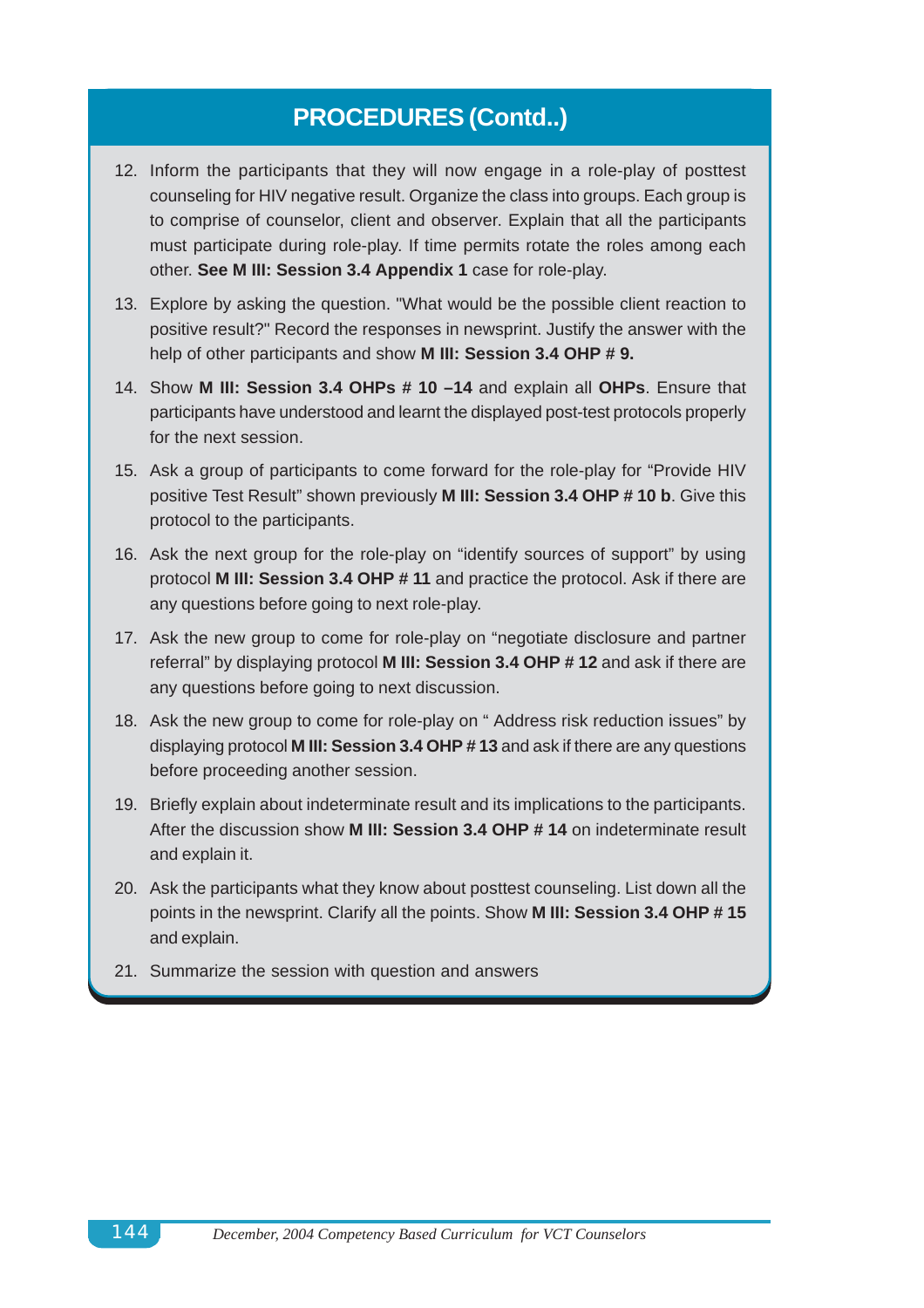## PROCEDURES (Contd..)

12. Inform the participants that they will now engage in a role-play of posttest counseling for HIV negative result. Organize the class into groups. Each group is to comprise of counselor, client and observer. Explain that all the participants must participate during role-play. If time permits rotate the roles among each other. **See M III: Session 3.4 Appendix 1** case for role-play.
13. Explore by asking the question. "What would be the possible client reaction to positive result?" Record the responses in newsprint. Justify the answer with the help of other participants and show **M III: Session 3.4 OHP # 9.**
14. Show **M III: Session 3.4 OHPs # 10 –14** and explain all **OHPs**. Ensure that participants have understood and learnt the displayed post-test protocols properly for the next session.
15. Ask a group of participants to come forward for the role-play for "Provide HIV positive Test Result" shown previously **M III: Session 3.4 OHP # 10 b**. Give this protocol to the participants.
16. Ask the next group for the role-play on "identify sources of support" by using protocol **M III: Session 3.4 OHP # 11** and practice the protocol. Ask if there are any questions before going to next role-play.
17. Ask the new group to come for role-play on "negotiate disclosure and partner referral" by displaying protocol **M III: Session 3.4 OHP # 12** and ask if there are any questions before going to next discussion.
18. Ask the new group to come for role-play on " Address risk reduction issues" by displaying protocol **M III: Session 3.4 OHP # 13** and ask if there are any questions before proceeding another session.
19. Briefly explain about indeterminate result and its implications to the participants. After the discussion show **M III: Session 3.4 OHP # 14** on indeterminate result and explain it.
20. Ask the participants what they know about posttest counseling. List down all the points in the newsprint. Clarify all the points. Show **M III: Session 3.4 OHP # 15** and explain.
21. Summarize the session with question and answers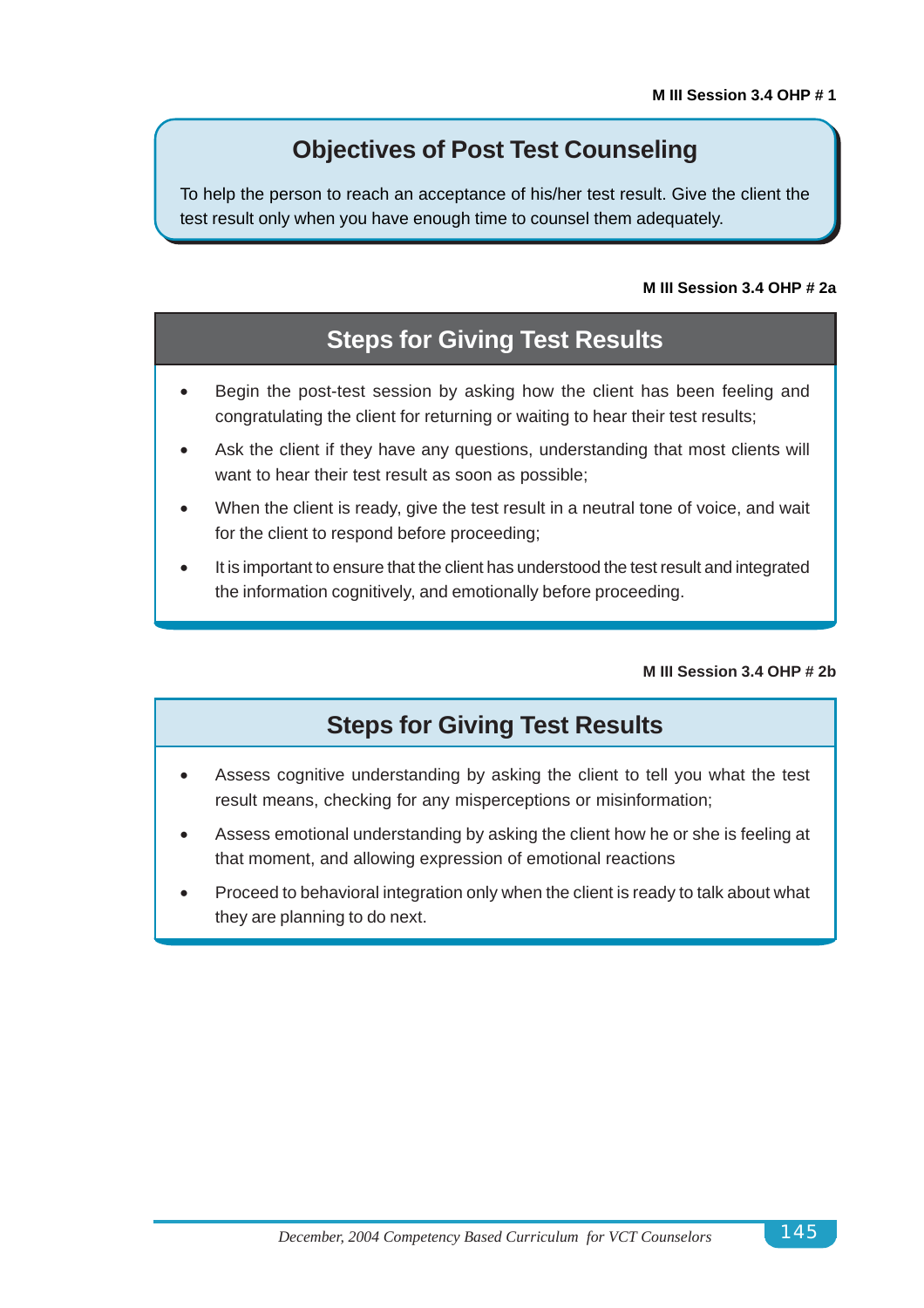M III Session 3.4 OHP # 1

## Objectives of Post Test Counseling

To help the person to reach an acceptance of his/her test result. Give the client the test result only when you have enough time to counsel them adequately.

M III Session 3.4 OHP # 2a

## Steps for Giving Test Results

- Begin the post-test session by asking how the client has been feeling and congratulating the client for returning or waiting to hear their test results;
- Ask the client if they have any questions, understanding that most clients will want to hear their test result as soon as possible;
- When the client is ready, give the test result in a neutral tone of voice, and wait for the client to respond before proceeding;
- It is important to ensure that the client has understood the test result and integrated the information cognitively, and emotionally before proceeding.

M III Session 3.4 OHP # 2b

## Steps for Giving Test Results

- Assess cognitive understanding by asking the client to tell you what the test result means, checking for any misperceptions or misinformation;
- Assess emotional understanding by asking the client how he or she is feeling at that moment, and allowing expression of emotional reactions
- Proceed to behavioral integration only when the client is ready to talk about what they are planning to do next.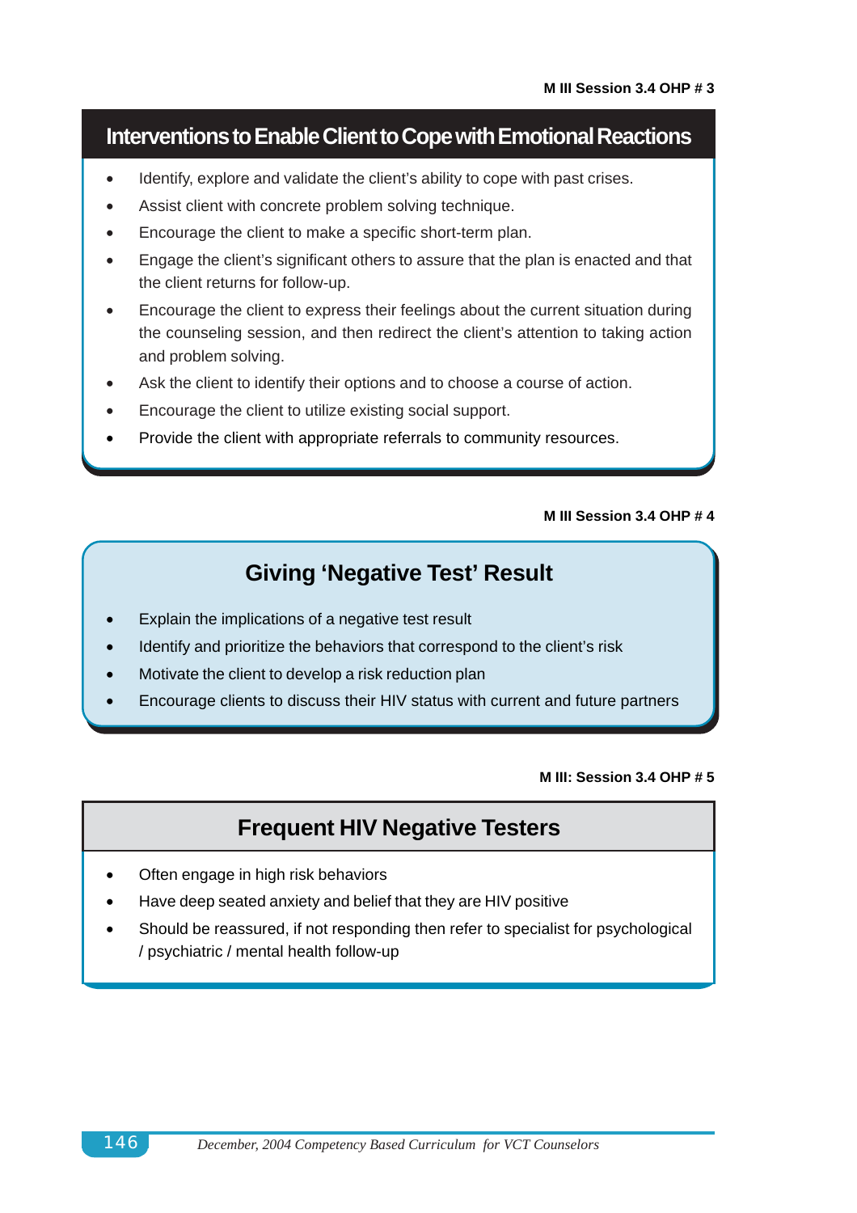M III Session 3.4 OHP # 3

## Interventions to Enable Client to Cope with Emotional Reactions

- Identify, explore and validate the client's ability to cope with past crises.
- Assist client with concrete problem solving technique.
- Encourage the client to make a specific short-term plan.
- Engage the client's significant others to assure that the plan is enacted and that the client returns for follow-up.
- Encourage the client to express their feelings about the current situation during the counseling session, and then redirect the client's attention to taking action and problem solving.
- Ask the client to identify their options and to choose a course of action.
- Encourage the client to utilize existing social support.
- Provide the client with appropriate referrals to community resources.

M III Session 3.4 OHP # 4

## Giving 'Negative Test' Result

- Explain the implications of a negative test result
- Identify and prioritize the behaviors that correspond to the client's risk
- Motivate the client to develop a risk reduction plan
- Encourage clients to discuss their HIV status with current and future partners

M III: Session 3.4 OHP # 5

## Frequent HIV Negative Testers

- Often engage in high risk behaviors
- Have deep seated anxiety and belief that they are HIV positive
- Should be reassured, if not responding then refer to specialist for psychological / psychiatric / mental health follow-up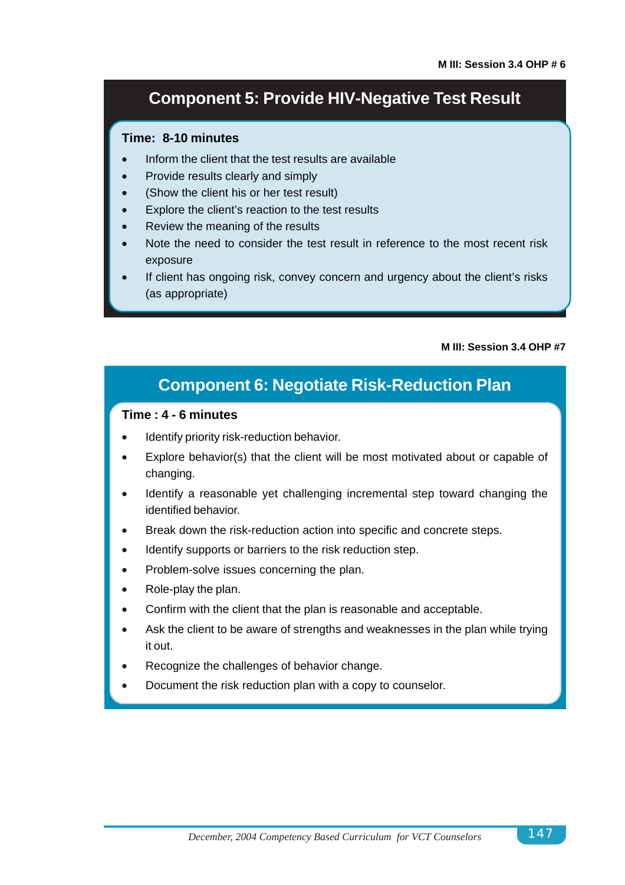M III: Session 3.4 OHP # 6

## Component 5: Provide HIV-Negative Test Result

**Time: 8-10 minutes**

- Inform the client that the test results are available
- Provide results clearly and simply
- (Show the client his or her test result)
- Explore the client's reaction to the test results
- Review the meaning of the results
- Note the need to consider the test result in reference to the most recent risk exposure
- If client has ongoing risk, convey concern and urgency about the client's risks (as appropriate)

M III: Session 3.4 OHP #7

## Component 6: Negotiate Risk-Reduction Plan

**Time : 4 - 6 minutes**

- Identify priority risk-reduction behavior.
- Explore behavior(s) that the client will be most motivated about or capable of changing.
- Identify a reasonable yet challenging incremental step toward changing the identified behavior.
- Break down the risk-reduction action into specific and concrete steps.
- Identify supports or barriers to the risk reduction step.
- Problem-solve issues concerning the plan.
- Role-play the plan.
- Confirm with the client that the plan is reasonable and acceptable.
- Ask the client to be aware of strengths and weaknesses in the plan while trying it out.
- Recognize the challenges of behavior change.
- Document the risk reduction plan with a copy to counselor.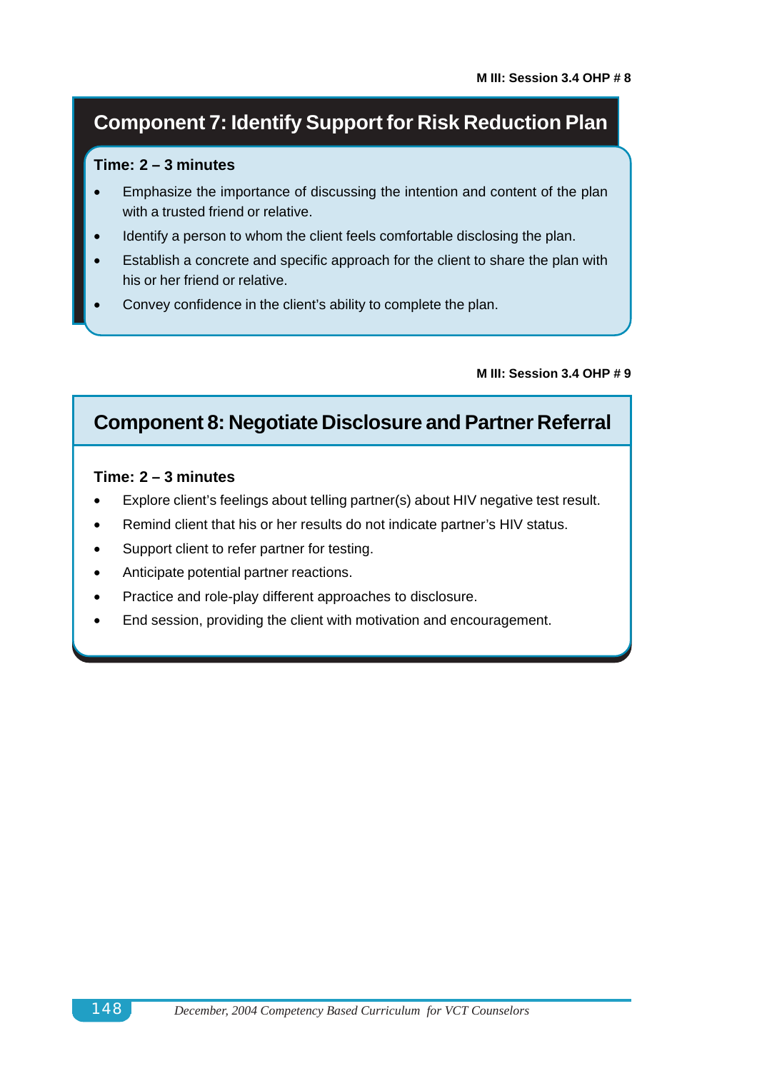M III: Session 3.4 OHP # 8

## Component 7: Identify Support for Risk Reduction Plan

**Time: 2 – 3 minutes**

- Emphasize the importance of discussing the intention and content of the plan with a trusted friend or relative.
- Identify a person to whom the client feels comfortable disclosing the plan.
- Establish a concrete and specific approach for the client to share the plan with his or her friend or relative.
- Convey confidence in the client's ability to complete the plan.

M III: Session 3.4 OHP # 9

## Component 8: Negotiate Disclosure and Partner Referral

**Time: 2 – 3 minutes**

- Explore client's feelings about telling partner(s) about HIV negative test result.
- Remind client that his or her results do not indicate partner's HIV status.
- Support client to refer partner for testing.
- Anticipate potential partner reactions.
- Practice and role-play different approaches to disclosure.
- End session, providing the client with motivation and encouragement.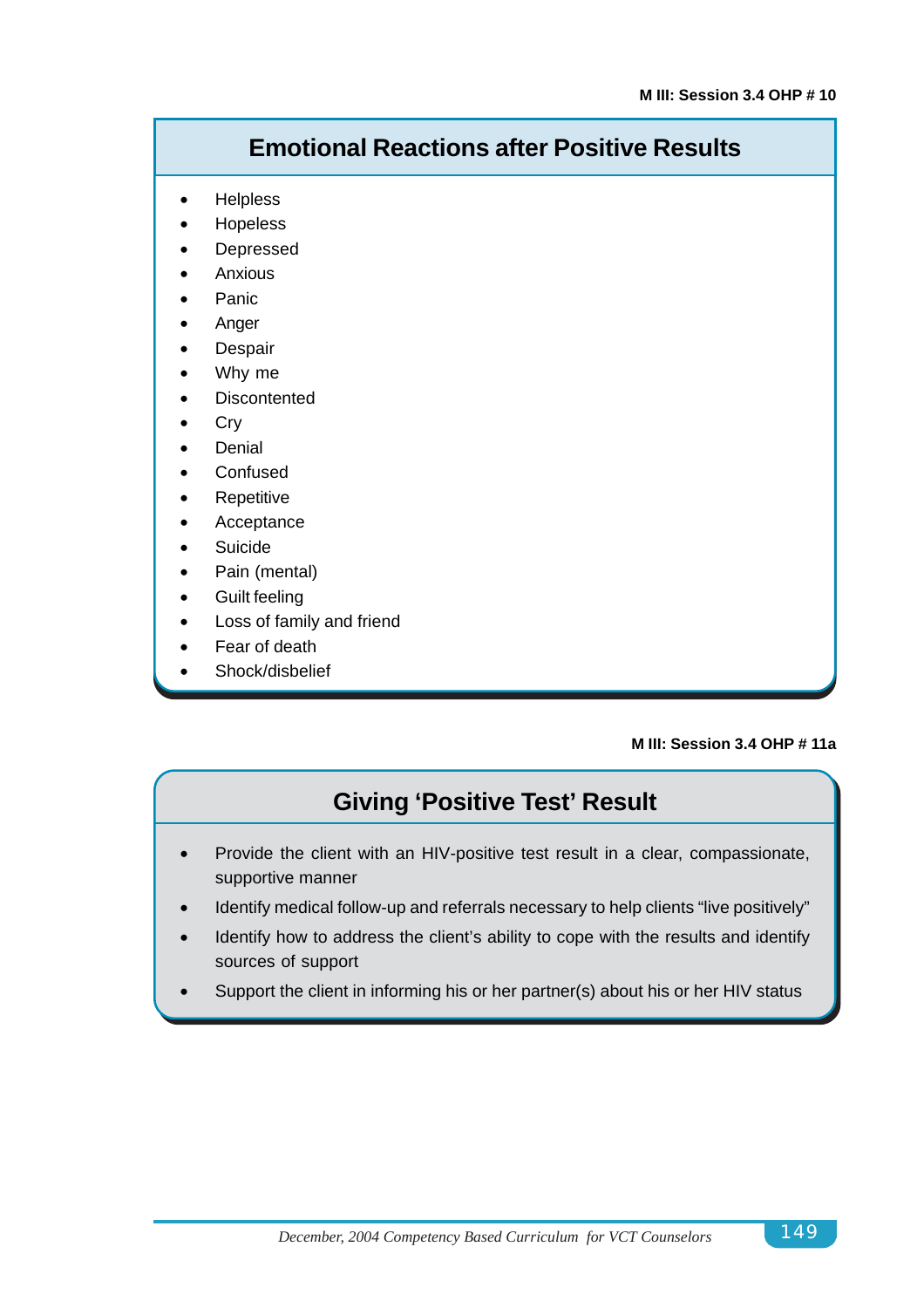M III: Session 3.4 OHP # 10

## Emotional Reactions after Positive Results

- Helpless
- Hopeless
- Depressed
- Anxious
- Panic
- Anger
- Despair
- Why me
- Discontented
- Cry
- Denial
- Confused
- Repetitive
- Acceptance
- Suicide
- Pain (mental)
- Guilt feeling
- Loss of family and friend
- Fear of death
- Shock/disbelief

M III: Session 3.4 OHP # 11a

## Giving ‘Positive Test’ Result

- Provide the client with an HIV-positive test result in a clear, compassionate, supportive manner
- Identify medical follow-up and referrals necessary to help clients “live positively”
- Identify how to address the client’s ability to cope with the results and identify sources of support
- Support the client in informing his or her partner(s) about his or her HIV status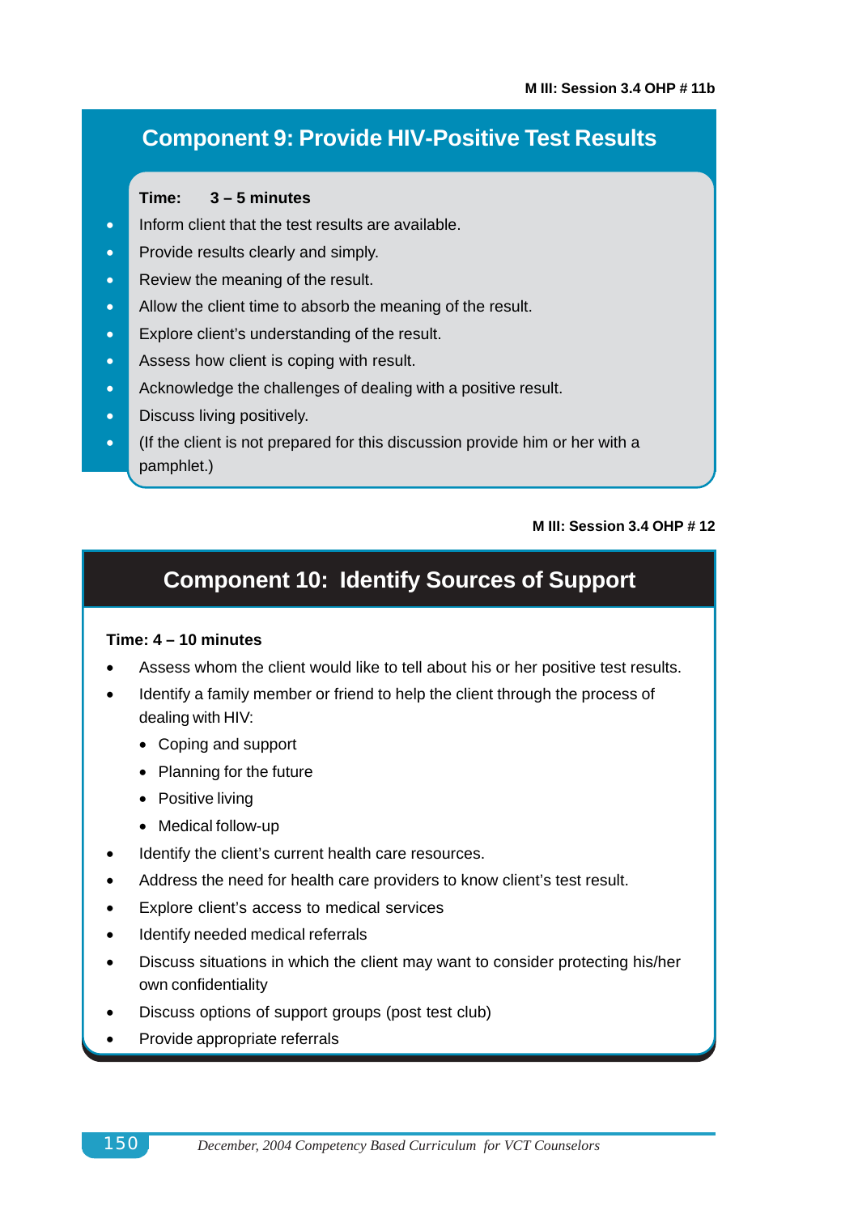M III: Session 3.4 OHP # 11b

## Component 9: Provide HIV-Positive Test Results

**Time: 3 – 5 minutes**

- Inform client that the test results are available.
- Provide results clearly and simply.
- Review the meaning of the result.
- Allow the client time to absorb the meaning of the result.
- Explore client's understanding of the result.
- Assess how client is coping with result.
- Acknowledge the challenges of dealing with a positive result.
- Discuss living positively.
- (If the client is not prepared for this discussion provide him or her with a pamphlet.)

M III: Session 3.4 OHP # 12

## Component 10: Identify Sources of Support

**Time: 4 – 10 minutes**

- Assess whom the client would like to tell about his or her positive test results.
- Identify a family member or friend to help the client through the process of dealing with HIV:
  - Coping and support
  - Planning for the future
  - Positive living
  - Medical follow-up
- Identify the client's current health care resources.
- Address the need for health care providers to know client's test result.
- Explore client's access to medical services
- Identify needed medical referrals
- Discuss situations in which the client may want to consider protecting his/her own confidentiality
- Discuss options of support groups (post test club)
- Provide appropriate referrals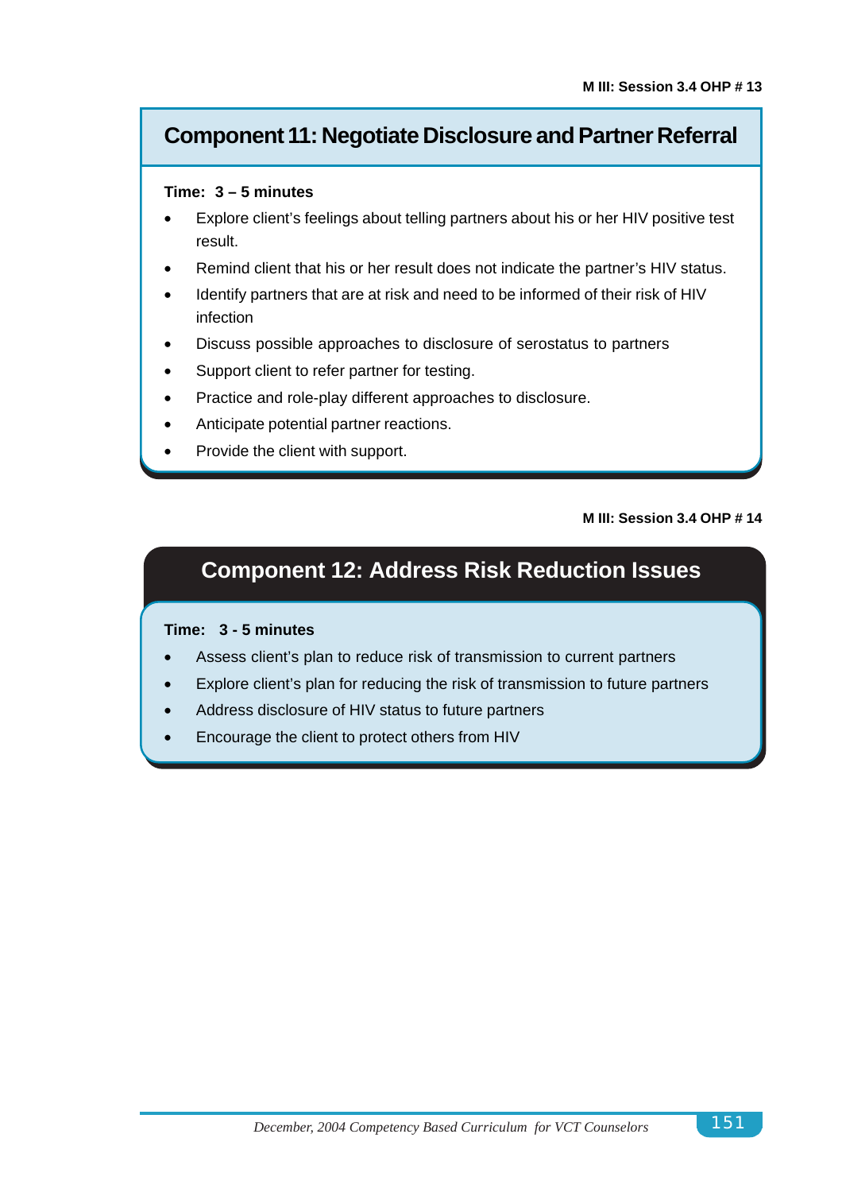M III: Session 3.4 OHP # 13

## Component 11: Negotiate Disclosure and Partner Referral

**Time: 3 – 5 minutes**

- Explore client's feelings about telling partners about his or her HIV positive test result.
- Remind client that his or her result does not indicate the partner's HIV status.
- Identify partners that are at risk and need to be informed of their risk of HIV infection
- Discuss possible approaches to disclosure of serostatus to partners
- Support client to refer partner for testing.
- Practice and role-play different approaches to disclosure.
- Anticipate potential partner reactions.
- Provide the client with support.

M III: Session 3.4 OHP # 14

## Component 12: Address Risk Reduction Issues

**Time: 3 - 5 minutes**

- Assess client's plan to reduce risk of transmission to current partners
- Explore client's plan for reducing the risk of transmission to future partners
- Address disclosure of HIV status to future partners
- Encourage the client to protect others from HIV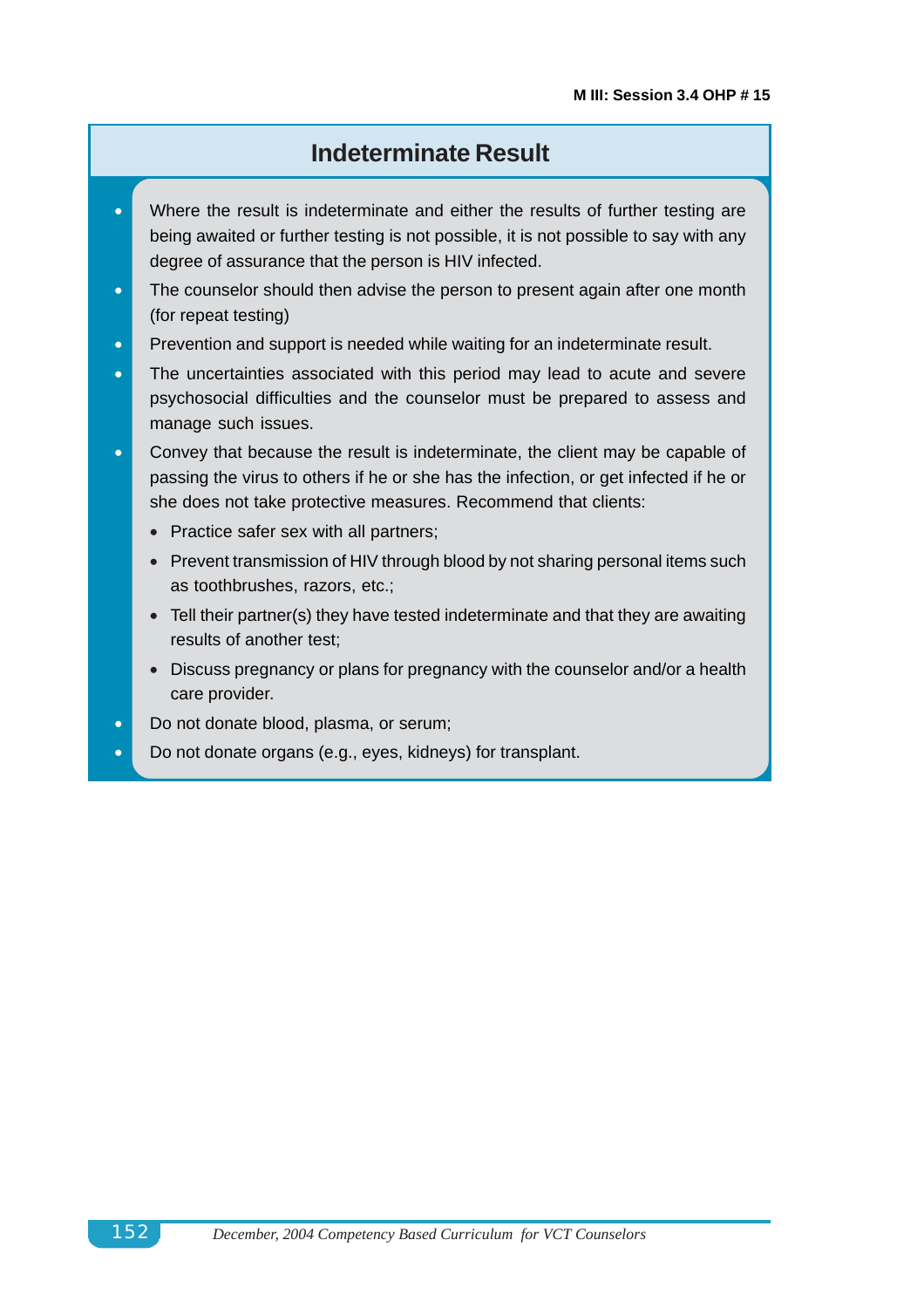M III: Session 3.4 OHP # 15

# Indeterminate Result

- Where the result is indeterminate and either the results of further testing are being awaited or further testing is not possible, it is not possible to say with any degree of assurance that the person is HIV infected.
- The counselor should then advise the person to present again after one month (for repeat testing)
- Prevention and support is needed while waiting for an indeterminate result.
- The uncertainties associated with this period may lead to acute and severe psychosocial difficulties and the counselor must be prepared to assess and manage such issues.
- Convey that because the result is indeterminate, the client may be capable of passing the virus to others if he or she has the infection, or get infected if he or she does not take protective measures. Recommend that clients:
  - Practice safer sex with all partners;
  - Prevent transmission of HIV through blood by not sharing personal items such as toothbrushes, razors, etc.;
  - Tell their partner(s) they have tested indeterminate and that they are awaiting results of another test;
  - Discuss pregnancy or plans for pregnancy with the counselor and/or a health care provider.
- Do not donate blood, plasma, or serum;
- Do not donate organs (e.g., eyes, kidneys) for transplant.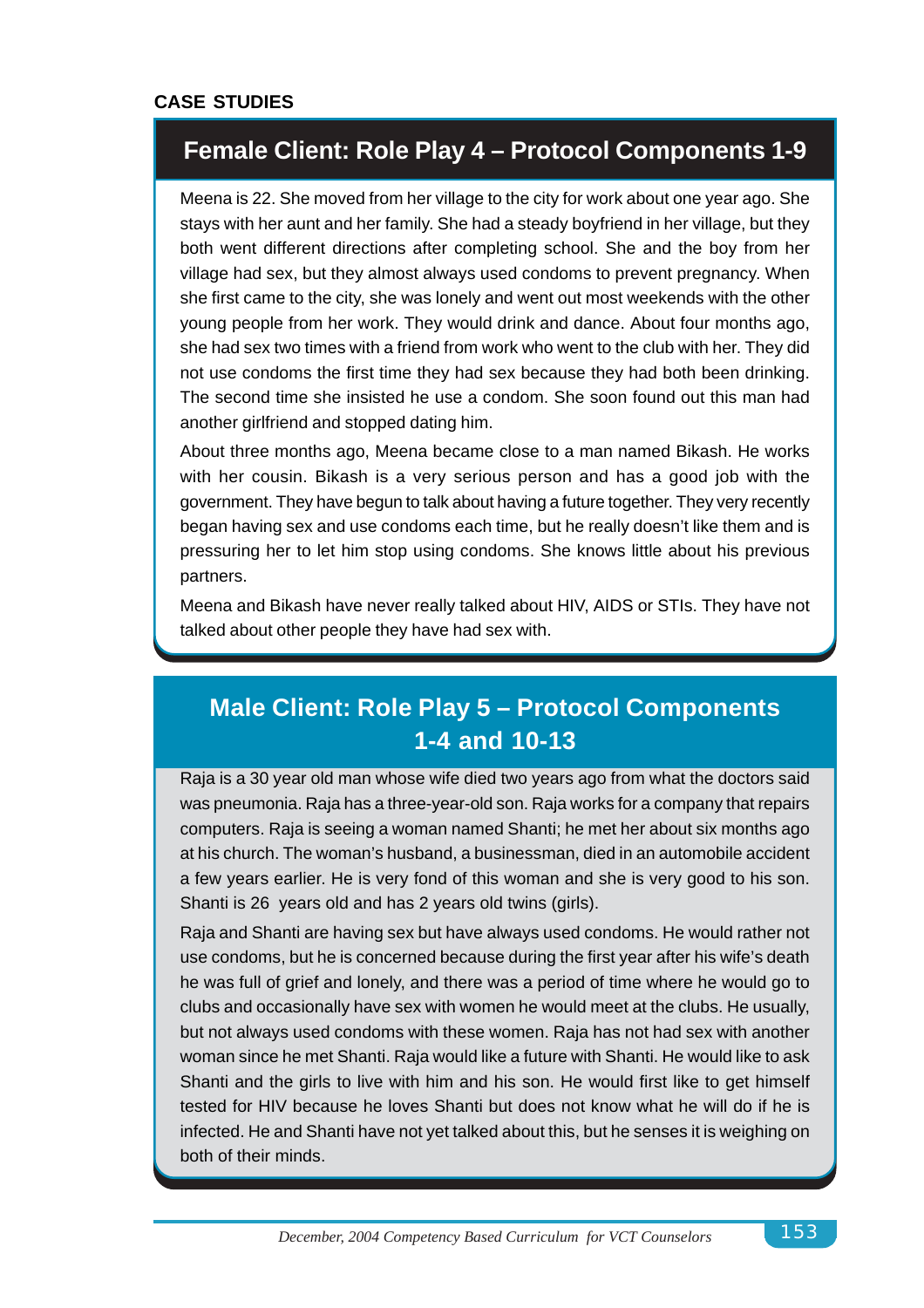**CASE STUDIES**

## Female Client: Role Play 4 – Protocol Components 1-9

Meena is 22. She moved from her village to the city for work about one year ago. She stays with her aunt and her family. She had a steady boyfriend in her village, but they both went different directions after completing school. She and the boy from her village had sex, but they almost always used condoms to prevent pregnacy. When she first came to the city, she was lonely and went out most weekends with the other young people from her work. They would drink and dance. About four months ago, she had sex two times with a friend from work who went to the club with her. They did not use condoms the first time they had sex because they had both been drinking. The second time she insisted he use a condom. She soon found out this man had another girlfriend and stopped dating him.

About three months ago, Meena became close to a man named Bikash. He works with her cousin. Bikash is a very serious person and has a good job with the government. They have begun to talk about having a future together. They very recently began having sex and use condoms each time, but he really doesn't like them and is pressuring her to let him stop using condoms. She knows little about his previous partners.

Meena and Bikash have never really talked about HIV, AIDS or STIs. They have not talked about other people they have had sex with.

## Male Client: Role Play 5 – Protocol Components 1-4 and 10-13

Raja is a 30 year old man whose wife died two years ago from what the doctors said was pneumonia. Raja has a three-year-old son. Raja works for a company that repairs computers. Raja is seeing a woman named Shanti; he met her about six months ago at his church. The woman's husband, a businessman, died in an automobile accident a few years earlier. He is very fond of this woman and she is very good to his son. Shanti is 26 years old and has 2 years old twins (girls).

Raja and Shanti are having sex but have always used condoms. He would rather not use condoms, but he is concerned because during the first year after his wife's death he was full of grief and lonely, and there was a period of time where he would go to clubs and occasionally have sex with women he would meet at the clubs. He usually, but not always used condoms with these women. Raja has not had sex with another woman since he met Shanti. Raja would like a future with Shanti. He would like to ask Shanti and the girls to live with him and his son. He would first like to get himself tested for HIV because he loves Shanti but does not know what he will do if he is infected. He and Shanti have not yet talked about this, but he senses it is weighing on both of their minds.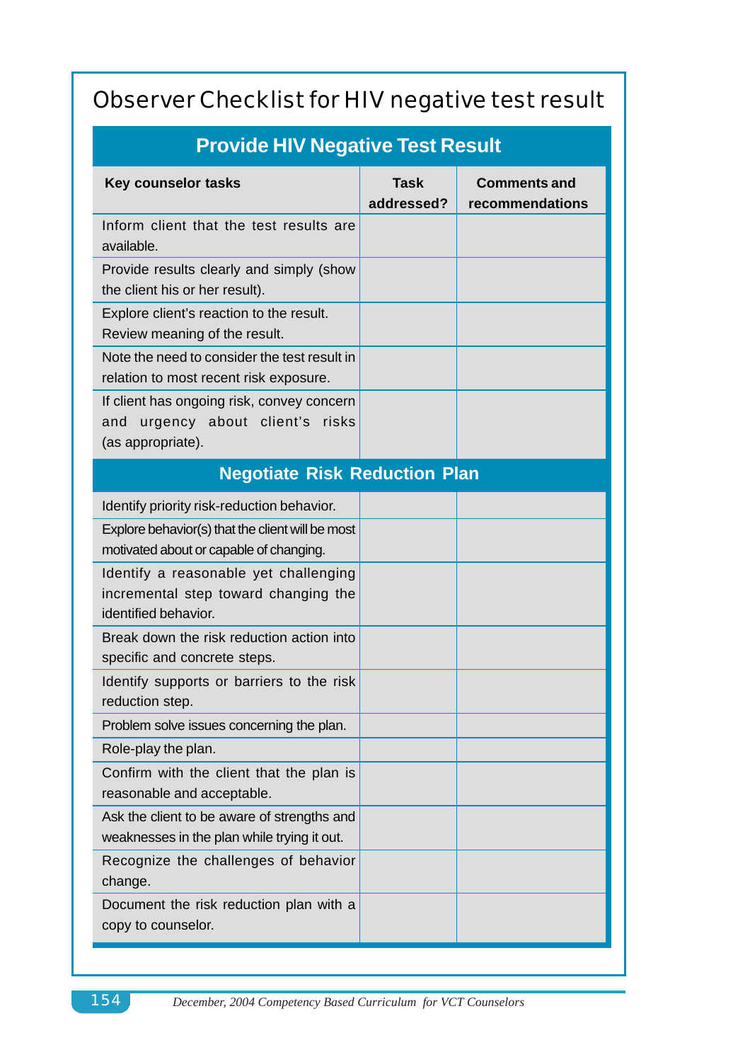# Observer Checklist for HIV negative test result

| Key counselor tasks | Task addressed? | Comments and recommendations |
|---|---|---|
| **Provide HIV Negative Test Result** | | |
| Inform client that the test results are available. | | |
| Provide results clearly and simply (show the client his or her result). | | |
| Explore client's reaction to the result. Review meaning of the result. | | |
| Note the need to consider the test result in relation to most recent risk exposure. | | |
| If client has ongoing risk, convey concern and urgency about client's risks (as appropriate). | | |
| **Negotiate Risk Reduction Plan** | | |
| Identify priority risk-reduction behavior. | | |
| Explore behavior(s) that the client will be most motivated about or capable of changing. | | |
| Identify a reasonable yet challenging incremental step toward changing the identified behavior. | | |
| Break down the risk reduction action into specific and concrete steps. | | |
| Identify supports or barriers to the risk reduction step. | | |
| Problem solve issues concerning the plan. | | |
| Role-play the plan. | | |
| Confirm with the client that the plan is reasonable and acceptable. | | |
| Ask the client to be aware of strengths and weaknesses in the plan while trying it out. | | |
| Recognize the challenges of behavior change. | | |
| Document the risk reduction plan with a copy to counselor. | | |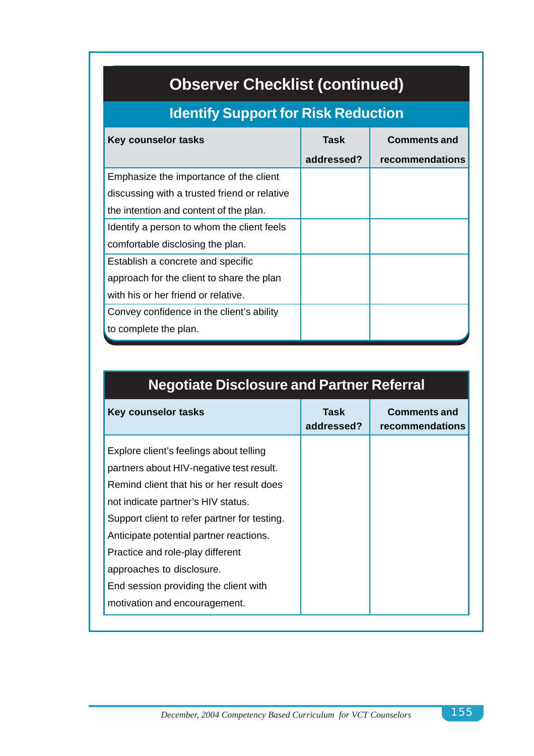# Observer Checklist (continued)

## Identify Support for Risk Reduction

| Key counselor tasks | Task addressed? | Comments and recommendations |
|---|---|---|
| Emphasize the importance of the client discussing with a trusted friend or relative the intention and content of the plan. | | |
| Identify a person to whom the client feels comfortable disclosing the plan. | | |
| Establish a concrete and specific approach for the client to share the plan with his or her friend or relative. | | |
| Convey confidence in the client's ability to complete the plan. | | |

## Negotiate Disclosure and Partner Referral

| Key counselor tasks | Task addressed? | Comments and recommendations |
|---|---|---|
| Explore client's feelings about telling partners about HIV-negative test result. Remind client that his or her result does not indicate partner's HIV status. Support client to refer partner for testing. Anticipate potential partner reactions. Practice and role-play different approaches to disclosure. End session providing the client with motivation and encouragement. | | |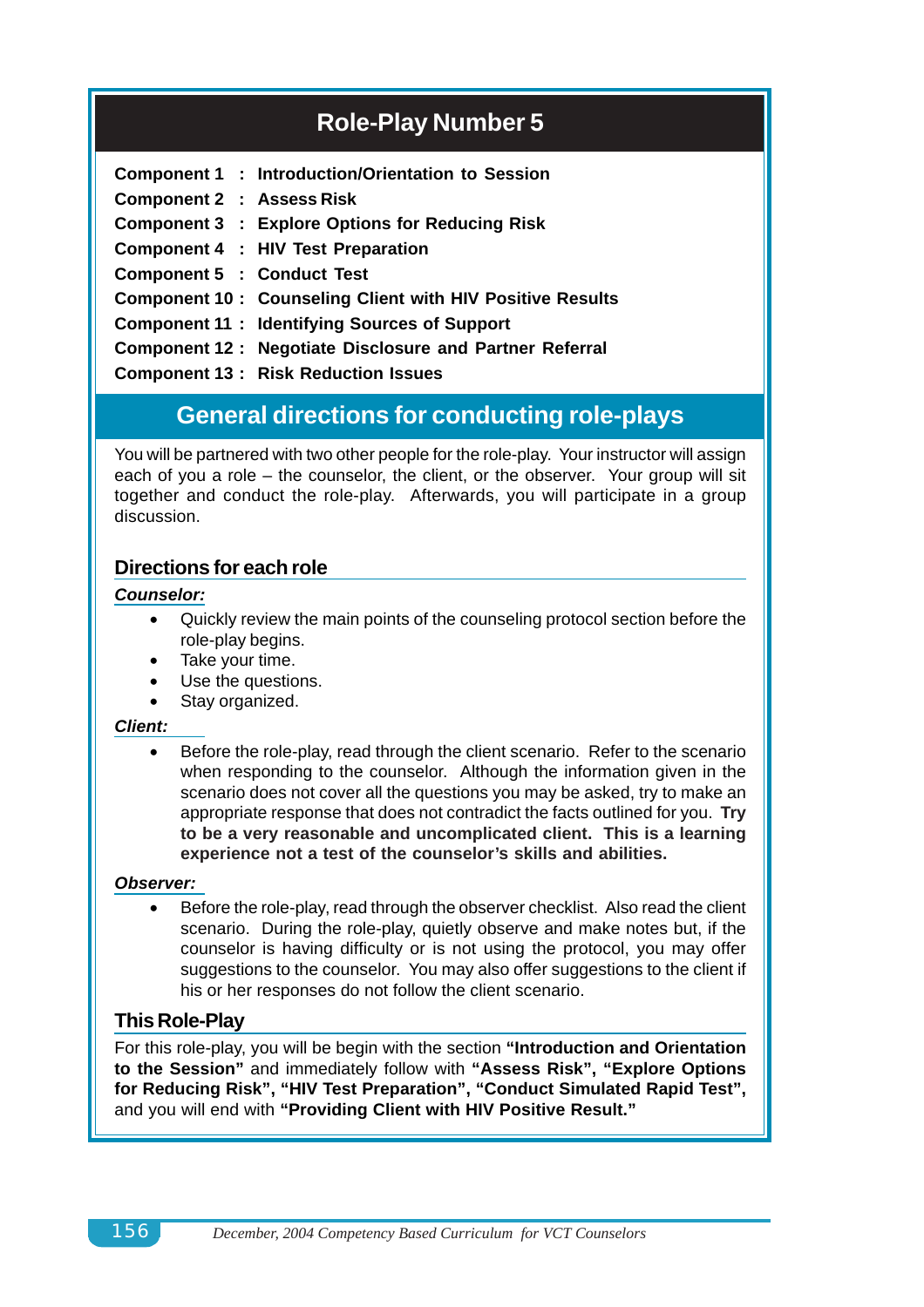# Role-Play Number 5

**Component 1 : Introduction/Orientation to Session**
**Component 2 : Assess Risk**
**Component 3 : Explore Options for Reducing Risk**
**Component 4 : HIV Test Preparation**
**Component 5 : Conduct Test**
**Component 10 : Counseling Client with HIV Positive Results**
**Component 11 : Identifying Sources of Support**
**Component 12 : Negotiate Disclosure and Partner Referral**
**Component 13 : Risk Reduction Issues**

## General directions for conducting role-plays

You will be partnered with two other people for the role-play. Your instructor will assign each of you a role – the counselor, the client, or the observer. Your group will sit together and conduct the role-play. Afterwards, you will participate in a group discussion.

### Directions for each role

***Counselor:***

- Quickly review the main points of the counseling protocol section before the role-play begins.
- Take your time.
- Use the questions.
- Stay organized.

***Client:***

- Before the role-play, read through the client scenario. Refer to the scenario when responding to the counselor. Although the information given in the scenario does not cover all the questions you may be asked, try to make an appropriate response that does not contradict the facts outlined for you. **Try to be a very reasonable and uncomplicated client. This is a learning experience not a test of the counselor's skills and abilities.**

***Observer:***

- Before the role-play, read through the observer checklist. Also read the client scenario. During the role-play, quietly observe and make notes but, if the counselor is having difficulty or is not using the protocol, you may offer suggestions to the counselor. You may also offer suggestions to the client if his or her responses do not follow the client scenario.

### This Role-Play

For this role-play, you will be begin with the section **"Introduction and Orientation to the Session"** and immediately follow with **"Assess Risk", "Explore Options for Reducing Risk", "HIV Test Preparation", "Conduct Simulated Rapid Test",** and you will end with **"Providing Client with HIV Positive Result."**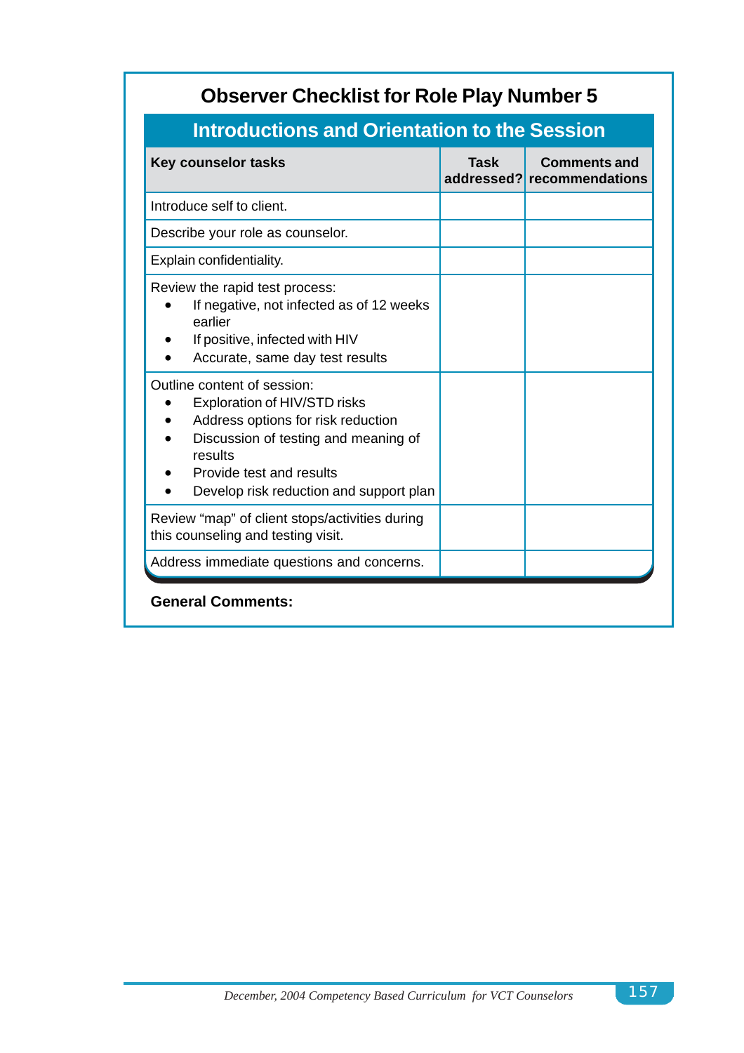## Observer Checklist for Role Play Number 5

### Introductions and Orientation to the Session

| Key counselor tasks | Task addressed? | Comments and recommendations |
|---|---|---|
| Introduce self to client. | | |
| Describe your role as counselor. | | |
| Explain confidentiality. | | |
| Review the rapid test process:<br>• If negative, not infected as of 12 weeks earlier<br>• If positive, infected with HIV<br>• Accurate, same day test results | | |
| Outline content of session:<br>• Exploration of HIV/STD risks<br>• Address options for risk reduction<br>• Discussion of testing and meaning of results<br>• Provide test and results<br>• Develop risk reduction and support plan | | |
| Review "map" of client stops/activities during this counseling and testing visit. | | |
| Address immediate questions and concerns. | | |

**General Comments:**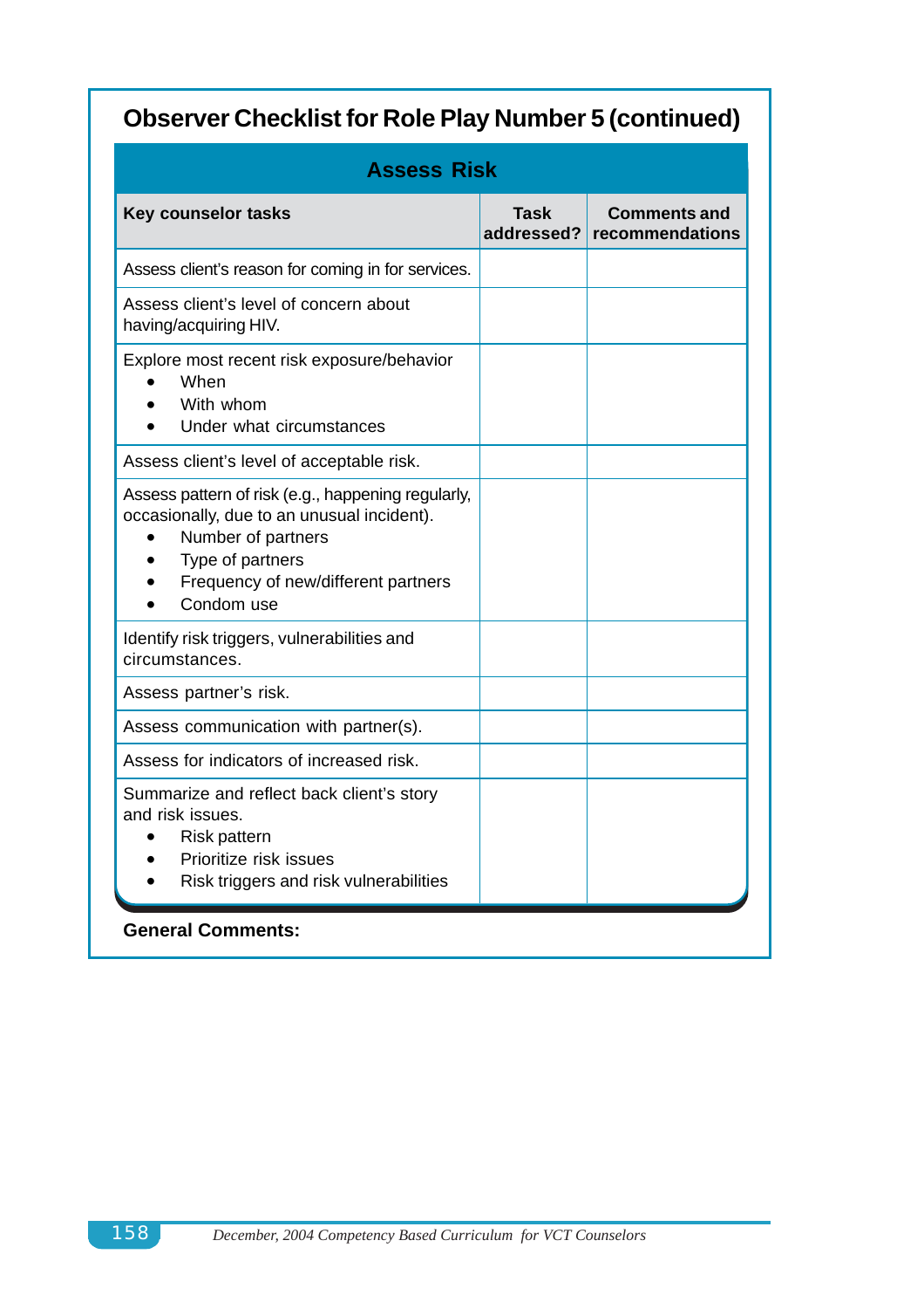## Observer Checklist for Role Play Number 5 (continued)

| Assess Risk | | |
|---|---|---|
| **Key counselor tasks** | **Task addressed?** | **Comments and recommendations** |
| Assess client's reason for coming in for services. | | |
| Assess client's level of concern about having/acquiring HIV. | | |
| Explore most recent risk exposure/behavior<br>• When<br>• With whom<br>• Under what circumstances | | |
| Assess client's level of acceptable risk. | | |
| Assess pattern of risk (e.g., happening regularly, occasionally, due to an unusual incident).<br>• Number of partners<br>• Type of partners<br>• Frequency of new/different partners<br>• Condom use | | |
| Identify risk triggers, vulnerabilities and circumstances. | | |
| Assess partner's risk. | | |
| Assess communication with partner(s). | | |
| Assess for indicators of increased risk. | | |
| Summarize and reflect back client's story and risk issues.<br>• Risk pattern<br>• Prioritize risk issues<br>• Risk triggers and risk vulnerabilities | | |

**General Comments:**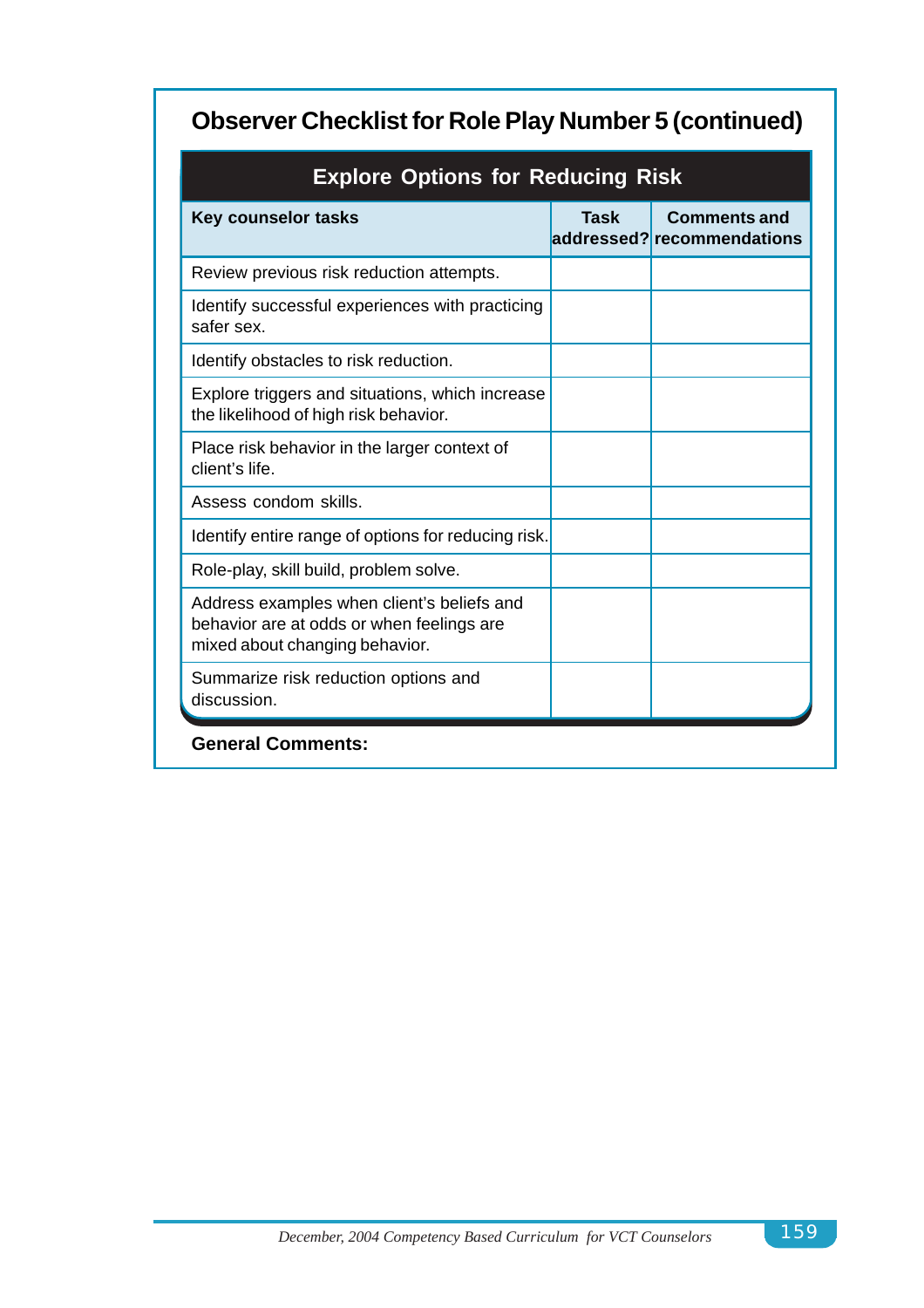## Observer Checklist for Role Play Number 5 (continued)

| Explore Options for Reducing Risk | | |
|---|---|---|
| **Key counselor tasks** | **Task addressed?** | **Comments and recommendations** |
| Review previous risk reduction attempts. | | |
| Identify successful experiences with practicing safer sex. | | |
| Identify obstacles to risk reduction. | | |
| Explore triggers and situations, which increase the likelihood of high risk behavior. | | |
| Place risk behavior in the larger context of client's life. | | |
| Assess condom skills. | | |
| Identify entire range of options for reducing risk. | | |
| Role-play, skill build, problem solve. | | |
| Address examples when client's beliefs and behavior are at odds or when feelings are mixed about changing behavior. | | |
| Summarize risk reduction options and discussion. | | |

**General Comments:**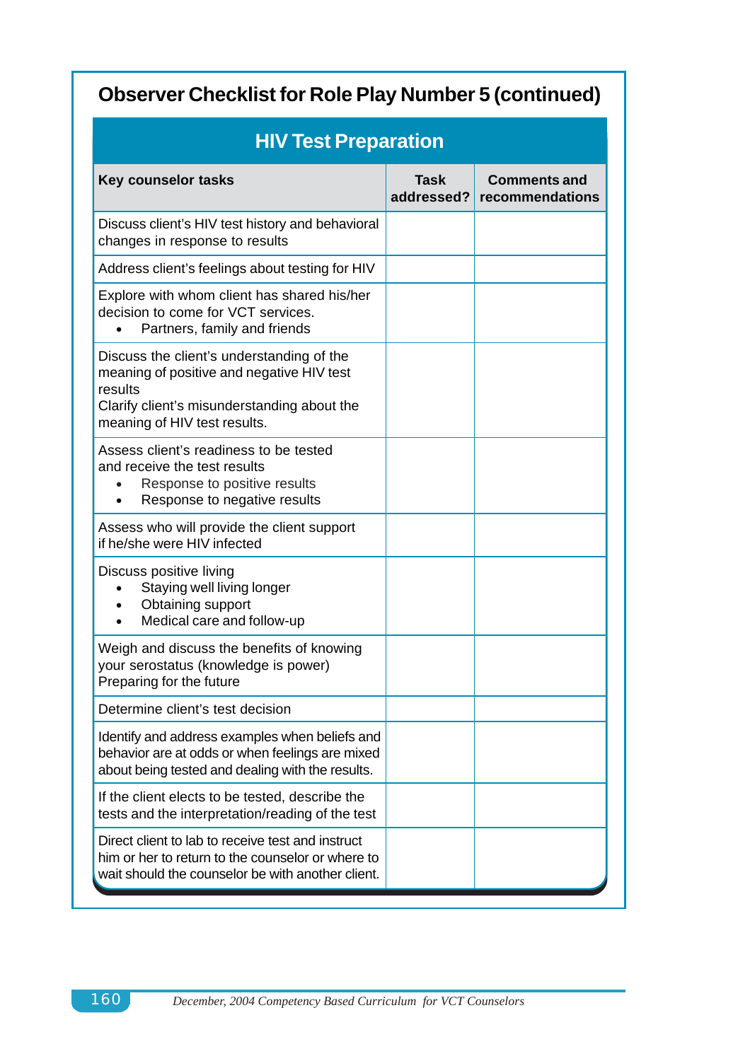## Observer Checklist for Role Play Number 5 (continued)

### HIV Test Preparation

| Key counselor tasks | Task addressed? | Comments and recommendations |
|---|---|---|
| Discuss client's HIV test history and behavioral changes in response to results | | |
| Address client's feelings about testing for HIV | | |
| Explore with whom client has shared his/her decision to come for VCT services.<br>• Partners, family and friends | | |
| Discuss the client's understanding of the meaning of positive and negative HIV test results<br>Clarify client's misunderstanding about the meaning of HIV test results. | | |
| Assess client's readiness to be tested and receive the test results<br>• Response to positive results<br>• Response to negative results | | |
| Assess who will provide the client support if he/she were HIV infected | | |
| Discuss positive living<br>• Staying well living longer<br>• Obtaining support<br>• Medical care and follow-up | | |
| Weigh and discuss the benefits of knowing your serostatus (knowledge is power)<br>Preparing for the future | | |
| Determine client's test decision | | |
| Identify and address examples when beliefs and behavior are at odds or when feelings are mixed about being tested and dealing with the results. | | |
| If the client elects to be tested, describe the tests and the interpretation/reading of the test | | |
| Direct client to lab to receive test and instruct him or her to return to the counselor or where to wait should the counselor be with another client. | | |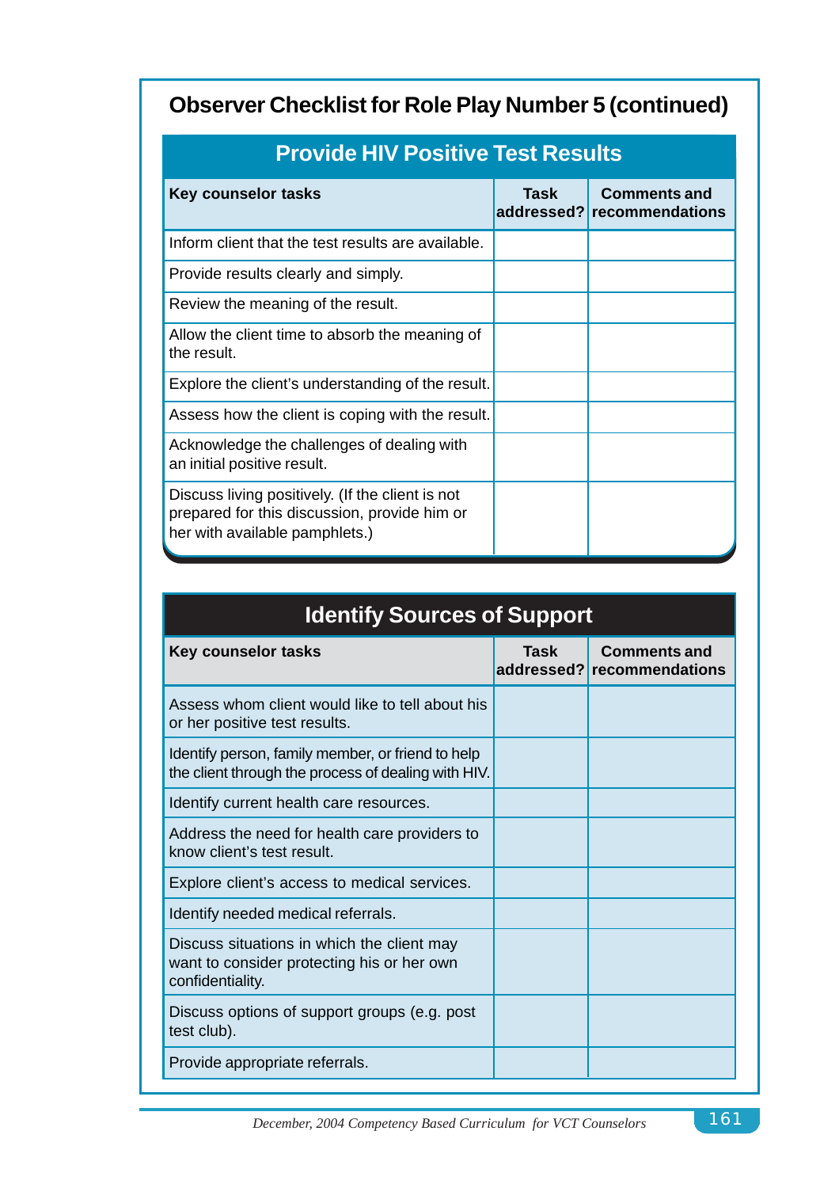## Observer Checklist for Role Play Number 5 (continued)

### Provide HIV Positive Test Results

| Key counselor tasks | Task addressed? | Comments and recommendations |
|---|---|---|
| Inform client that the test results are available. | | |
| Provide results clearly and simply. | | |
| Review the meaning of the result. | | |
| Allow the client time to absorb the meaning of the result. | | |
| Explore the client's understanding of the result. | | |
| Assess how the client is coping with the result. | | |
| Acknowledge the challenges of dealing with an initial positive result. | | |
| Discuss living positively. (If the client is not prepared for this discussion, provide him or her with available pamphlets.) | | |

### Identify Sources of Support

| Key counselor tasks | Task addressed? | Comments and recommendations |
|---|---|---|
| Assess whom client would like to tell about his or her positive test results. | | |
| Identify person, family member, or friend to help the client through the process of dealing with HIV. | | |
| Identify current health care resources. | | |
| Address the need for health care providers to know client's test result. | | |
| Explore client's access to medical services. | | |
| Identify needed medical referrals. | | |
| Discuss situations in which the client may want to consider protecting his or her own confidentiality. | | |
| Discuss options of support groups (e.g. post test club). | | |
| Provide appropriate referrals. | | |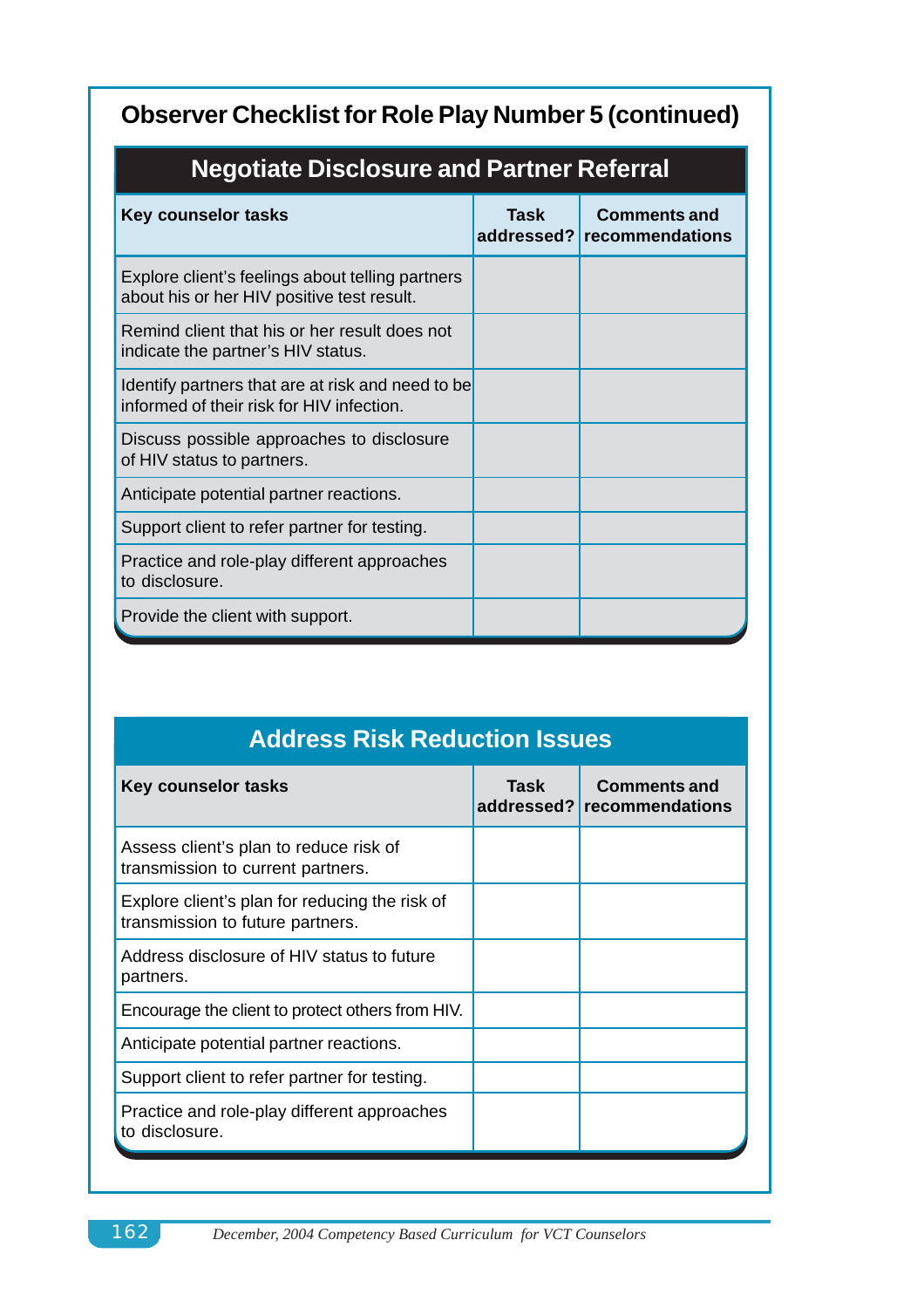## Observer Checklist for Role Play Number 5 (continued)

### Negotiate Disclosure and Partner Referral

| Key counselor tasks | Task addressed? | Comments and recommendations |
|---|---|---|
| Explore client's feelings about telling partners about his or her HIV positive test result. | | |
| Remind client that his or her result does not indicate the partner's HIV status. | | |
| Identify partners that are at risk and need to be informed of their risk for HIV infection. | | |
| Discuss possible approaches to disclosure of HIV status to partners. | | |
| Anticipate potential partner reactions. | | |
| Support client to refer partner for testing. | | |
| Practice and role-play different approaches to disclosure. | | |
| Provide the client with support. | | |

### Address Risk Reduction Issues

| Key counselor tasks | Task addressed? | Comments and recommendations |
|---|---|---|
| Assess client's plan to reduce risk of transmission to current partners. | | |
| Explore client's plan for reducing the risk of transmission to future partners. | | |
| Address disclosure of HIV status to future partners. | | |
| Encourage the client to protect others from HIV. | | |
| Anticipate potential partner reactions. | | |
| Support client to refer partner for testing. | | |
| Practice and role-play different approaches to disclosure. | | |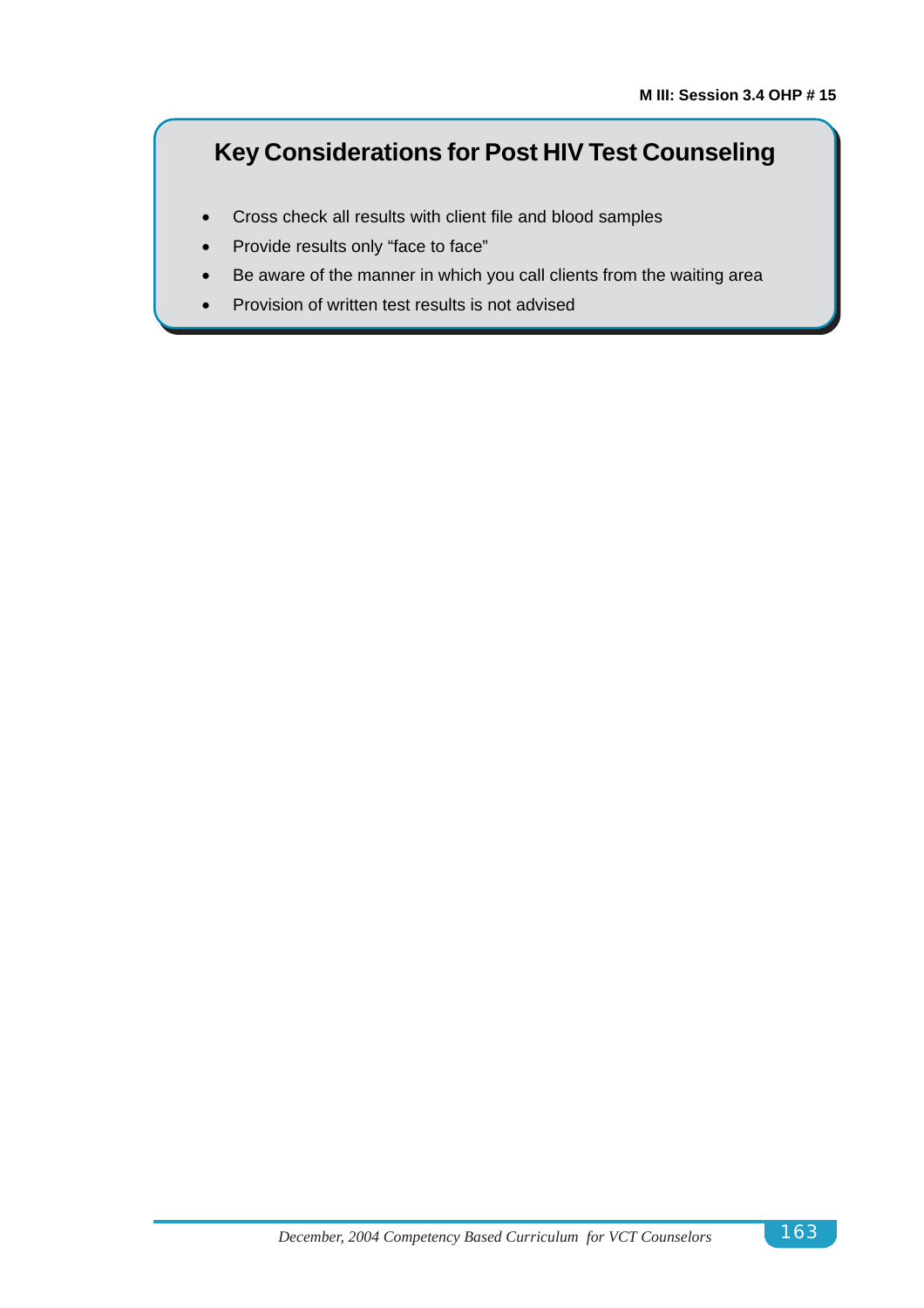M III: Session 3.4 OHP # 15

## Key Considerations for Post HIV Test Counseling

- Cross check all results with client file and blood samples
- Provide results only "face to face"
- Be aware of the manner in which you call clients from the waiting area
- Provision of written test results is not advised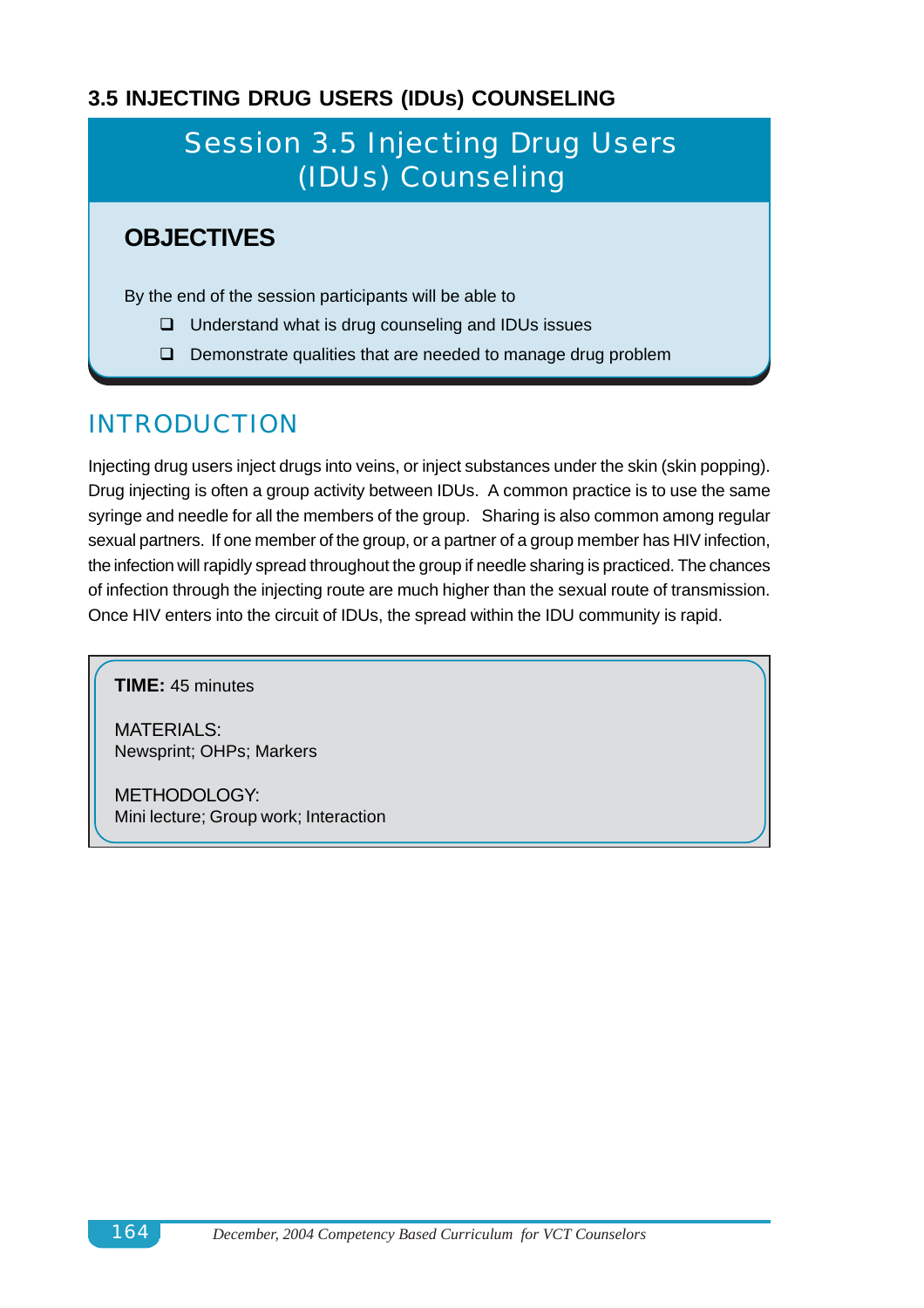## 3.5 INJECTING DRUG USERS (IDUs) COUNSELING

# Session 3.5 Injecting Drug Users (IDUs) Counseling

### OBJECTIVES

By the end of the session participants will be able to

- Understand what is drug counseling and IDUs issues
- Demonstrate qualities that are needed to manage drug problem

## INTRODUCTION

Injecting drug users inject drugs into veins, or inject substances under the skin (skin popping). Drug injecting is often a group activity between IDUs. A common practice is to use the same syringe and needle for all the members of the group. Sharing is also common among regular sexual partners. If one member of the group, or a partner of a group member has HIV infection, the infection will rapidly spread throughout the group if needle sharing is practiced. The chances of infection through the injecting route are much higher than the sexual route of transmission. Once HIV enters into the circuit of IDUs, the spread within the IDU community is rapid.

**TIME:** 45 minutes

MATERIALS:
Newsprint; OHPs; Markers

METHODOLOGY:
Mini lecture; Group work; Interaction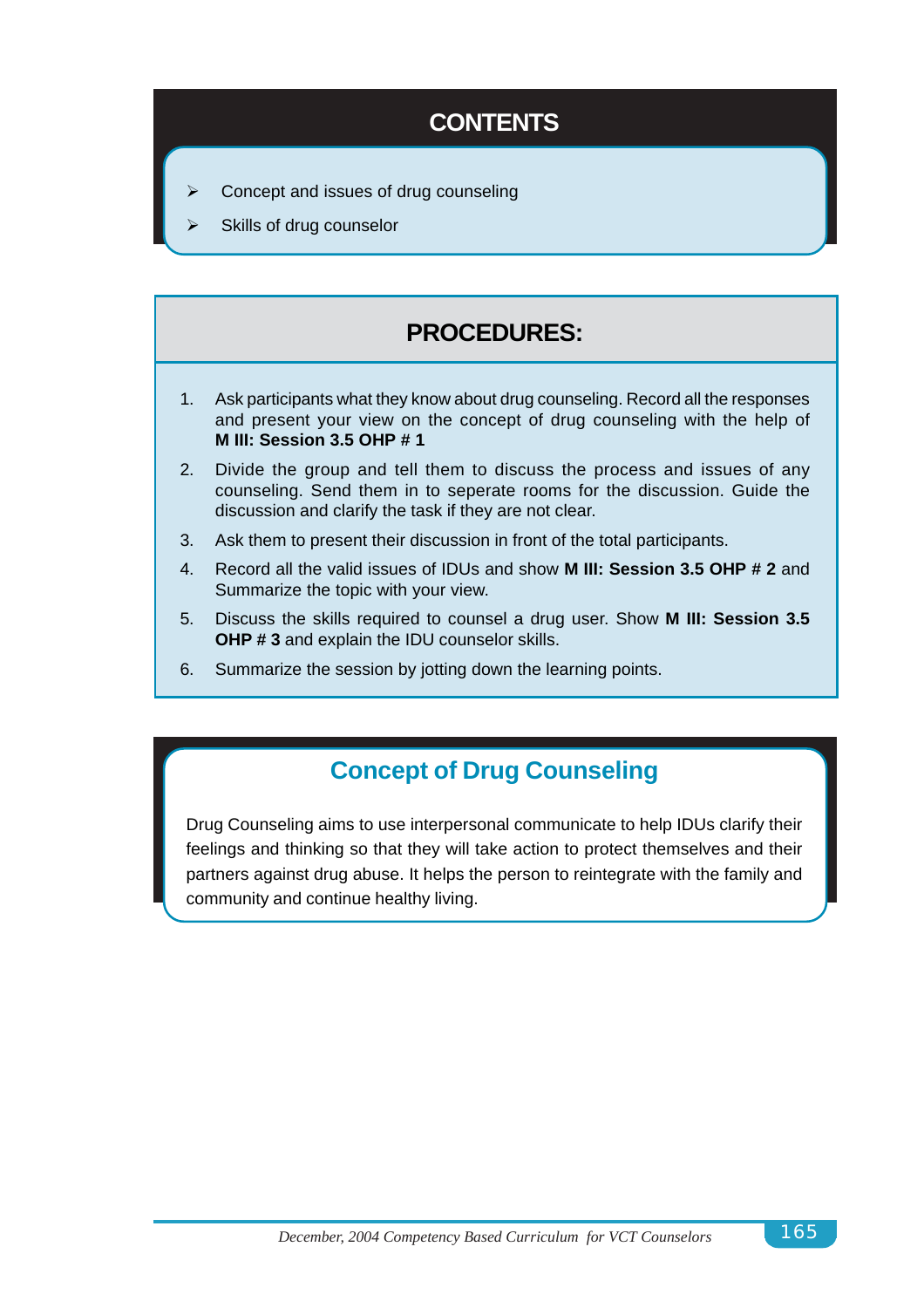## CONTENTS

- Concept and issues of drug counseling
- Skills of drug counselor

## PROCEDURES:

1. Ask participants what they know about drug counseling. Record all the responses and present your view on the concept of drug counseling with the help of **M III: Session 3.5 OHP # 1**
2. Divide the group and tell them to discuss the process and issues of any counseling. Send them in to seperate rooms for the discussion. Guide the discussion and clarify the task if they are not clear.
3. Ask them to present their discussion in front of the total participants.
4. Record all the valid issues of IDUs and show **M III: Session 3.5 OHP # 2** and Summarize the topic with your view.
5. Discuss the skills required to counsel a drug user. Show **M III: Session 3.5 OHP # 3** and explain the IDU counselor skills.
6. Summarize the session by jotting down the learning points.

## Concept of Drug Counseling

Drug Counseling aims to use interpersonal communicate to help IDUs clarify their feelings and thinking so that they will take action to protect themselves and their partners against drug abuse. It helps the person to reintegrate with the family and community and continue healthy living.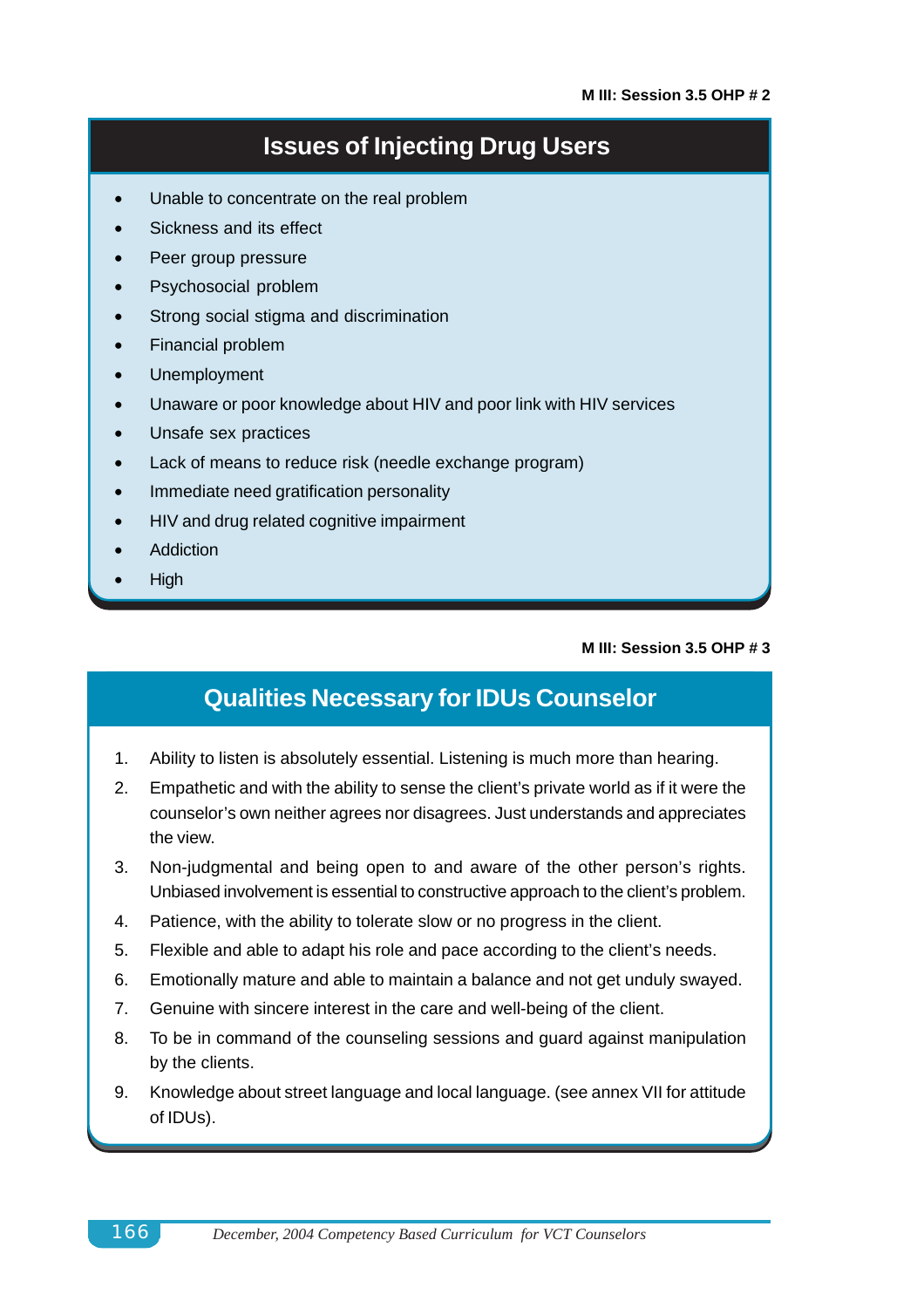M III: Session 3.5 OHP # 2

## Issues of Injecting Drug Users

- Unable to concentrate on the real problem
- Sickness and its effect
- Peer group pressure
- Psychosocial problem
- Strong social stigma and discrimination
- Financial problem
- Unemployment
- Unaware or poor knowledge about HIV and poor link with HIV services
- Unsafe sex practices
- Lack of means to reduce risk (needle exchange program)
- Immediate need gratification personality
- HIV and drug related cognitive impairment
- Addiction
- High

M III: Session 3.5 OHP # 3

## Qualities Necessary for IDUs Counselor

1. Ability to listen is absolutely essential. Listening is much more than hearing.
2. Empathetic and with the ability to sense the client's private world as if it were the counselor's own neither agrees nor disagrees. Just understands and appreciates the view.
3. Non-judgmental and being open to and aware of the other person's rights. Unbiased involvement is essential to constructive approach to the client's problem.
4. Patience, with the ability to tolerate slow or no progress in the client.
5. Flexible and able to adapt his role and pace according to the client's needs.
6. Emotionally mature and able to maintain a balance and not get unduly swayed.
7. Genuine with sincere interest in the care and well-being of the client.
8. To be in command of the counseling sessions and guard against manipulation by the clients.
9. Knowledge about street language and local language. (see annex VII for attitude of IDUs).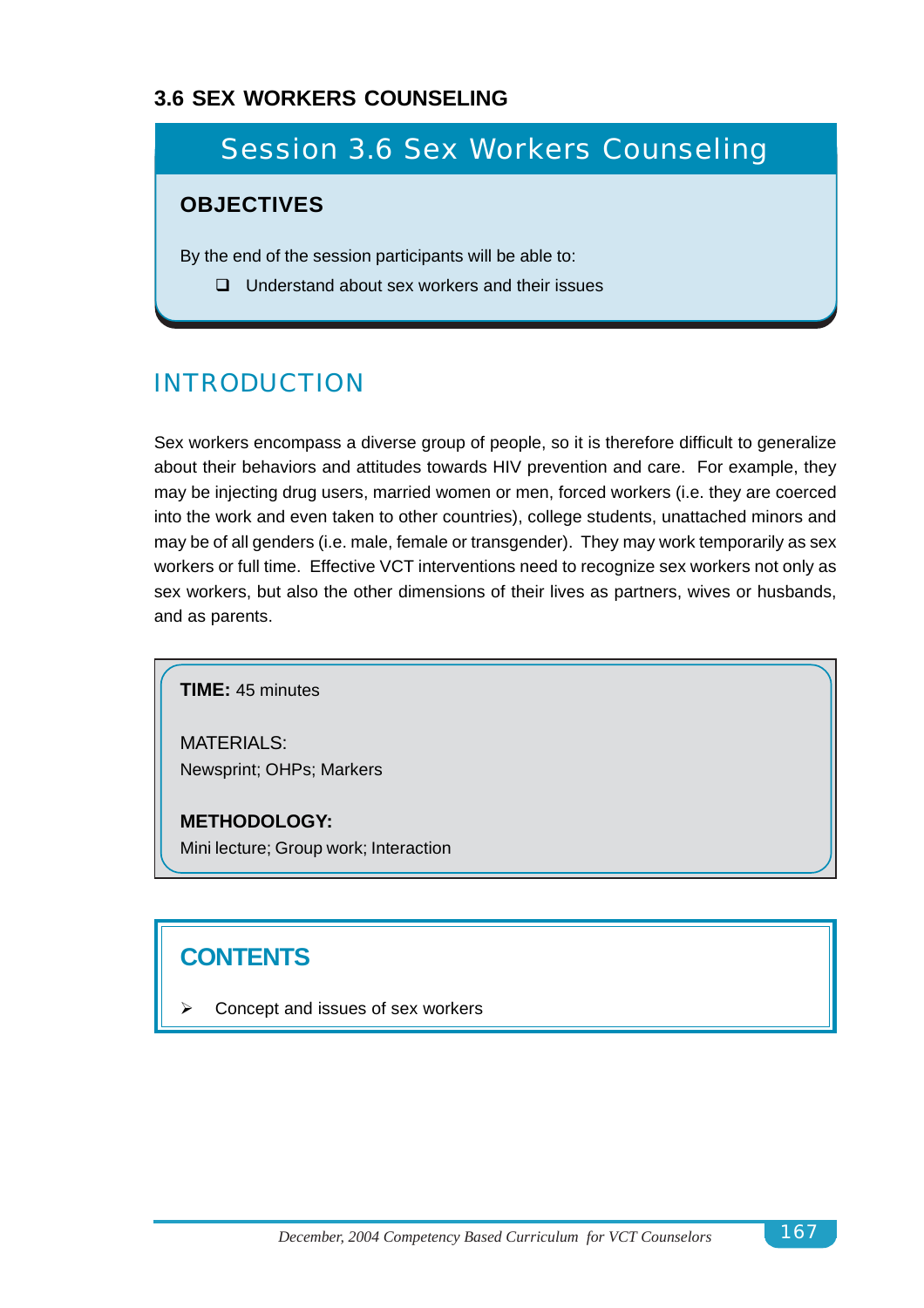## 3.6 SEX WORKERS COUNSELING

## Session 3.6 Sex Workers Counseling

**OBJECTIVES**

By the end of the session participants will be able to:

- ❑ Understand about sex workers and their issues

## INTRODUCTION

Sex workers encompass a diverse group of people, so it is therefore difficult to generalize about their behaviors and attitudes towards HIV prevention and care. For example, they may be injecting drug users, married women or men, forced workers (i.e. they are coerced into the work and even taken to other countries), college students, unattached minors and may be of all genders (i.e. male, female or transgender). They may work temporarily as sex workers or full time. Effective VCT interventions need to recognize sex workers not only as sex workers, but also the other dimensions of their lives as partners, wives or husbands, and as parents.

**TIME:** 45 minutes

MATERIALS:
Newsprint; OHPs; Markers

**METHODOLOGY:**
Mini lecture; Group work; Interaction

**CONTENTS**

- ➢ Concept and issues of sex workers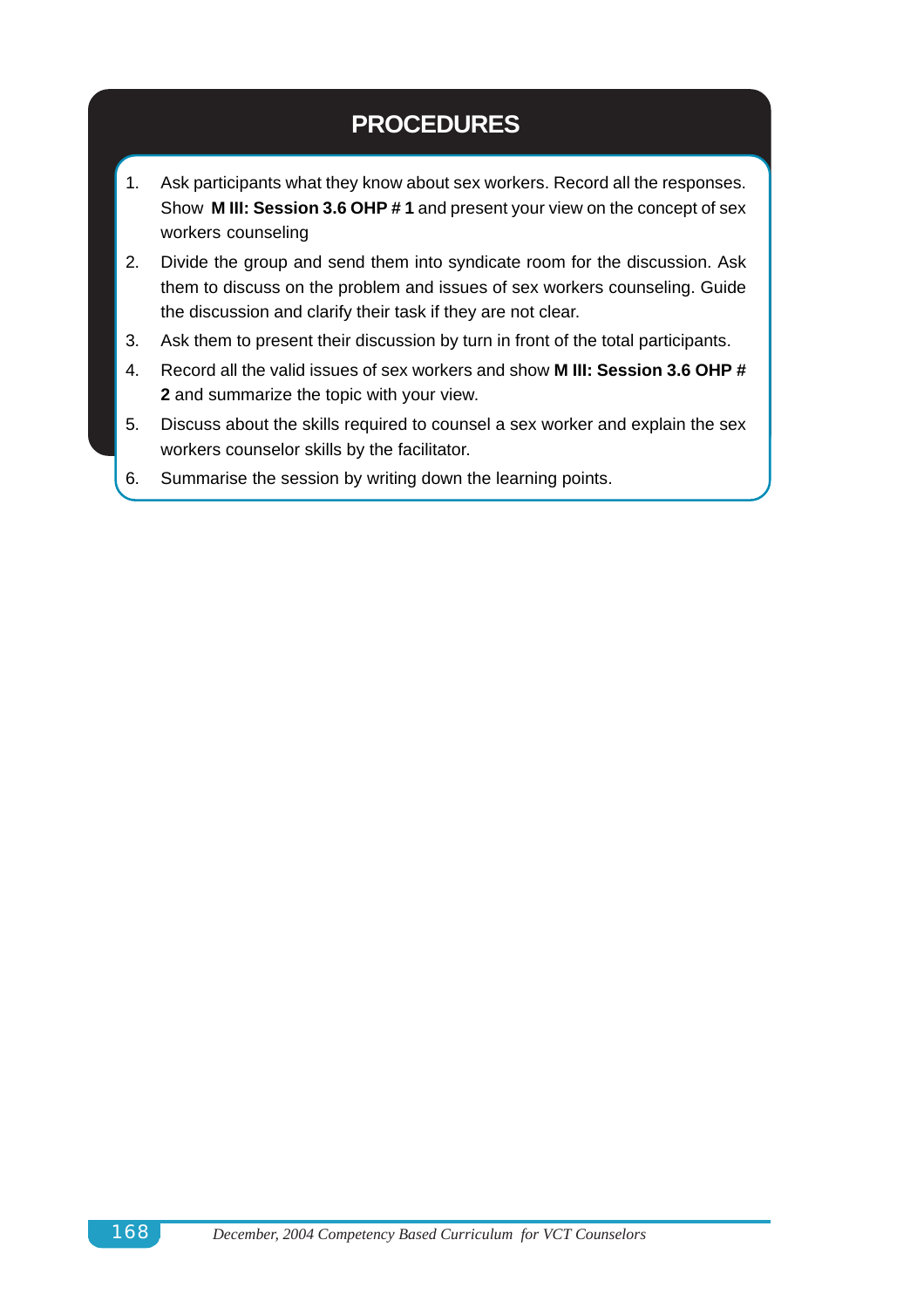## PROCEDURES

1. Ask participants what they know about sex workers. Record all the responses. Show **M III: Session 3.6 OHP # 1** and present your view on the concept of sex workers counseling
2. Divide the group and send them into syndicate room for the discussion. Ask them to discuss on the problem and issues of sex workers counseling. Guide the discussion and clarify their task if they are not clear.
3. Ask them to present their discussion by turn in front of the total participants.
4. Record all the valid issues of sex workers and show **M III: Session 3.6 OHP # 2** and summarize the topic with your view.
5. Discuss about the skills required to counsel a sex worker and explain the sex workers counselor skills by the facilitator.
6. Summarise the session by writing down the learning points.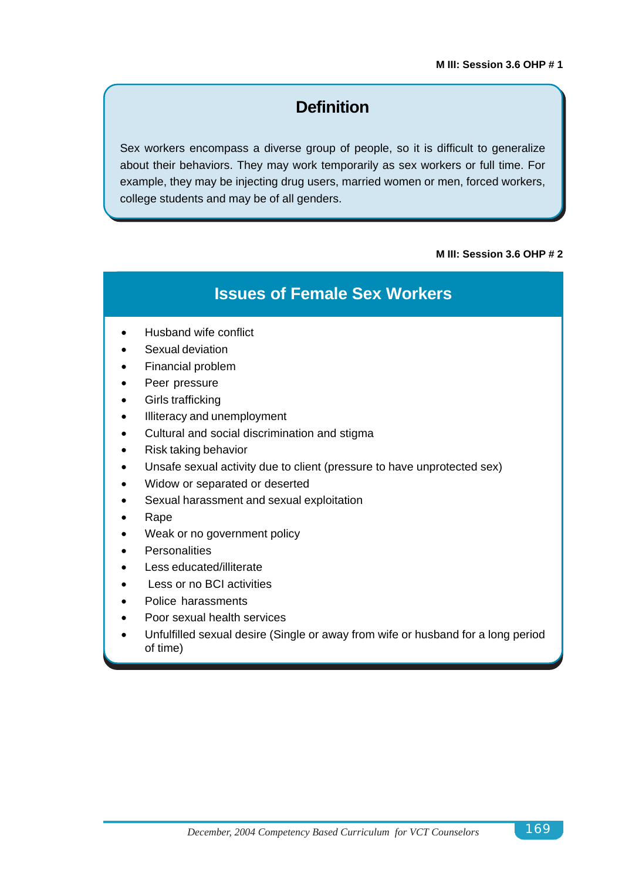M III: Session 3.6 OHP # 1

## Definition

Sex workers encompass a diverse group of people, so it is difficult to generalize about their behaviors. They may work temporarily as sex workers or full time. For example, they may be injecting drug users, married women or men, forced workers, college students and may be of all genders.

M III: Session 3.6 OHP # 2

## Issues of Female Sex Workers

- Husband wife conflict
- Sexual deviation
- Financial problem
- Peer pressure
- Girls trafficking
- Illiteracy and unemployment
- Cultural and social discrimination and stigma
- Risk taking behavior
- Unsafe sexual activity due to client (pressure to have unprotected sex)
- Widow or separated or deserted
- Sexual harassment and sexual exploitation
- Rape
- Weak or no government policy
- Personalities
- Less educated/illiterate
- Less or no BCI activities
- Police harassments
- Poor sexual health services
- Unfulfilled sexual desire (Single or away from wife or husband for a long period of time)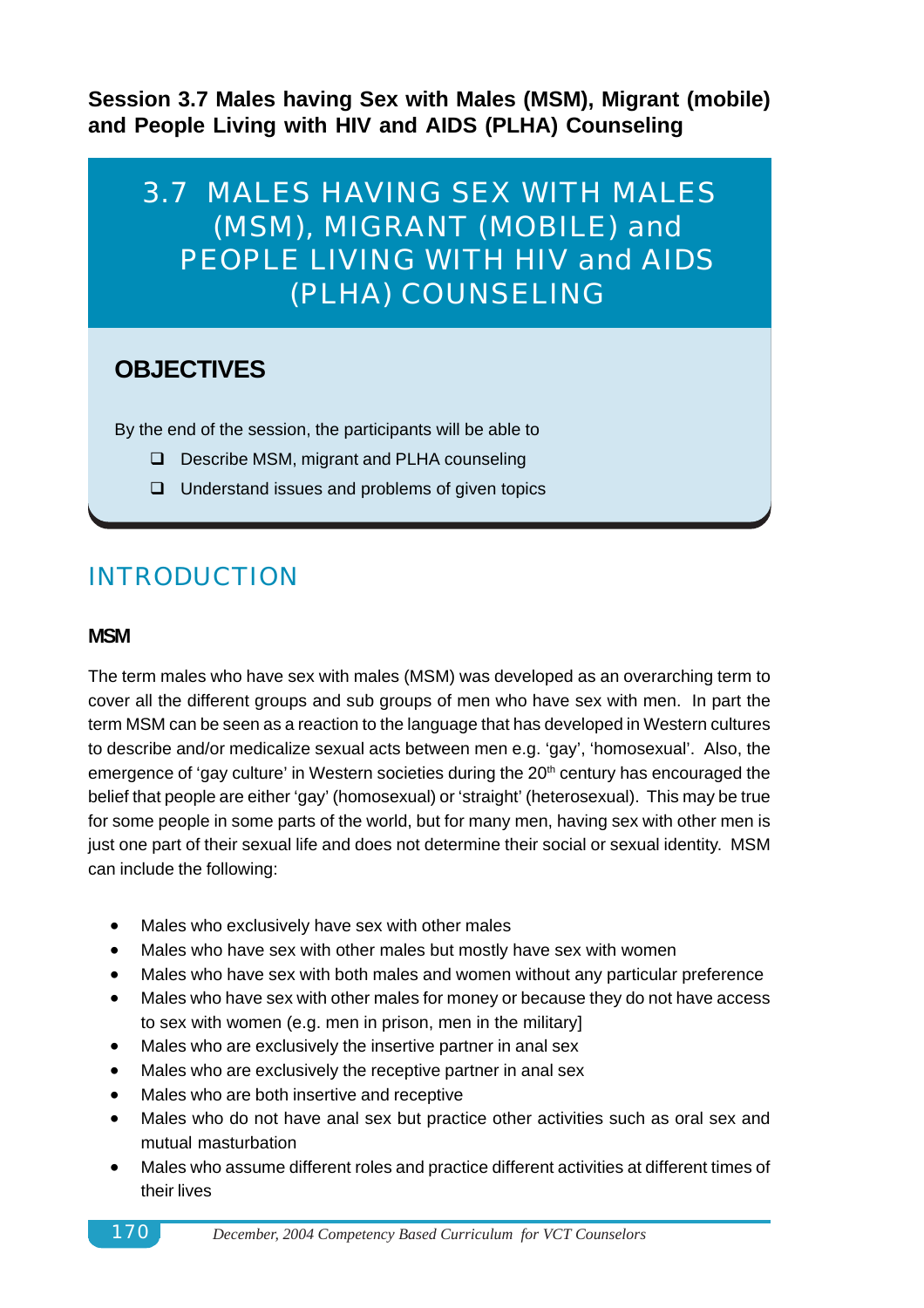**Session 3.7 Males having Sex with Males (MSM), Migrant (mobile) and People Living with HIV and AIDS (PLHA) Counseling**

# 3.7 MALES HAVING SEX WITH MALES (MSM), MIGRANT (MOBILE) and PEOPLE LIVING WITH HIV and AIDS (PLHA) COUNSELING

## OBJECTIVES

By the end of the session, the participants will be able to

- Describe MSM, migrant and PLHA counseling
- Understand issues and problems of given topics

## INTRODUCTION

### MSM

The term males who have sex with males (MSM) was developed as an overarching term to cover all the different groups and sub groups of men who have sex with men. In part the term MSM can be seen as a reaction to the language that has developed in Western cultures to describe and/or medicalize sexual acts between men e.g. 'gay', 'homosexual'. Also, the emergence of 'gay culture' in Western societies during the 20th century has encouraged the belief that people are either 'gay' (homosexual) or 'straight' (heterosexual). This may be true for some people in some parts of the world, but for many men, having sex with other men is just one part of their sexual life and does not determine their social or sexual identity. MSM can include the following:

- Males who exclusively have sex with other males
- Males who have sex with other males but mostly have sex with women
- Males who have sex with both males and women without any particular preference
- Males who have sex with other males for money or because they do not have access to sex with women (e.g. men in prison, men in the military]
- Males who are exclusively the insertive partner in anal sex
- Males who are exclusively the receptive partner in anal sex
- Males who are both insertive and receptive
- Males who do not have anal sex but practice other activities such as oral sex and mutual masturbation
- Males who assume different roles and practice different activities at different times of their lives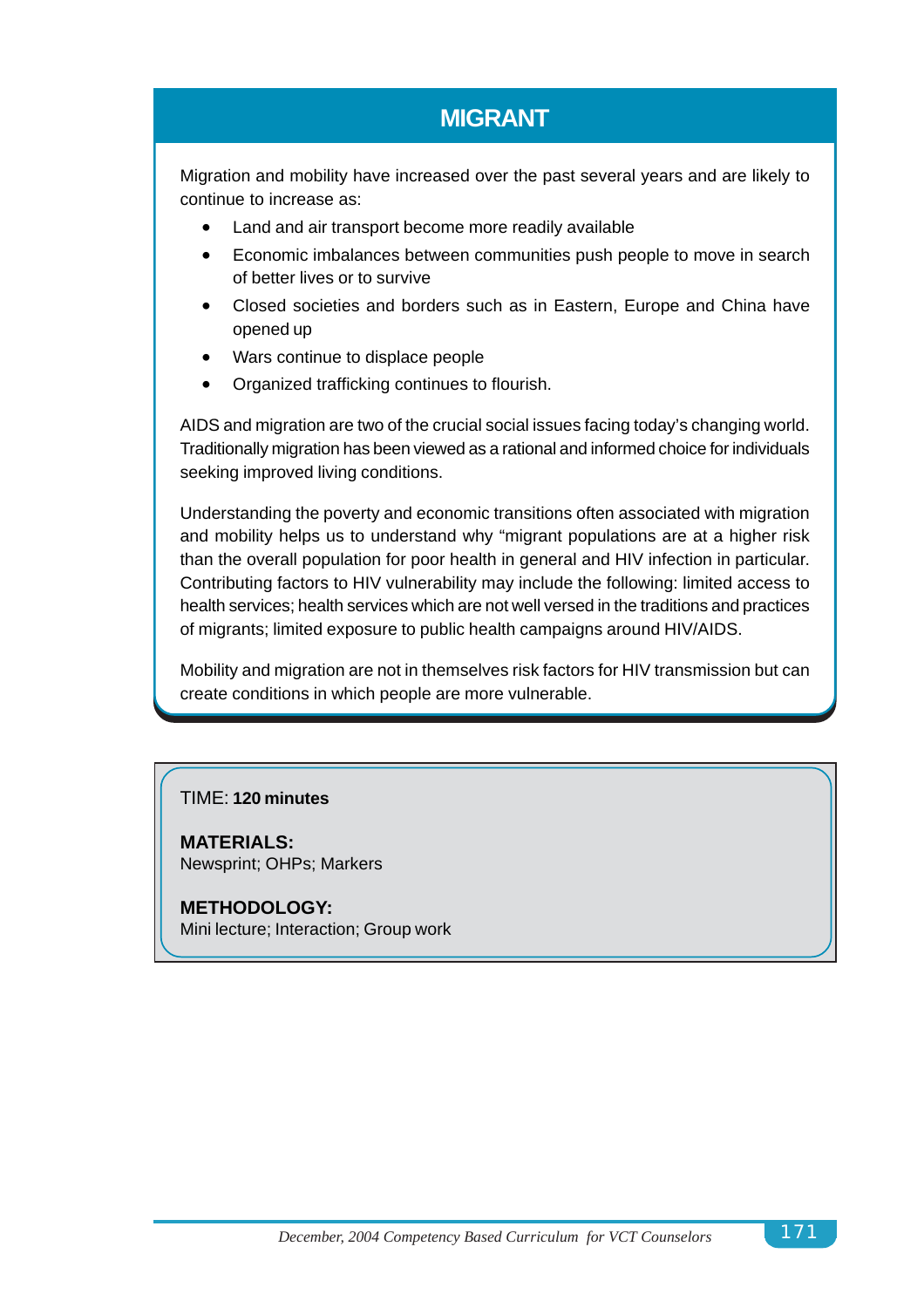## MIGRANT

Migration and mobility have increased over the past several years and are likely to continue to increase as:

- Land and air transport become more readily available
- Economic imbalances between communities push people to move in search of better lives or to survive
- Closed societies and borders such as in Eastern, Europe and China have opened up
- Wars continue to displace people
- Organized trafficking continues to flourish.

AIDS and migration are two of the crucial social issues facing today's changing world. Traditionally migration has been viewed as a rational and informed choice for individuals seeking improved living conditions.

Understanding the poverty and economic transitions often associated with migration and mobility helps us to understand why "migrant populations are at a higher risk than the overall population for poor health in general and HIV infection in particular. Contributing factors to HIV vulnerability may include the following: limited access to health services; health services which are not well versed in the traditions and practices of migrants; limited exposure to public health campaigns around HIV/AIDS.

Mobility and migration are not in themselves risk factors for HIV transmission but can create conditions in which people are more vulnerable.

TIME: **120 minutes**

**MATERIALS:**
Newsprint; OHPs; Markers

**METHODOLOGY:**
Mini lecture; Interaction; Group work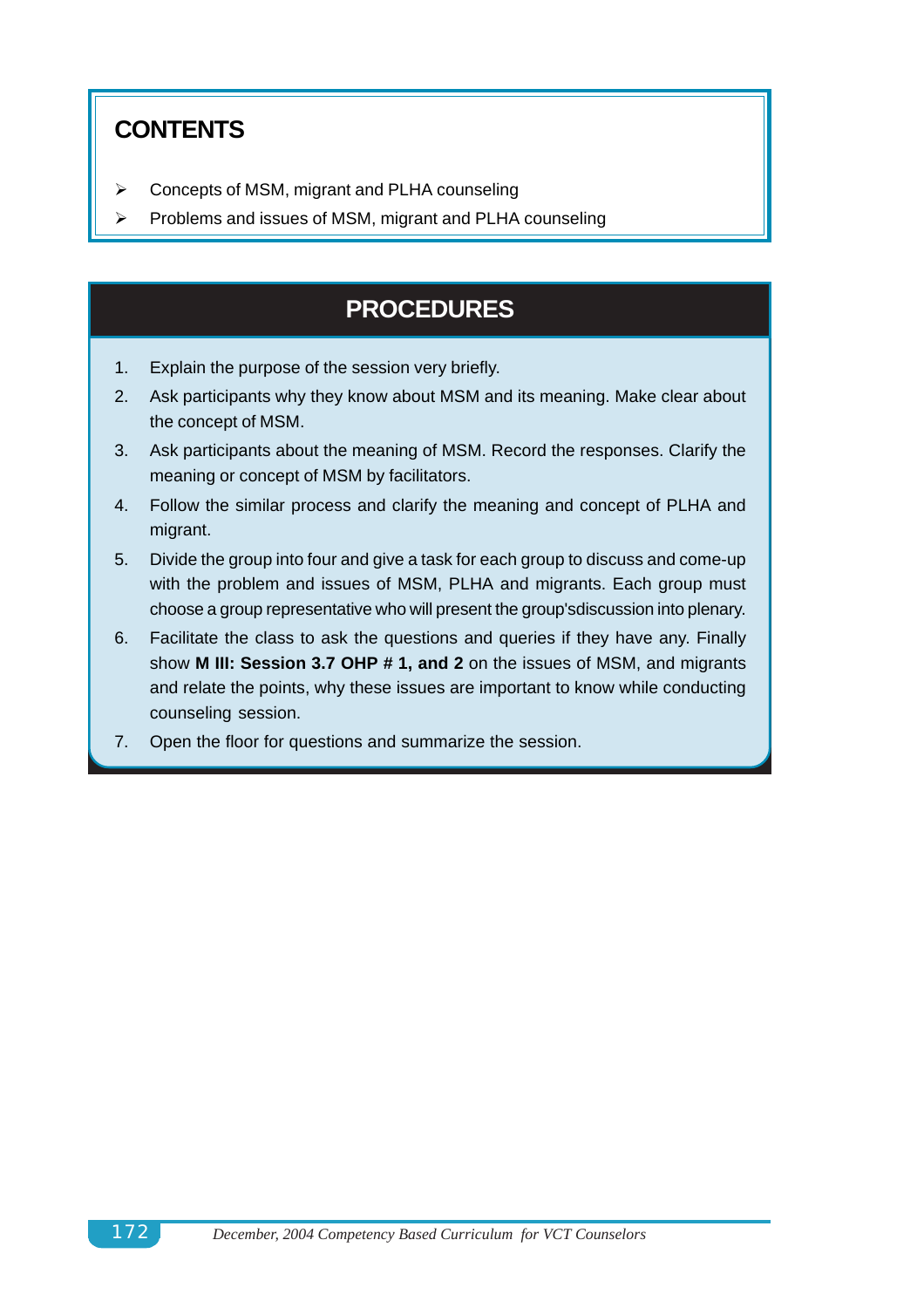## CONTENTS

- Concepts of MSM, migrant and PLHA counseling
- Problems and issues of MSM, migrant and PLHA counseling

## PROCEDURES

1. Explain the purpose of the session very briefly.
2. Ask participants why they know about MSM and its meaning. Make clear about the concept of MSM.
3. Ask participants about the meaning of MSM. Record the responses. Clarify the meaning or concept of MSM by facilitators.
4. Follow the similar process and clarify the meaning and concept of PLHA and migrant.
5. Divide the group into four and give a task for each group to discuss and come-up with the problem and issues of MSM, PLHA and migrants. Each group must choose a group representative who will present the group'sdiscussion into plenary.
6. Facilitate the class to ask the questions and queries if they have any. Finally show **M III: Session 3.7 OHP # 1, and 2** on the issues of MSM, and migrants and relate the points, why these issues are important to know while conducting counseling session.
7. Open the floor for questions and summarize the session.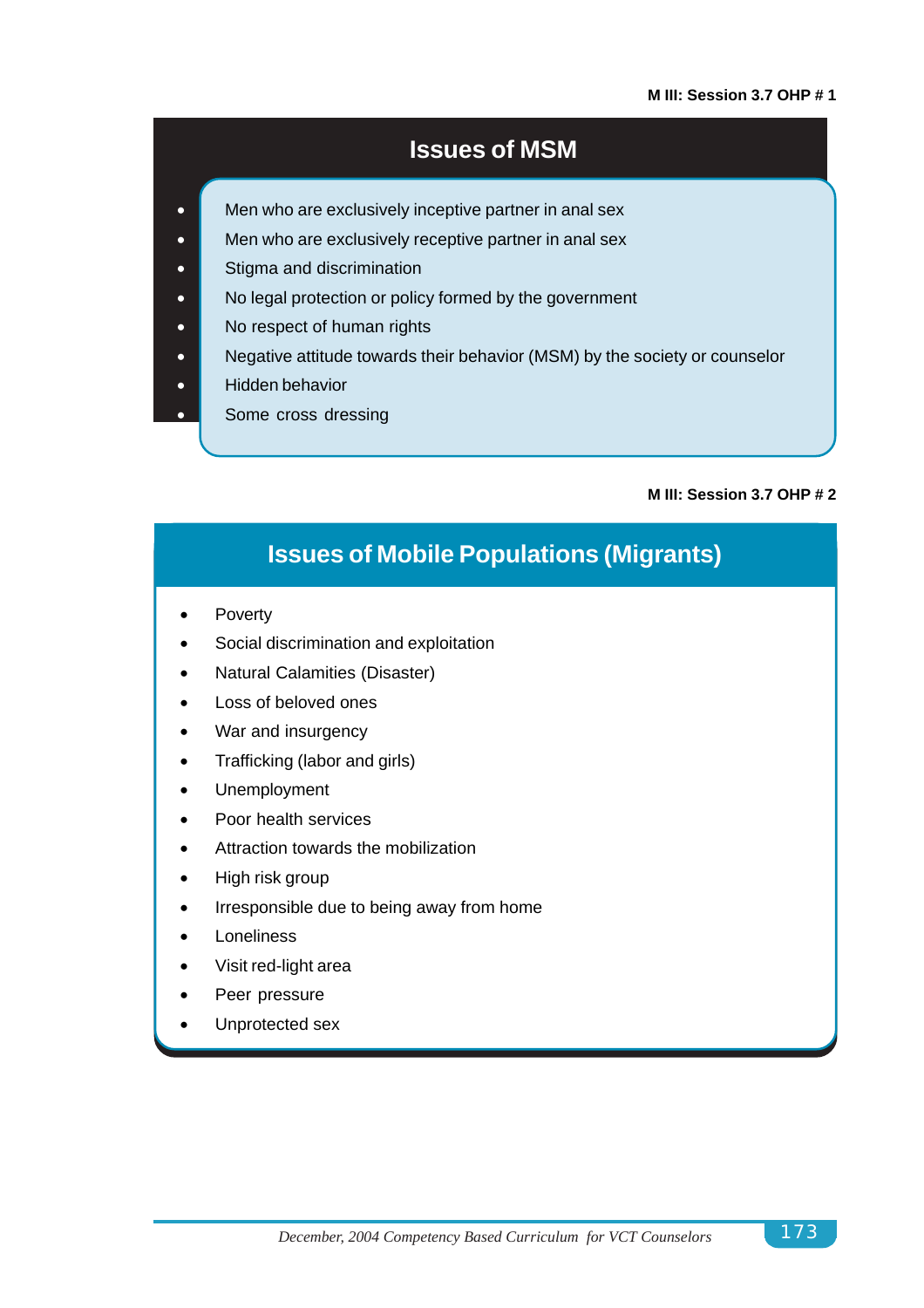M III: Session 3.7 OHP # 1

## Issues of MSM

- Men who are exclusively inceptive partner in anal sex
- Men who are exclusively receptive partner in anal sex
- Stigma and discrimination
- No legal protection or policy formed by the government
- No respect of human rights
- Negative attitude towards their behavior (MSM) by the society or counselor
- Hidden behavior
- Some cross dressing

M III: Session 3.7 OHP # 2

## Issues of Mobile Populations (Migrants)

- Poverty
- Social discrimination and exploitation
- Natural Calamities (Disaster)
- Loss of beloved ones
- War and insurgency
- Trafficking (labor and girls)
- Unemployment
- Poor health services
- Attraction towards the mobilization
- High risk group
- Irresponsible due to being away from home
- Loneliness
- Visit red-light area
- Peer pressure
- Unprotected sex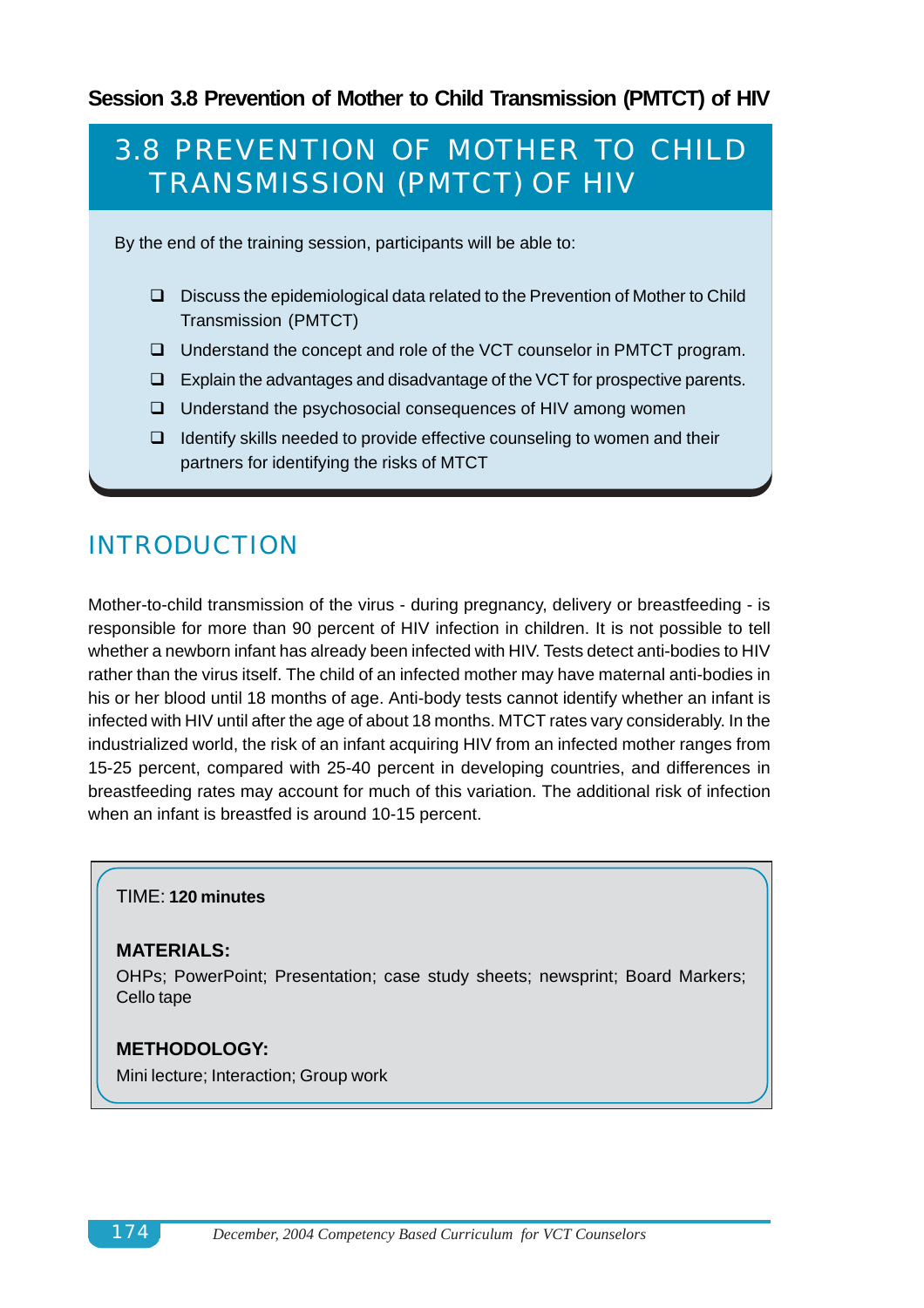**Session 3.8 Prevention of Mother to Child Transmission (PMTCT) of HIV**

# 3.8 PREVENTION OF MOTHER TO CHILD TRANSMISSION (PMTCT) OF HIV

By the end of the training session, participants will be able to:

- Discuss the epidemiological data related to the Prevention of Mother to Child Transmission (PMTCT)
- Understand the concept and role of the VCT counselor in PMTCT program.
- Explain the advantages and disadvantage of the VCT for prospective parents.
- Understand the psychosocial consequences of HIV among women
- Identify skills needed to provide effective counseling to women and their partners for identifying the risks of MTCT

## INTRODUCTION

Mother-to-child transmission of the virus - during pregnancy, delivery or breastfeeding - is responsible for more than 90 percent of HIV infection in children. It is not possible to tell whether a newborn infant has already been infected with HIV. Tests detect anti-bodies to HIV rather than the virus itself. The child of an infected mother may have maternal anti-bodies in his or her blood until 18 months of age. Anti-body tests cannot identify whether an infant is infected with HIV until after the age of about 18 months. MTCT rates vary considerably. In the industrialized world, the risk of an infant acquiring HIV from an infected mother ranges from 15-25 percent, compared with 25-40 percent in developing countries, and differences in breastfeeding rates may account for much of this variation. The additional risk of infection when an infant is breastfed is around 10-15 percent.

TIME: **120 minutes**

**MATERIALS:**
OHPs; PowerPoint; Presentation; case study sheets; newsprint; Board Markers; Cello tape

**METHODOLOGY:**
Mini lecture; Interaction; Group work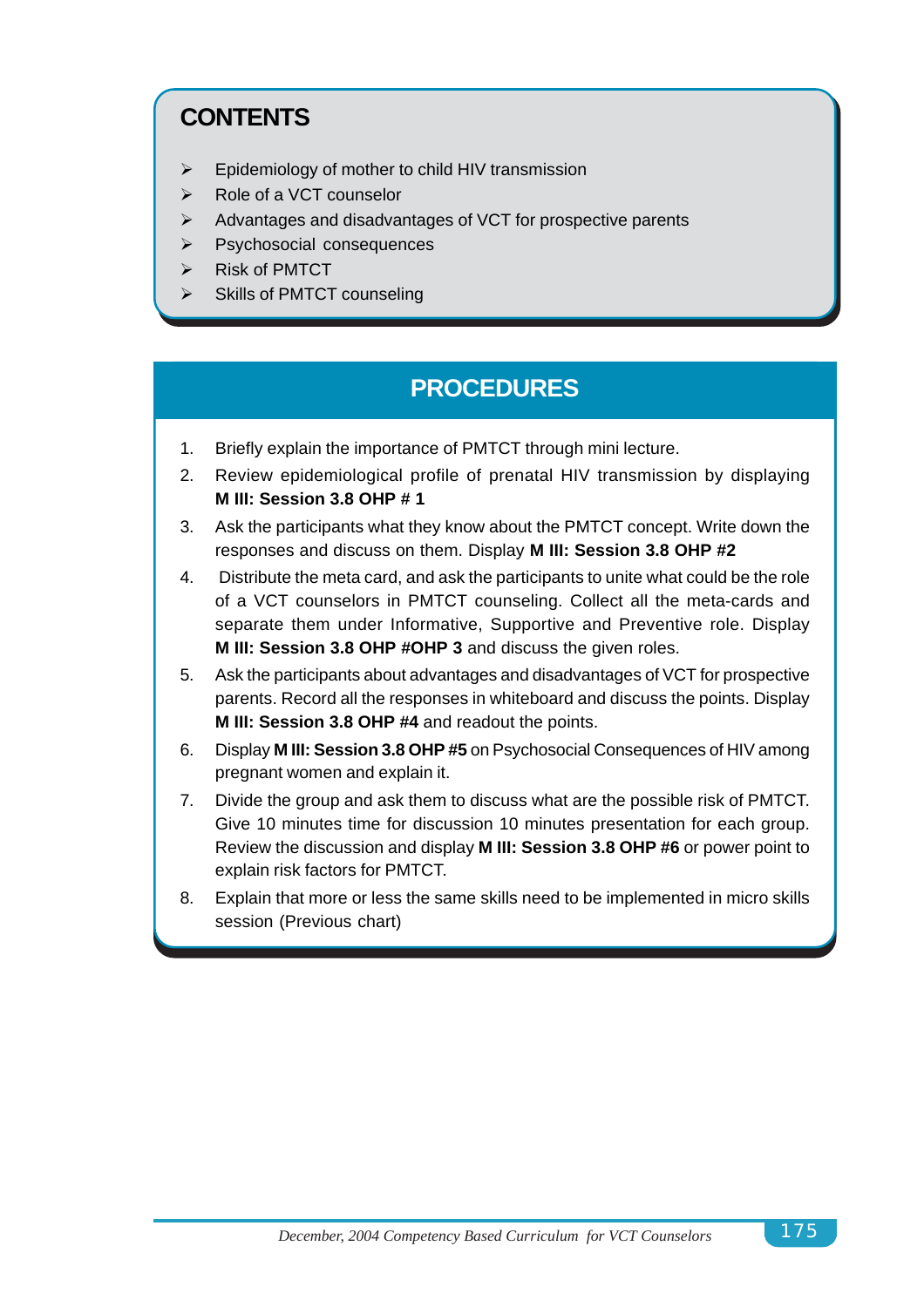## CONTENTS

- Epidemiology of mother to child HIV transmission
- Role of a VCT counselor
- Advantages and disadvantages of VCT for prospective parents
- Psychosocial consequences
- Risk of PMTCT
- Skills of PMTCT counseling

## PROCEDURES

1. Briefly explain the importance of PMTCT through mini lecture.
2. Review epidemiological profile of prenatal HIV transmission by displaying **M III: Session 3.8 OHP # 1**
3. Ask the participants what they know about the PMTCT concept. Write down the responses and discuss on them. Display **M III: Session 3.8 OHP #2**
4. Distribute the meta card, and ask the participants to unite what could be the role of a VCT counselors in PMTCT counseling. Collect all the meta-cards and separate them under Informative, Supportive and Preventive role. Display **M III: Session 3.8 OHP #OHP 3** and discuss the given roles.
5. Ask the participants about advantages and disadvantages of VCT for prospective parents. Record all the responses in whiteboard and discuss the points. Display **M III: Session 3.8 OHP #4** and readout the points.
6. Display **M III: Session 3.8 OHP #5** on Psychosocial Consequences of HIV among pregnant women and explain it.
7. Divide the group and ask them to discuss what are the possible risk of PMTCT. Give 10 minutes time for discussion 10 minutes presentation for each group. Review the discussion and display **M III: Session 3.8 OHP #6** or power point to explain risk factors for PMTCT.
8. Explain that more or less the same skills need to be implemented in micro skills session (Previous chart)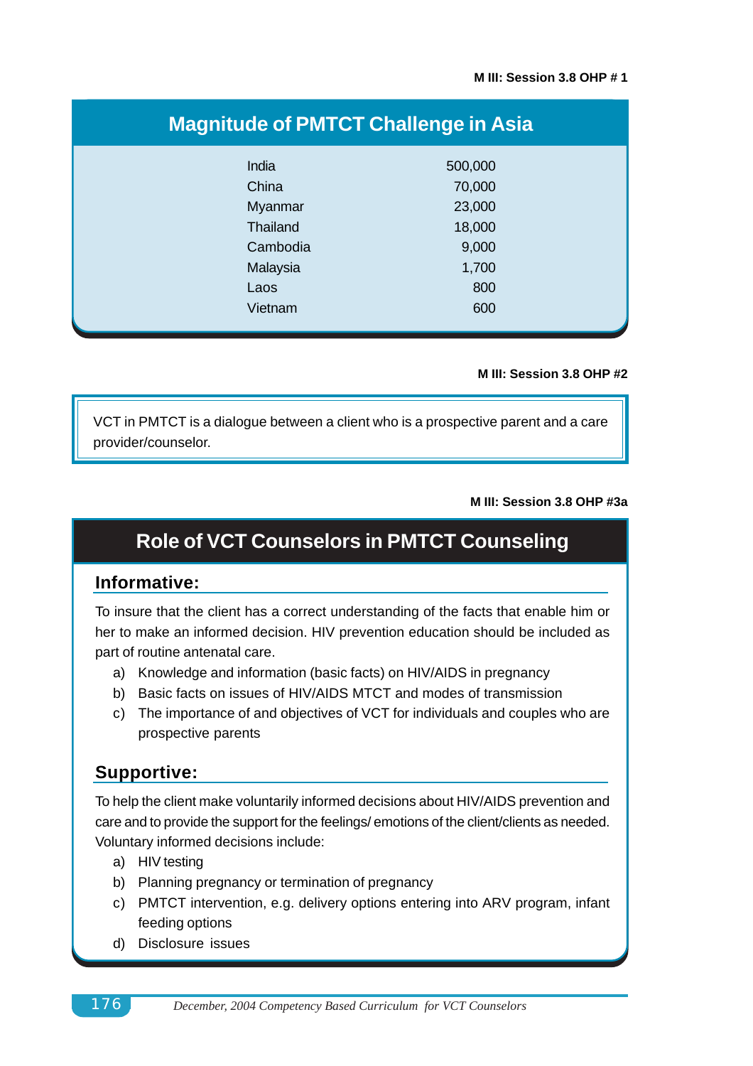M III: Session 3.8 OHP # 1

## Magnitude of PMTCT Challenge in Asia

| Country | Number |
|---|---|
| India | 500,000 |
| China | 70,000 |
| Myanmar | 23,000 |
| Thailand | 18,000 |
| Cambodia | 9,000 |
| Malaysia | 1,700 |
| Laos | 800 |
| Vietnam | 600 |

M III: Session 3.8 OHP #2

VCT in PMTCT is a dialogue between a client who is a prospective parent and a care provider/counselor.

M III: Session 3.8 OHP #3a

## Role of VCT Counselors in PMTCT Counseling

### Informative:

To insure that the client has a correct understanding of the facts that enable him or her to make an informed decision. HIV prevention education should be included as part of routine antenatal care.

a) Knowledge and information (basic facts) on HIV/AIDS in pregnancy
b) Basic facts on issues of HIV/AIDS MTCT and modes of transmission
c) The importance of and objectives of VCT for individuals and couples who are prospective parents

### Supportive:

To help the client make voluntarily informed decisions about HIV/AIDS prevention and care and to provide the support for the feelings/ emotions of the client/clients as needed. Voluntary informed decisions include:

a) HIV testing
b) Planning pregnancy or termination of pregnancy
c) PMTCT intervention, e.g. delivery options entering into ARV program, infant feeding options
d) Disclosure issues

*December, 2004 Competency Based Curriculum for VCT Counselors*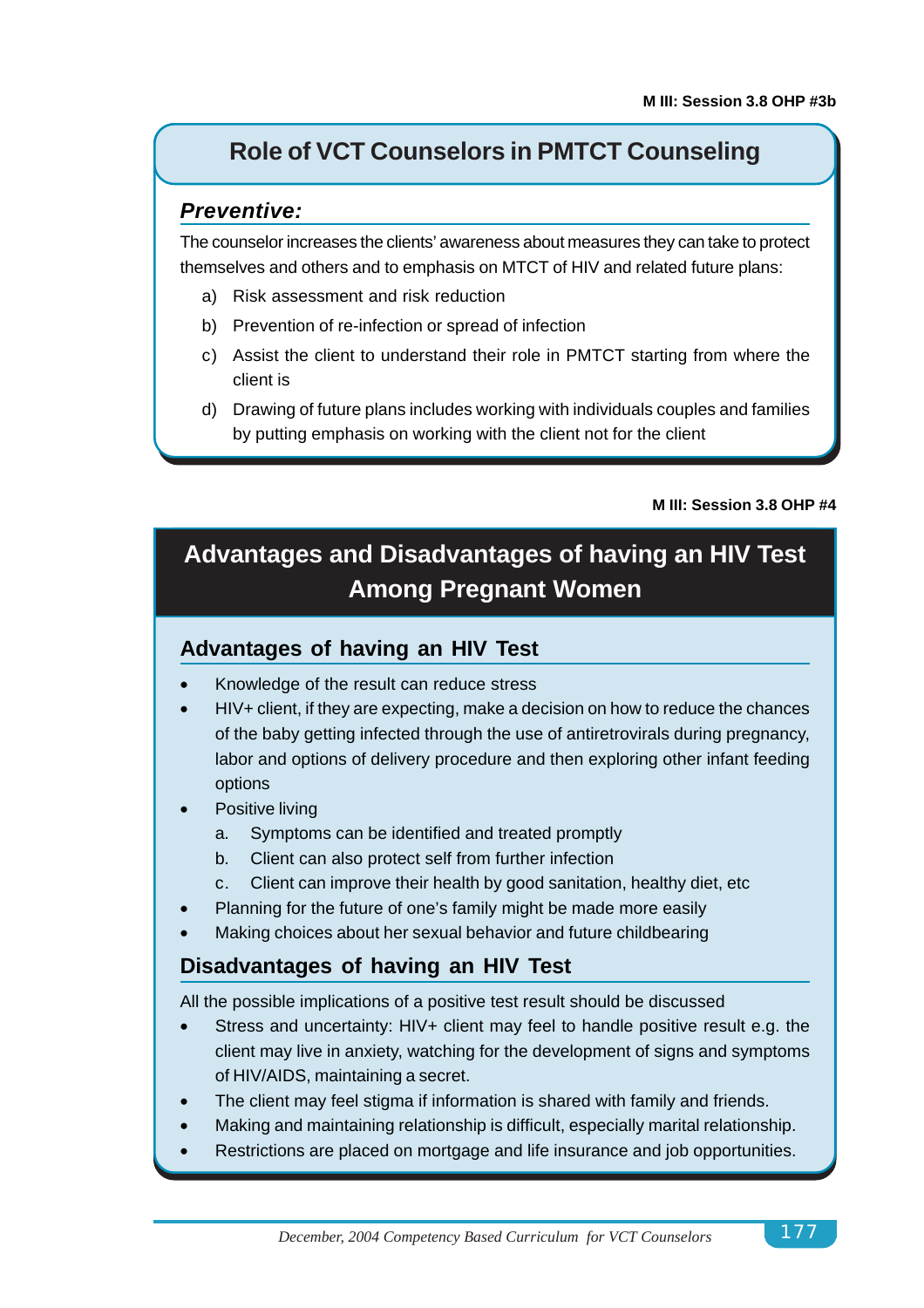M III: Session 3.8 OHP #3b

## Role of VCT Counselors in PMTCT Counseling

### *Preventive:*

The counselor increases the clients' awareness about measures they can take to protect themselves and others and to emphasis on MTCT of HIV and related future plans:

a) Risk assessment and risk reduction

b) Prevention of re-infection or spread of infection

c) Assist the client to understand their role in PMTCT starting from where the client is

d) Drawing of future plans includes working with individuals couples and families by putting emphasis on working with the client not for the client

M III: Session 3.8 OHP #4

## Advantages and Disadvantages of having an HIV Test Among Pregnant Women

### Advantages of having an HIV Test

- Knowledge of the result can reduce stress
- HIV+ client, if they are expecting, make a decision on how to reduce the chances of the baby getting infected through the use of antiretrovirals during pregnancy, labor and options of delivery procedure and then exploring other infant feeding options
- Positive living
  - a. Symptoms can be identified and treated promptly
  - b. Client can also protect self from further infection
  - c. Client can improve their health by good sanitation, healthy diet, etc
- Planning for the future of one's family might be made more easily
- Making choices about her sexual behavior and future childbearing

### Disadvantages of having an HIV Test

All the possible implications of a positive test result should be discussed

- Stress and uncertainty: HIV+ client may feel to handle positive result e.g. the client may live in anxiety, watching for the development of signs and symptoms of HIV/AIDS, maintaining a secret.
- The client may feel stigma if information is shared with family and friends.
- Making and maintaining relationship is difficult, especially marital relationship.
- Restrictions are placed on mortgage and life insurance and job opportunities.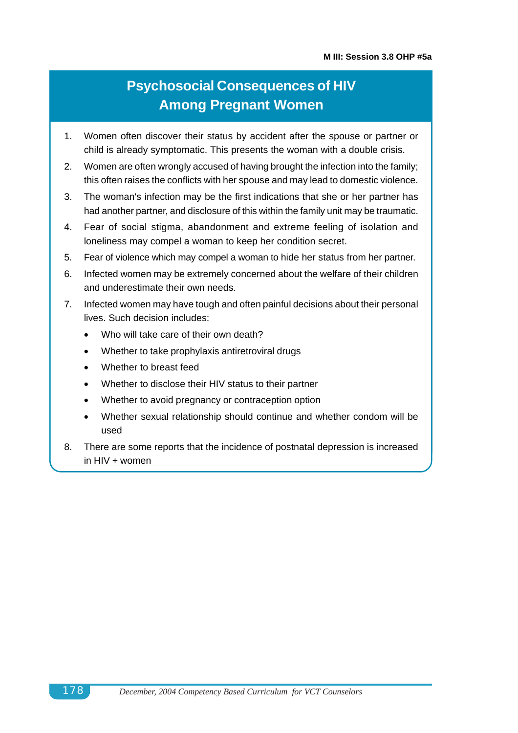M III: Session 3.8 OHP #5a

# Psychosocial Consequences of HIV Among Pregnant Women

1. Women often discover their status by accident after the spouse or partner or child is already symptomatic. This presents the woman with a double crisis.
2. Women are often wrongly accused of having brought the infection into the family; this often raises the conflicts with her spouse and may lead to domestic violence.
3. The woman's infection may be the first indications that she or her partner has had another partner, and disclosure of this within the family unit may be traumatic.
4. Fear of social stigma, abandonment and extreme feeling of isolation and loneliness may compel a woman to keep her condition secret.
5. Fear of violence which may compel a woman to hide her status from her partner.
6. Infected women may be extremely concerned about the welfare of their children and underestimate their own needs.
7. Infected women may have tough and often painful decisions about their personal lives. Such decision includes:
   - Who will take care of their own death?
   - Whether to take prophylaxis antiretroviral drugs
   - Whether to breast feed
   - Whether to disclose their HIV status to their partner
   - Whether to avoid pregnancy or contraception option
   - Whether sexual relationship should continue and whether condom will be used
8. There are some reports that the incidence of postnatal depression is increased in HIV + women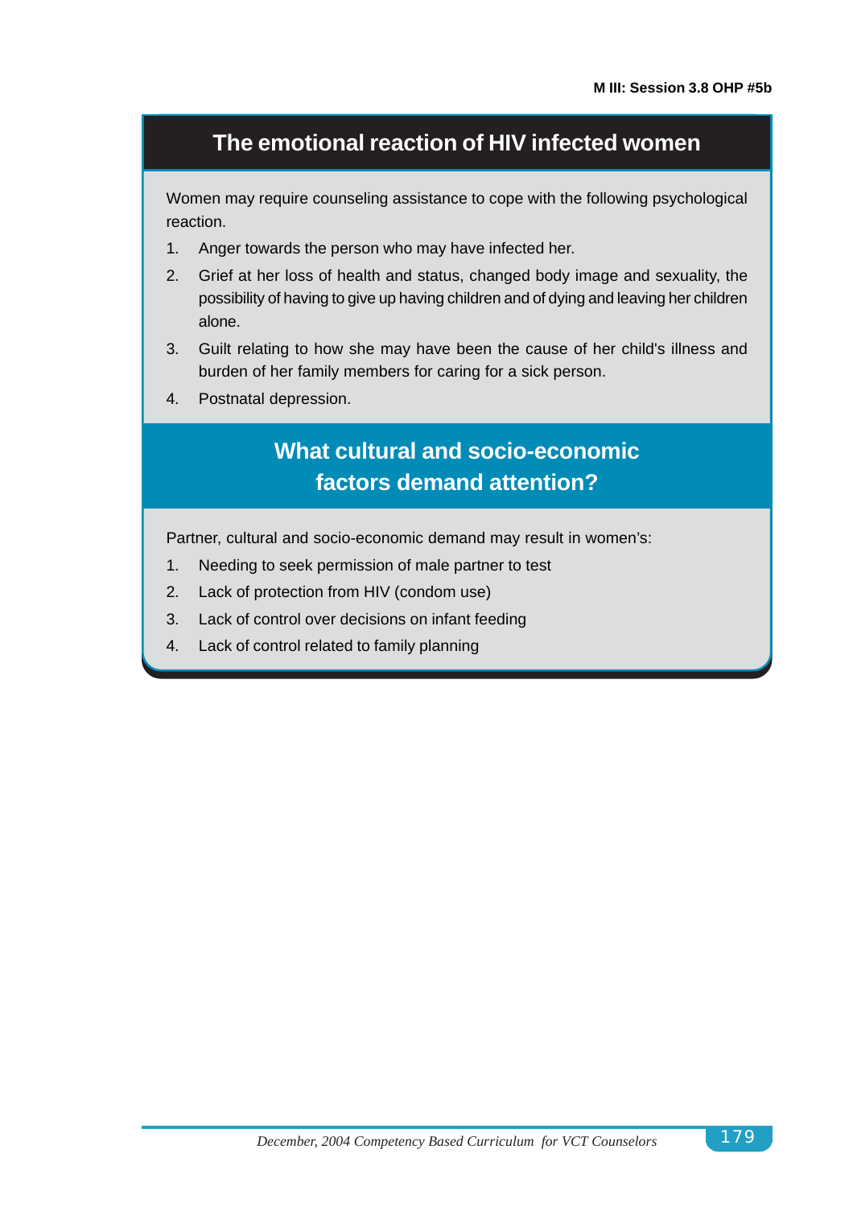M III: Session 3.8 OHP #5b

## The emotional reaction of HIV infected women

Women may require counseling assistance to cope with the following psychological reaction.

1. Anger towards the person who may have infected her.
2. Grief at her loss of health and status, changed body image and sexuality, the possibility of having to give up having children and of dying and leaving her children alone.
3. Guilt relating to how she may have been the cause of her child's illness and burden of her family members for caring for a sick person.
4. Postnatal depression.

## What cultural and socio-economic factors demand attention?

Partner, cultural and socio-economic demand may result in women's:

1. Needing to seek permission of male partner to test
2. Lack of protection from HIV (condom use)
3. Lack of control over decisions on infant feeding
4. Lack of control related to family planning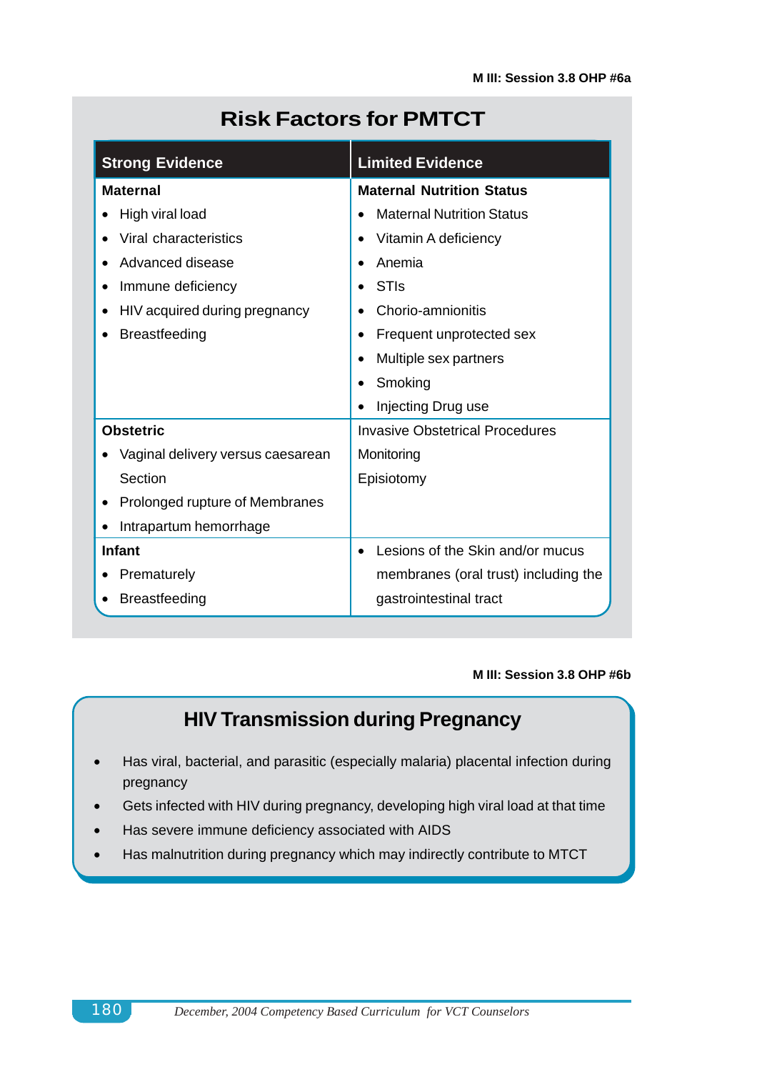M III: Session 3.8 OHP #6a

## Risk Factors for PMTCT

| Strong Evidence | Limited Evidence |
|---|---|
| **Maternal**<br>• High viral load<br>• Viral characteristics<br>• Advanced disease<br>• Immune deficiency<br>• HIV acquired during pregnancy<br>• Breastfeeding | **Maternal Nutrition Status**<br>• Maternal Nutrition Status<br>• Vitamin A deficiency<br>• Anemia<br>• STIs<br>• Chorio-amnionitis<br>• Frequent unprotected sex<br>• Multiple sex partners<br>• Smoking<br>• Injecting Drug use |
| **Obstetric**<br>• Vaginal delivery versus caesarean Section<br>• Prolonged rupture of Membranes<br>• Intrapartum hemorrhage | Invasive Obstetrical Procedures<br>Monitoring<br>Episiotomy |
| **Infant**<br>• Prematurely<br>• Breastfeeding | • Lesions of the Skin and/or mucus membranes (oral trust) including the gastrointestinal tract |

M III: Session 3.8 OHP #6b

## HIV Transmission during Pregnancy

- Has viral, bacterial, and parasitic (especially malaria) placental infection during pregnancy
- Gets infected with HIV during pregnancy, developing high viral load at that time
- Has severe immune deficiency associated with AIDS
- Has malnutrition during pregnancy which may indirectly contribute to MTCT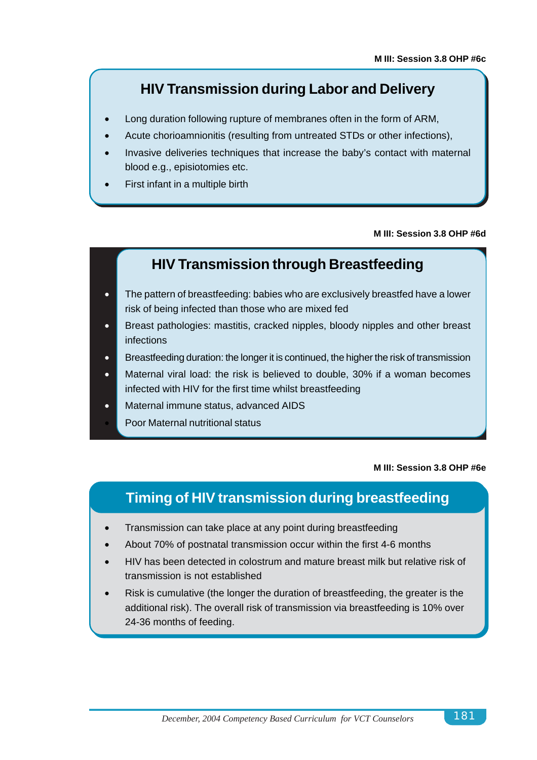M III: Session 3.8 OHP #6c

## HIV Transmission during Labor and Delivery

- Long duration following rupture of membranes often in the form of ARM,
- Acute chorioamnionitis (resulting from untreated STDs or other infections),
- Invasive deliveries techniques that increase the baby's contact with maternal blood e.g., episiotomies etc.
- First infant in a multiple birth

M III: Session 3.8 OHP #6d

## HIV Transmission through Breastfeeding

- The pattern of breastfeeding: babies who are exclusively breastfed have a lower risk of being infected than those who are mixed fed
- Breast pathologies: mastitis, cracked nipples, bloody nipples and other breast infections
- Breastfeeding duration: the longer it is continued, the higher the risk of transmission
- Maternal viral load: the risk is believed to double, 30% if a woman becomes infected with HIV for the first time whilst breastfeeding
- Maternal immune status, advanced AIDS
- Poor Maternal nutritional status

M III: Session 3.8 OHP #6e

## Timing of HIV transmission during breastfeeding

- Transmission can take place at any point during breastfeeding
- About 70% of postnatal transmission occur within the first 4-6 months
- HIV has been detected in colostrum and mature breast milk but relative risk of transmission is not established
- Risk is cumulative (the longer the duration of breastfeeding, the greater is the additional risk). The overall risk of transmission via breastfeeding is 10% over 24-36 months of feeding.